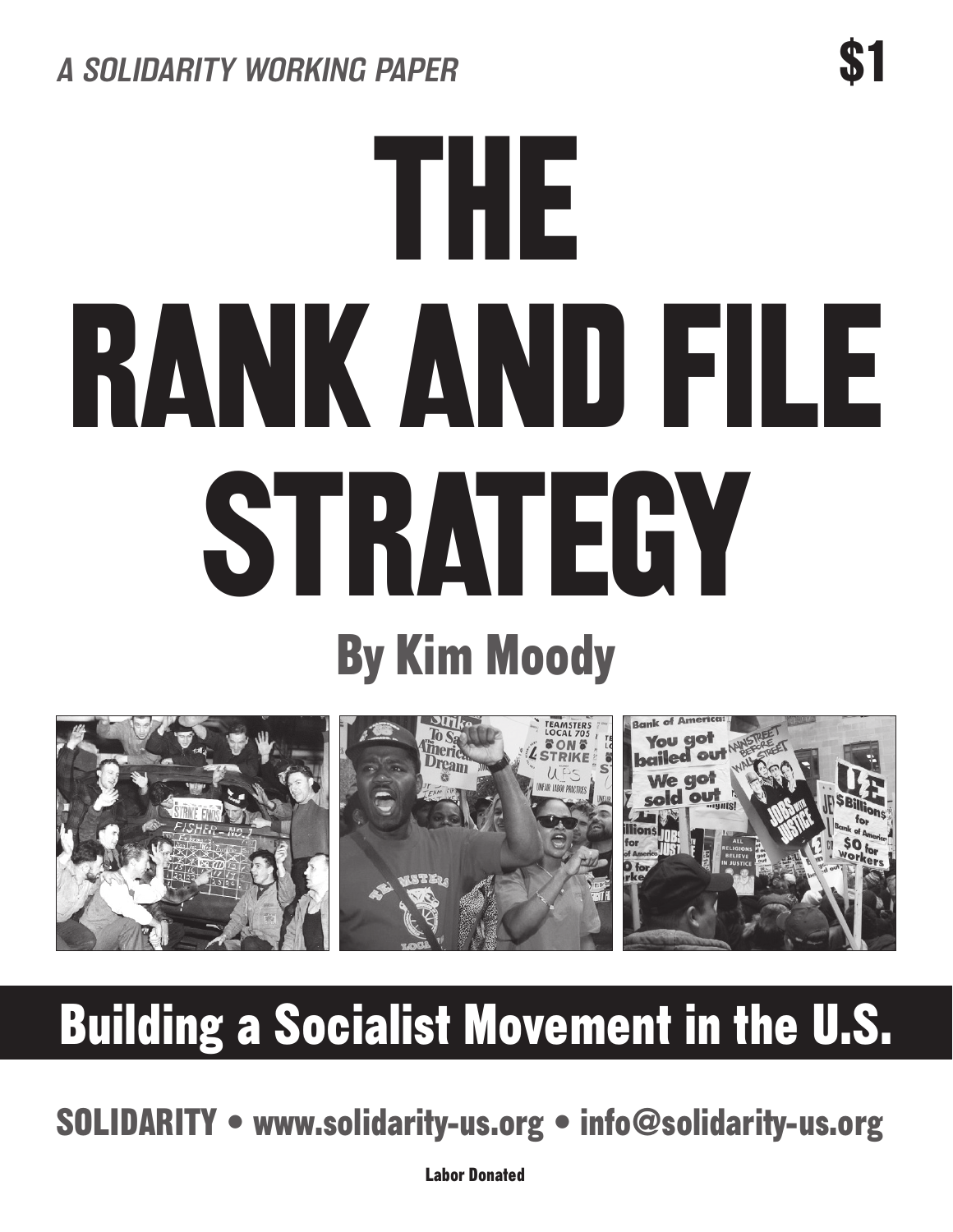*A SOLIDARITY WORKING PAPER*

**$1**

# THE RANK AND FILE STRATEGY

## By Kim Moody

## Building a Socialist Movement in the U.S.

**SOLIDARITY • www.solidarity-us.org • info@solidarity-us.org**

**Labor Donated**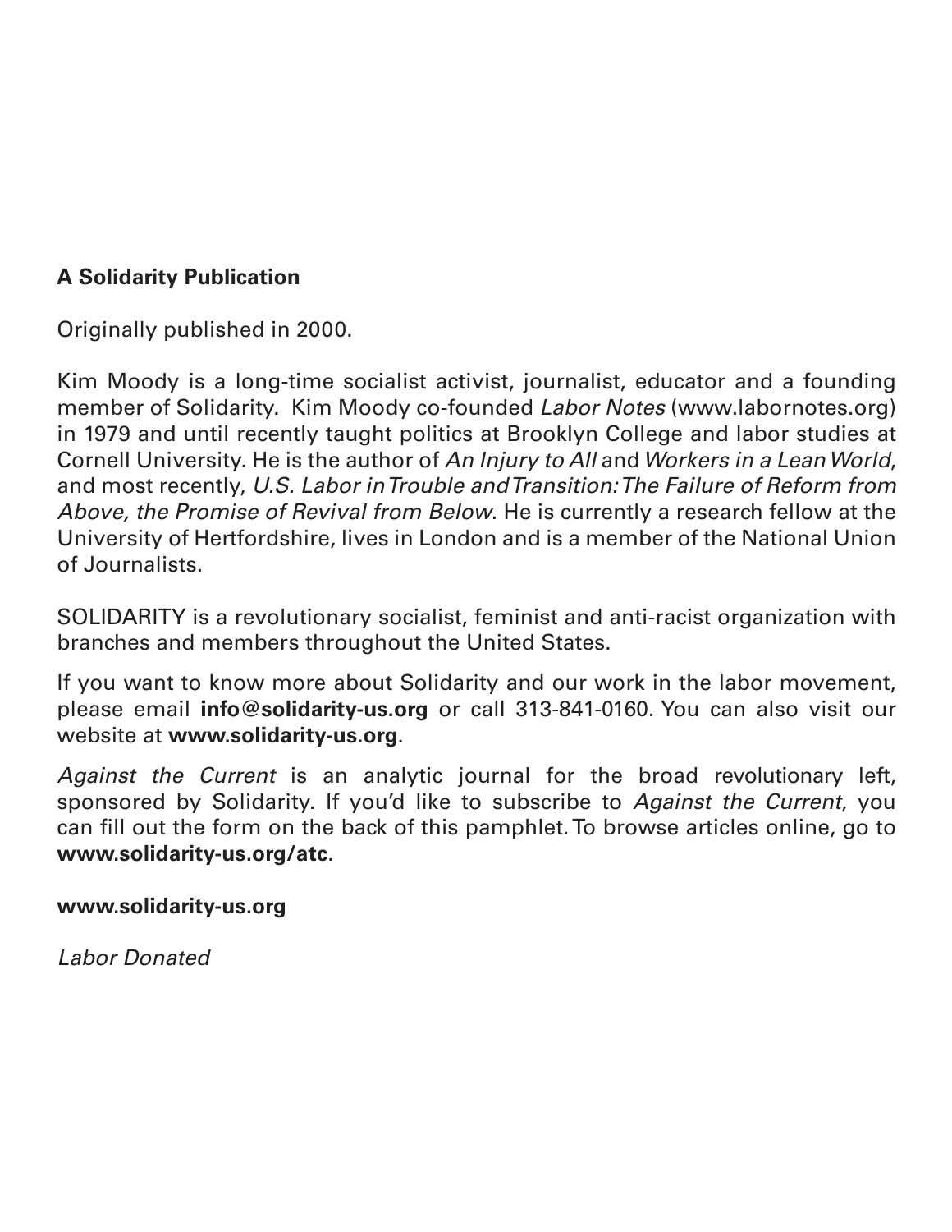**A Solidarity Publication**

Originally published in 2000.

Kim Moody is a long-time socialist activist, journalist, educator and a founding member of Solidarity. Kim Moody co-founded *Labor Notes* (www.labornotes.org) in 1979 and until recently taught politics at Brooklyn College and labor studies at Cornell University. He is the author of *An Injury to All* and *Workers in a Lean World*, and most recently, *U.S. Labor in Trouble and Transition: The Failure of Reform from Above, the Promise of Revival from Below*. He is currently a research fellow at the University of Hertfordshire, lives in London and is a member of the National Union of Journalists.

SOLIDARITY is a revolutionary socialist, feminist and anti-racist organization with branches and members throughout the United States.

If you want to know more about Solidarity and our work in the labor movement, please email **info@solidarity-us.org** or call 313-841-0160. You can also visit our website at **www.solidarity-us.org**.

*Against the Current* is an analytic journal for the broad revolutionary left, sponsored by Solidarity. If you'd like to subscribe to *Against the Current*, you can fill out the form on the back of this pamphlet. To browse articles online, go to **www.solidarity-us.org/atc**.

**www.solidarity-us.org**

*Labor Donated*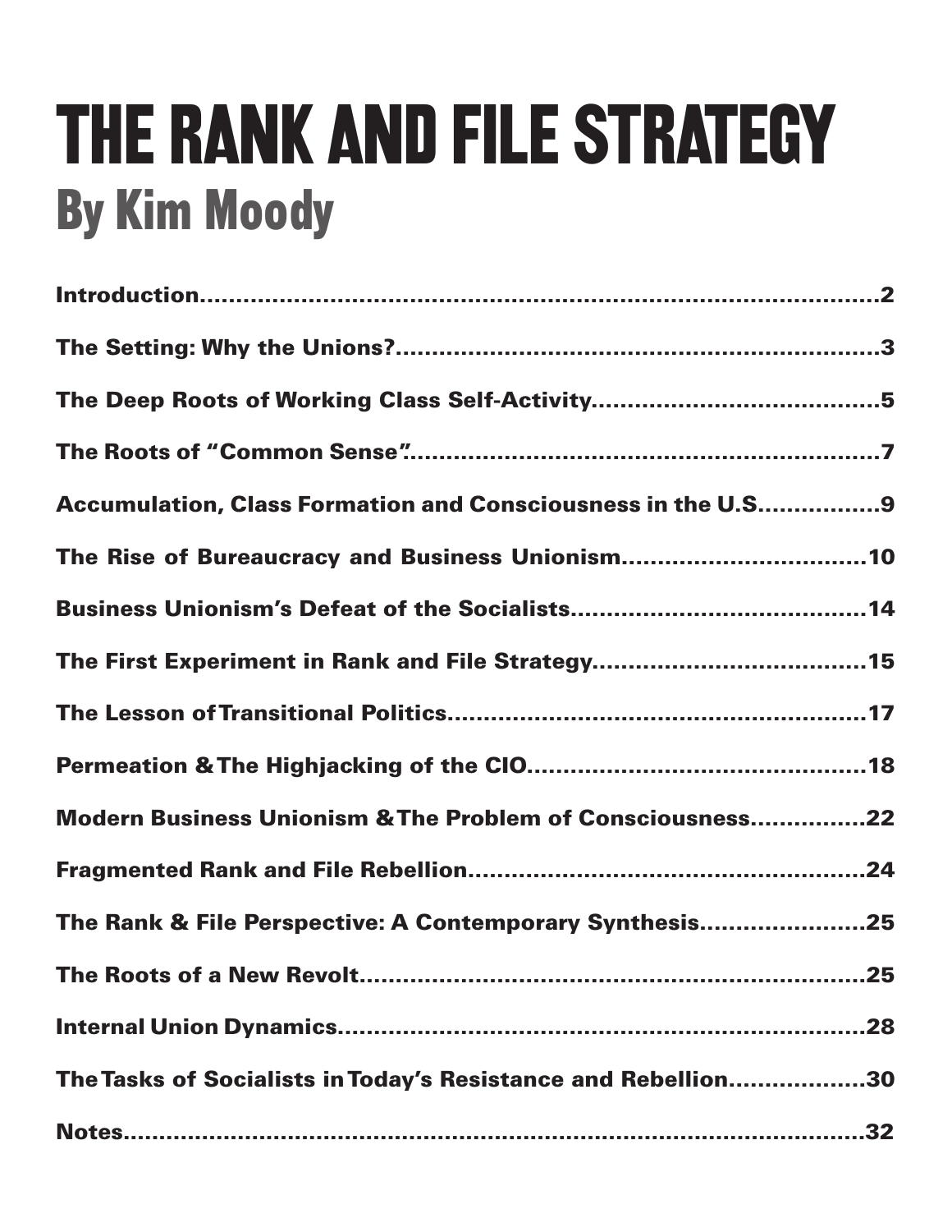# THE RANK AND FILE STRATEGY

## By Kim Moody

| | |
|---|---|
| **Introduction** | **2** |
| **The Setting: Why the Unions?** | **3** |
| **The Deep Roots of Working Class Self-Activity** | **5** |
| **The Roots of "Common Sense"** | **7** |
| **Accumulation, Class Formation and Consciousness in the U.S.** | **9** |
| **The Rise of Bureaucracy and Business Unionism** | **10** |
| **Business Unionism's Defeat of the Socialists** | **14** |
| **The First Experiment in Rank and File Strategy** | **15** |
| **The Lesson of Transitional Politics** | **17** |
| **Permeation & The Highjacking of the CIO** | **18** |
| **Modern Business Unionism & The Problem of Consciousness** | **22** |
| **Fragmented Rank and File Rebellion** | **24** |
| **The Rank & File Perspective: A Contemporary Synthesis** | **25** |
| **The Roots of a New Revolt** | **25** |
| **Internal Union Dynamics** | **28** |
| **The Tasks of Socialists in Today's Resistance and Rebellion** | **30** |
| **Notes** | **32** |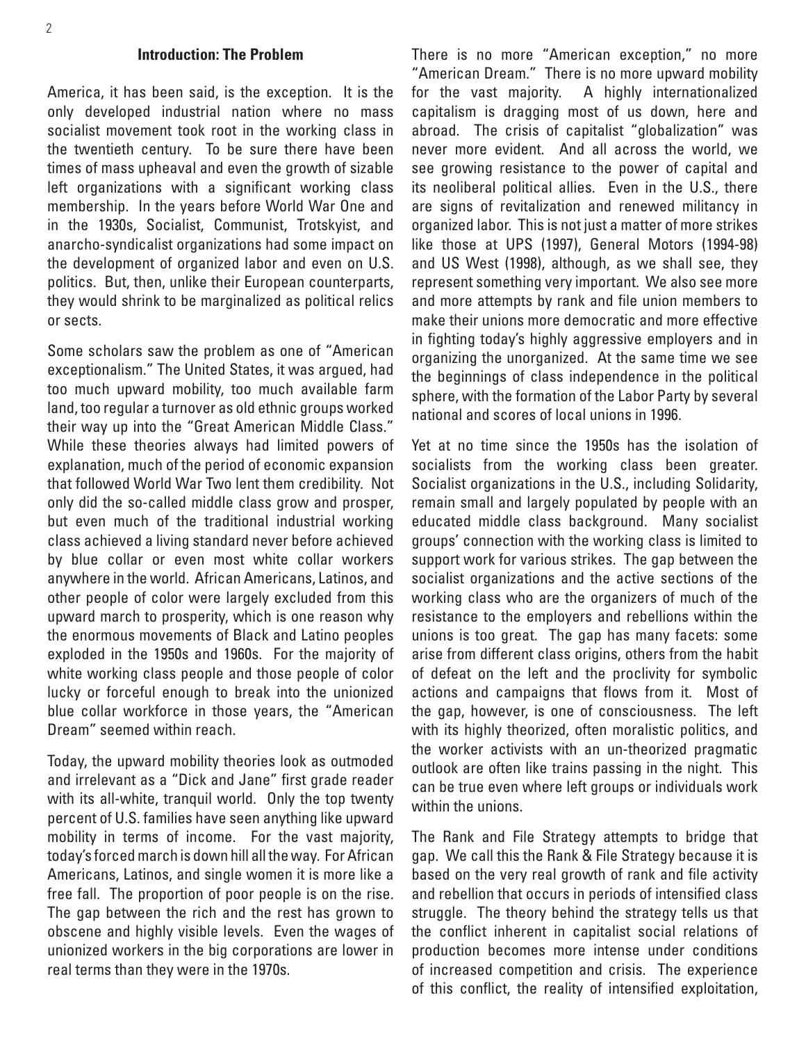## Introduction: The Problem

America, it has been said, is the exception. It is the only developed industrial nation where no mass socialist movement took root in the working class in the twentieth century. To be sure there have been times of mass upheaval and even the growth of sizable left organizations with a significant working class membership. In the years before World War One and in the 1930s, Socialist, Communist, Trotskyist, and anarcho-syndicalist organizations had some impact on the development of organized labor and even on U.S. politics. But, then, unlike their European counterparts, they would shrink to be marginalized as political relics or sects.

Some scholars saw the problem as one of "American exceptionalism." The United States, it was argued, had too much upward mobility, too much available farm land, too regular a turnover as old ethnic groups worked their way up into the "Great American Middle Class." While these theories always had limited powers of explanation, much of the period of economic expansion that followed World War Two lent them credibility. Not only did the so-called middle class grow and prosper, but even much of the traditional industrial working class achieved a living standard never before achieved by blue collar or even most white collar workers anywhere in the world. African Americans, Latinos, and other people of color were largely excluded from this upward march to prosperity, which is one reason why the enormous movements of Black and Latino peoples exploded in the 1950s and 1960s. For the majority of white working class people and those people of color lucky or forceful enough to break into the unionized blue collar workforce in those years, the "American Dream" seemed within reach.

Today, the upward mobility theories look as outmoded and irrelevant as a "Dick and Jane" first grade reader with its all-white, tranquil world. Only the top twenty percent of U.S. families have seen anything like upward mobility in terms of income. For the vast majority, today's forced march is down hill all the way. For African Americans, Latinos, and single women it is more like a free fall. The proportion of poor people is on the rise. The gap between the rich and the rest has grown to obscene and highly visible levels. Even the wages of unionized workers in the big corporations are lower in real terms than they were in the 1970s.

There is no more "American exception," no more "American Dream." There is no more upward mobility for the vast majority. A highly internationalized capitalism is dragging most of us down, here and abroad. The crisis of capitalist "globalization" was never more evident. And all across the world, we see growing resistance to the power of capital and its neoliberal political allies. Even in the U.S., there are signs of revitalization and renewed militancy in organized labor. This is not just a matter of more strikes like those at UPS (1997), General Motors (1994-98) and US West (1998), although, as we shall see, they represent something very important. We also see more and more attempts by rank and file union members to make their unions more democratic and more effective in fighting today's highly aggressive employers and in organizing the unorganized. At the same time we see the beginnings of class independence in the political sphere, with the formation of the Labor Party by several national and scores of local unions in 1996.

Yet at no time since the 1950s has the isolation of socialists from the working class been greater. Socialist organizations in the U.S., including Solidarity, remain small and largely populated by people with an educated middle class background. Many socialist groups' connection with the working class is limited to support work for various strikes. The gap between the socialist organizations and the active sections of the working class who are the organizers of much of the resistance to the employers and rebellions within the unions is too great. The gap has many facets: some arise from different class origins, others from the habit of defeat on the left and the proclivity for symbolic actions and campaigns that flows from it. Most of the gap, however, is one of consciousness. The left with its highly theorized, often moralistic politics, and the worker activists with an un-theorized pragmatic outlook are often like trains passing in the night. This can be true even where left groups or individuals work within the unions.

The Rank and File Strategy attempts to bridge that gap. We call this the Rank & File Strategy because it is based on the very real growth of rank and file activity and rebellion that occurs in periods of intensified class struggle. The theory behind the strategy tells us that the conflict inherent in capitalist social relations of production becomes more intense under conditions of increased competition and crisis. The experience of this conflict, the reality of intensified exploitation,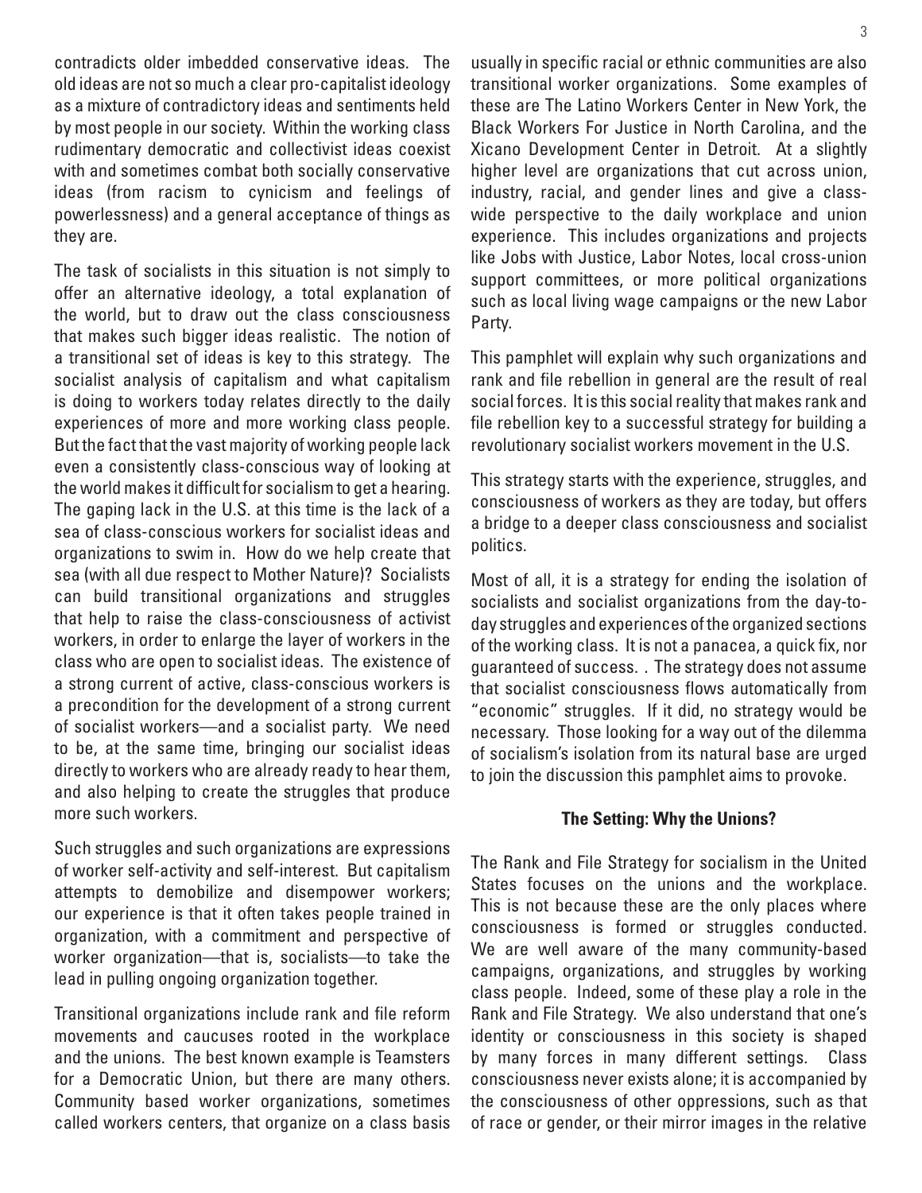contradicts older imbedded conservative ideas. The old ideas are not so much a clear pro-capitalist ideology as a mixture of contradictory ideas and sentiments held by most people in our society. Within the working class rudimentary democratic and collectivist ideas coexist with and sometimes combat both socially conservative ideas (from racism to cynicism and feelings of powerlessness) and a general acceptance of things as they are.

The task of socialists in this situation is not simply to offer an alternative ideology, a total explanation of the world, but to draw out the class consciousness that makes such bigger ideas realistic. The notion of a transitional set of ideas is key to this strategy. The socialist analysis of capitalism and what capitalism is doing to workers today relates directly to the daily experiences of more and more working class people. But the fact that the vast majority of working people lack even a consistently class-conscious way of looking at the world makes it difficult for socialism to get a hearing. The gaping lack in the U.S. at this time is the lack of a sea of class-conscious workers for socialist ideas and organizations to swim in. How do we help create that sea (with all due respect to Mother Nature)? Socialists can build transitional organizations and struggles that help to raise the class-consciousness of activist workers, in order to enlarge the layer of workers in the class who are open to socialist ideas. The existence of a strong current of active, class-conscious workers is a precondition for the development of a strong current of socialist workers—and a socialist party. We need to be, at the same time, bringing our socialist ideas directly to workers who are already ready to hear them, and also helping to create the struggles that produce more such workers.

Such struggles and such organizations are expressions of worker self-activity and self-interest. But capitalism attempts to demobilize and disempower workers; our experience is that it often takes people trained in organization, with a commitment and perspective of worker organization—that is, socialists—to take the lead in pulling ongoing organization together.

Transitional organizations include rank and file reform movements and caucuses rooted in the workplace and the unions. The best known example is Teamsters for a Democratic Union, but there are many others. Community based worker organizations, sometimes called workers centers, that organize on a class basis usually in specific racial or ethnic communities are also transitional worker organizations. Some examples of these are The Latino Workers Center in New York, the Black Workers For Justice in North Carolina, and the Xicano Development Center in Detroit. At a slightly higher level are organizations that cut across union, industry, racial, and gender lines and give a class-wide perspective to the daily workplace and union experience. This includes organizations and projects like Jobs with Justice, Labor Notes, local cross-union support committees, or more political organizations such as local living wage campaigns or the new Labor Party.

This pamphlet will explain why such organizations and rank and file rebellion in general are the result of real social forces. It is this social reality that makes rank and file rebellion key to a successful strategy for building a revolutionary socialist workers movement in the U.S.

This strategy starts with the experience, struggles, and consciousness of workers as they are today, but offers a bridge to a deeper class consciousness and socialist politics.

Most of all, it is a strategy for ending the isolation of socialists and socialist organizations from the day-to-day struggles and experiences of the organized sections of the working class. It is not a panacea, a quick fix, nor guaranteed of success. . The strategy does not assume that socialist consciousness flows automatically from "economic" struggles. If it did, no strategy would be necessary. Those looking for a way out of the dilemma of socialism's isolation from its natural base are urged to join the discussion this pamphlet aims to provoke.

## The Setting: Why the Unions?

The Rank and File Strategy for socialism in the United States focuses on the unions and the workplace. This is not because these are the only places where consciousness is formed or struggles conducted. We are well aware of the many community-based campaigns, organizations, and struggles by working class people. Indeed, some of these play a role in the Rank and File Strategy. We also understand that one's identity or consciousness in this society is shaped by many forces in many different settings. Class consciousness never exists alone; it is accompanied by the consciousness of other oppressions, such as that of race or gender, or their mirror images in the relative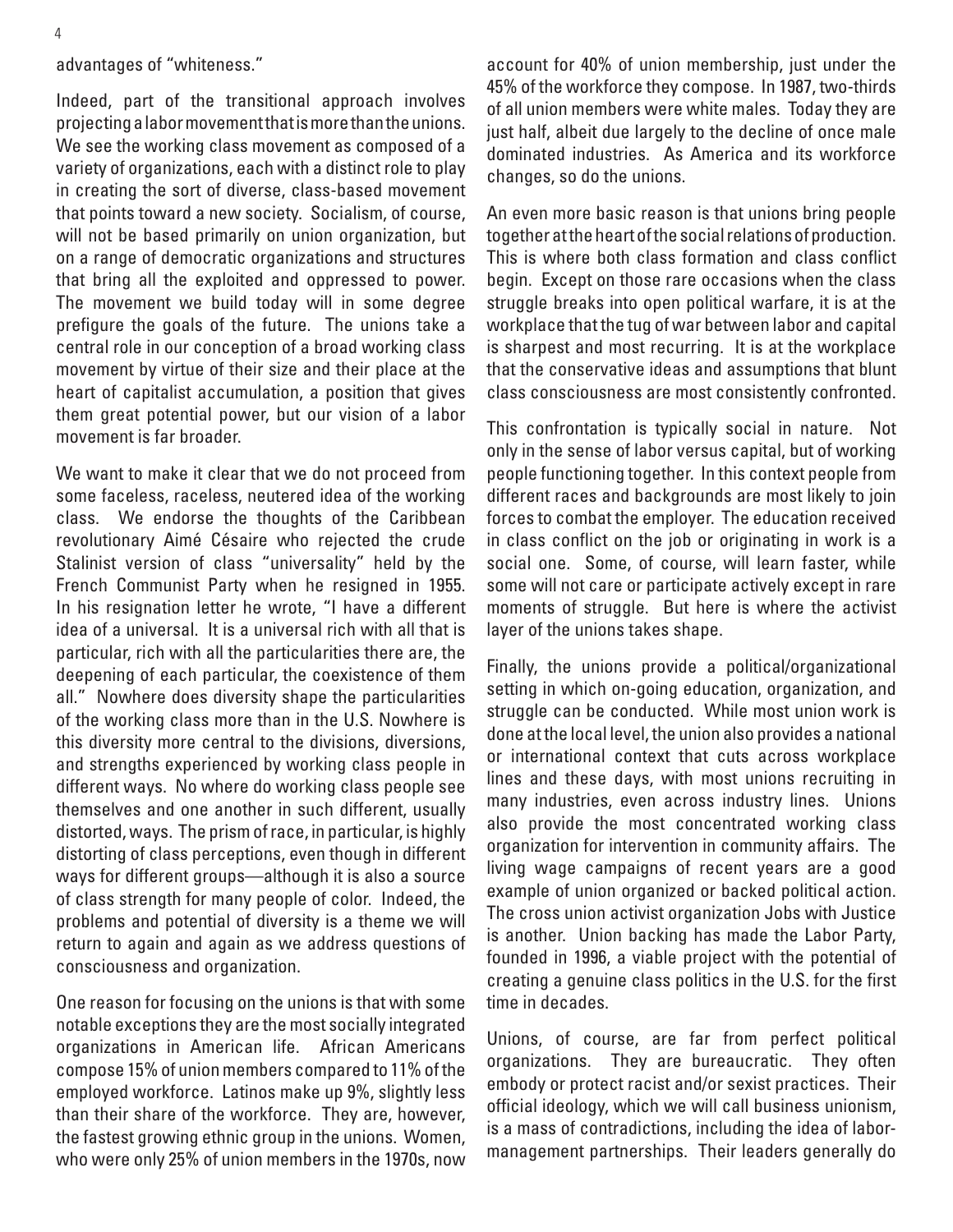advantages of "whiteness."

Indeed, part of the transitional approach involves projecting a labor movement that is more than the unions. We see the working class movement as composed of a variety of organizations, each with a distinct role to play in creating the sort of diverse, class-based movement that points toward a new society. Socialism, of course, will not be based primarily on union organization, but on a range of democratic organizations and structures that bring all the exploited and oppressed to power. The movement we build today will in some degree prefigure the goals of the future. The unions take a central role in our conception of a broad working class movement by virtue of their size and their place at the heart of capitalist accumulation, a position that gives them great potential power, but our vision of a labor movement is far broader.

We want to make it clear that we do not proceed from some faceless, raceless, neutered idea of the working class. We endorse the thoughts of the Caribbean revolutionary Aimé Césaire who rejected the crude Stalinist version of class "universality" held by the French Communist Party when he resigned in 1955. In his resignation letter he wrote, "I have a different idea of a universal. It is a universal rich with all that is particular, rich with all the particularities there are, the deepening of each particular, the coexistence of them all." Nowhere does diversity shape the particularities of the working class more than in the U.S. Nowhere is this diversity more central to the divisions, diversions, and strengths experienced by working class people in different ways. No where do working class people see themselves and one another in such different, usually distorted, ways. The prism of race, in particular, is highly distorting of class perceptions, even though in different ways for different groups—although it is also a source of class strength for many people of color. Indeed, the problems and potential of diversity is a theme we will return to again and again as we address questions of consciousness and organization.

One reason for focusing on the unions is that with some notable exceptions they are the most socially integrated organizations in American life. African Americans compose 15% of union members compared to 11% of the employed workforce. Latinos make up 9%, slightly less than their share of the workforce. They are, however, the fastest growing ethnic group in the unions. Women, who were only 25% of union members in the 1970s, now account for 40% of union membership, just under the 45% of the workforce they compose. In 1987, two-thirds of all union members were white males. Today they are just half, albeit due largely to the decline of once male dominated industries. As America and its workforce changes, so do the unions.

An even more basic reason is that unions bring people together at the heart of the social relations of production. This is where both class formation and class conflict begin. Except on those rare occasions when the class struggle breaks into open political warfare, it is at the workplace that the tug of war between labor and capital is sharpest and most recurring. It is at the workplace that the conservative ideas and assumptions that blunt class consciousness are most consistently confronted.

This confrontation is typically social in nature. Not only in the sense of labor versus capital, but of working people functioning together. In this context people from different races and backgrounds are most likely to join forces to combat the employer. The education received in class conflict on the job or originating in work is a social one. Some, of course, will learn faster, while some will not care or participate actively except in rare moments of struggle. But here is where the activist layer of the unions takes shape.

Finally, the unions provide a political/organizational setting in which on-going education, organization, and struggle can be conducted. While most union work is done at the local level, the union also provides a national or international context that cuts across workplace lines and these days, with most unions recruiting in many industries, even across industry lines. Unions also provide the most concentrated working class organization for intervention in community affairs. The living wage campaigns of recent years are a good example of union organized or backed political action. The cross union activist organization Jobs with Justice is another. Union backing has made the Labor Party, founded in 1996, a viable project with the potential of creating a genuine class politics in the U.S. for the first time in decades.

Unions, of course, are far from perfect political organizations. They are bureaucratic. They often embody or protect racist and/or sexist practices. Their official ideology, which we will call business unionism, is a mass of contradictions, including the idea of labor-management partnerships. Their leaders generally do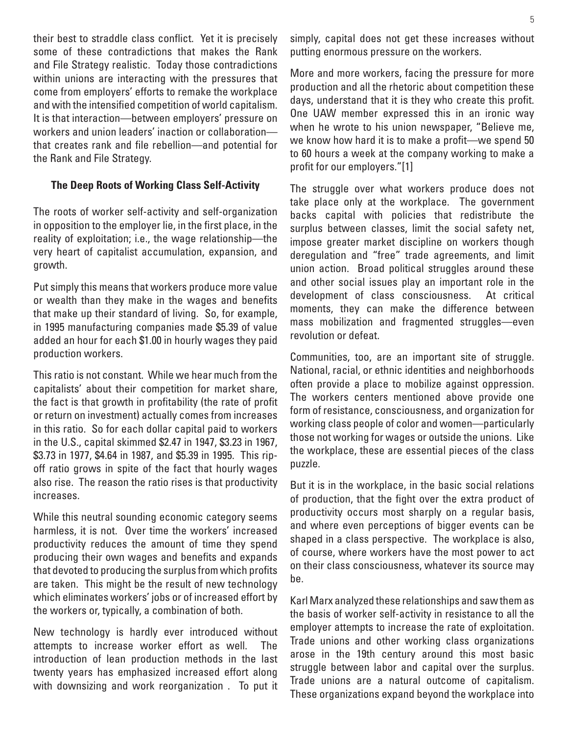their best to straddle class conflict. Yet it is precisely some of these contradictions that makes the Rank and File Strategy realistic. Today those contradictions within unions are interacting with the pressures that come from employers' efforts to remake the workplace and with the intensified competition of world capitalism. It is that interaction—between employers' pressure on workers and union leaders' inaction or collaboration—that creates rank and file rebellion—and potential for the Rank and File Strategy.

### The Deep Roots of Working Class Self-Activity

The roots of worker self-activity and self-organization in opposition to the employer lie, in the first place, in the reality of exploitation; i.e., the wage relationship—the very heart of capitalist accumulation, expansion, and growth.

Put simply this means that workers produce more value or wealth than they make in the wages and benefits that make up their standard of living. So, for example, in 1995 manufacturing companies made $5.39 of value added an hour for each $1.00 in hourly wages they paid production workers.

This ratio is not constant. While we hear much from the capitalists' about their competition for market share, the fact is that growth in profitability (the rate of profit or return on investment) actually comes from increases in this ratio. So for each dollar capital paid to workers in the U.S., capital skimmed $2.47 in 1947, $3.23 in 1967, $3.73 in 1977, $4.64 in 1987, and $5.39 in 1995. This rip-off ratio grows in spite of the fact that hourly wages also rise. The reason the ratio rises is that productivity increases.

While this neutral sounding economic category seems harmless, it is not. Over time the workers' increased productivity reduces the amount of time they spend producing their own wages and benefits and expands that devoted to producing the surplus from which profits are taken. This might be the result of new technology which eliminates workers' jobs or of increased effort by the workers or, typically, a combination of both.

New technology is hardly ever introduced without attempts to increase worker effort as well. The introduction of lean production methods in the last twenty years has emphasized increased effort along with downsizing and work reorganization . To put it simply, capital does not get these increases without putting enormous pressure on the workers.

More and more workers, facing the pressure for more production and all the rhetoric about competition these days, understand that it is they who create this profit. One UAW member expressed this in an ironic way when he wrote to his union newspaper, "Believe me, we know how hard it is to make a profit—we spend 50 to 60 hours a week at the company working to make a profit for our employers."[1]

The struggle over what workers produce does not take place only at the workplace. The government backs capital with policies that redistribute the surplus between classes, limit the social safety net, impose greater market discipline on workers though deregulation and "free" trade agreements, and limit union action. Broad political struggles around these and other social issues play an important role in the development of class consciousness. At critical moments, they can make the difference between mass mobilization and fragmented struggles—even revolution or defeat.

Communities, too, are an important site of struggle. National, racial, or ethnic identities and neighborhoods often provide a place to mobilize against oppression. The workers centers mentioned above provide one form of resistance, consciousness, and organization for working class people of color and women—particularly those not working for wages or outside the unions. Like the workplace, these are essential pieces of the class puzzle.

But it is in the workplace, in the basic social relations of production, that the fight over the extra product of productivity occurs most sharply on a regular basis, and where even perceptions of bigger events can be shaped in a class perspective. The workplace is also, of course, where workers have the most power to act on their class consciousness, whatever its source may be.

Karl Marx analyzed these relationships and saw them as the basis of worker self-activity in resistance to all the employer attempts to increase the rate of exploitation. Trade unions and other working class organizations arose in the 19th century around this most basic struggle between labor and capital over the surplus. Trade unions are a natural outcome of capitalism. These organizations expand beyond the workplace into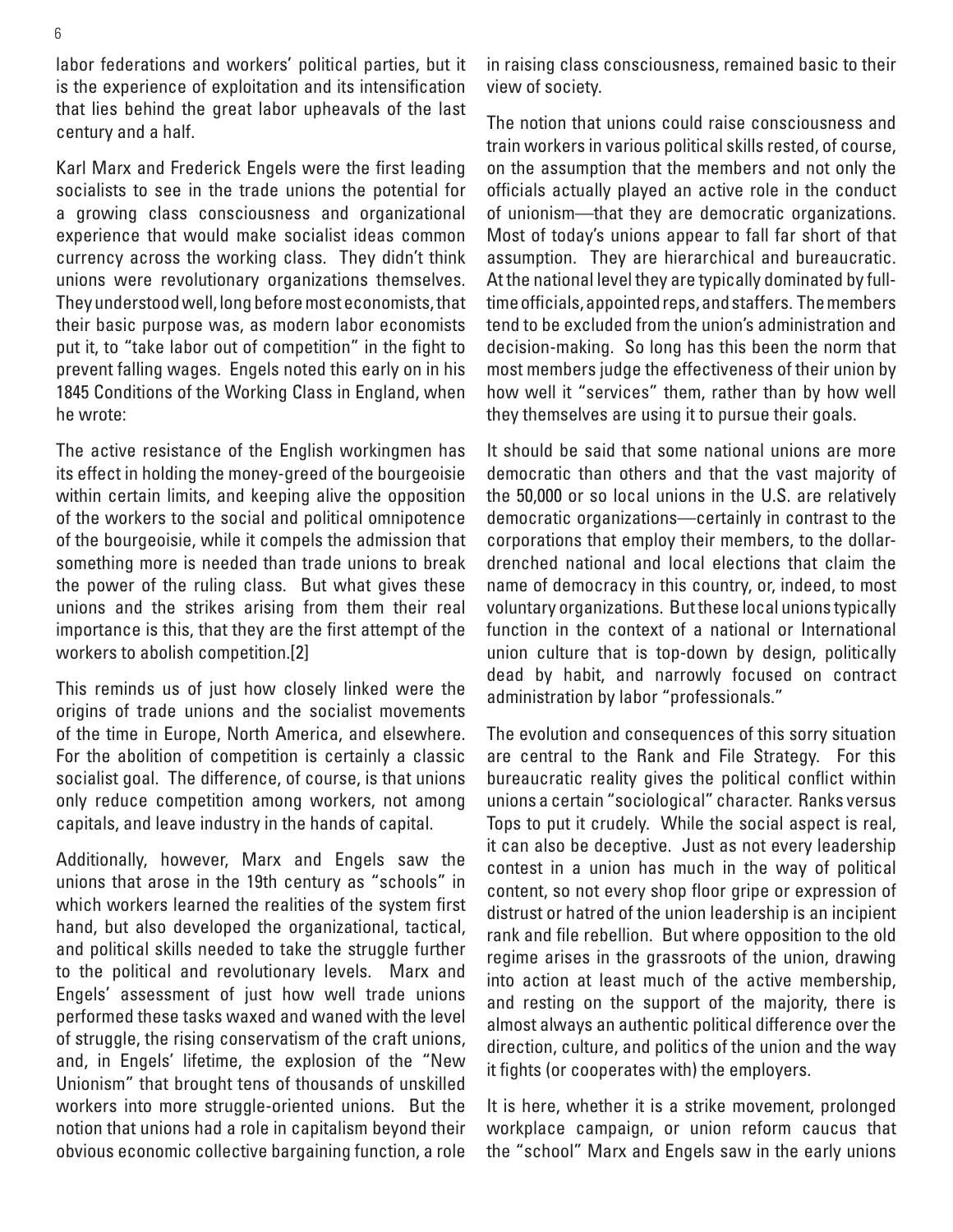labor federations and workers' political parties, but it is the experience of exploitation and its intensification that lies behind the great labor upheavals of the last century and a half.

Karl Marx and Frederick Engels were the first leading socialists to see in the trade unions the potential for a growing class consciousness and organizational experience that would make socialist ideas common currency across the working class. They didn't think unions were revolutionary organizations themselves. They understood well, long before most economists, that their basic purpose was, as modern labor economists put it, to "take labor out of competition" in the fight to prevent falling wages. Engels noted this early on in his 1845 Conditions of the Working Class in England, when he wrote:

The active resistance of the English workingmen has its effect in holding the money-greed of the bourgeoisie within certain limits, and keeping alive the opposition of the workers to the social and political omnipotence of the bourgeoisie, while it compels the admission that something more is needed than trade unions to break the power of the ruling class. But what gives these unions and the strikes arising from them their real importance is this, that they are the first attempt of the workers to abolish competition.[2]

This reminds us of just how closely linked were the origins of trade unions and the socialist movements of the time in Europe, North America, and elsewhere. For the abolition of competition is certainly a classic socialist goal. The difference, of course, is that unions only reduce competition among workers, not among capitals, and leave industry in the hands of capital.

Additionally, however, Marx and Engels saw the unions that arose in the 19th century as "schools" in which workers learned the realities of the system first hand, but also developed the organizational, tactical, and political skills needed to take the struggle further to the political and revolutionary levels. Marx and Engels' assessment of just how well trade unions performed these tasks waxed and waned with the level of struggle, the rising conservatism of the craft unions, and, in Engels' lifetime, the explosion of the "New Unionism" that brought tens of thousands of unskilled workers into more struggle-oriented unions. But the notion that unions had a role in capitalism beyond their obvious economic collective bargaining function, a role in raising class consciousness, remained basic to their view of society.

The notion that unions could raise consciousness and train workers in various political skills rested, of course, on the assumption that the members and not only the officials actually played an active role in the conduct of unionism—that they are democratic organizations. Most of today's unions appear to fall far short of that assumption. They are hierarchical and bureaucratic. At the national level they are typically dominated by full-time officials, appointed reps, and staffers. The members tend to be excluded from the union's administration and decision-making. So long has this been the norm that most members judge the effectiveness of their union by how well it "services" them, rather than by how well they themselves are using it to pursue their goals.

It should be said that some national unions are more democratic than others and that the vast majority of the 50,000 or so local unions in the U.S. are relatively democratic organizations—certainly in contrast to the corporations that employ their members, to the dollar-drenched national and local elections that claim the name of democracy in this country, or, indeed, to most voluntary organizations. But these local unions typically function in the context of a national or International union culture that is top-down by design, politically dead by habit, and narrowly focused on contract administration by labor "professionals."

The evolution and consequences of this sorry situation are central to the Rank and File Strategy. For this bureaucratic reality gives the political conflict within unions a certain "sociological" character. Ranks versus Tops to put it crudely. While the social aspect is real, it can also be deceptive. Just as not every leadership contest in a union has much in the way of political content, so not every shop floor gripe or expression of distrust or hatred of the union leadership is an incipient rank and file rebellion. But where opposition to the old regime arises in the grassroots of the union, drawing into action at least much of the active membership, and resting on the support of the majority, there is almost always an authentic political difference over the direction, culture, and politics of the union and the way it fights (or cooperates with) the employers.

It is here, whether it is a strike movement, prolonged workplace campaign, or union reform caucus that the "school" Marx and Engels saw in the early unions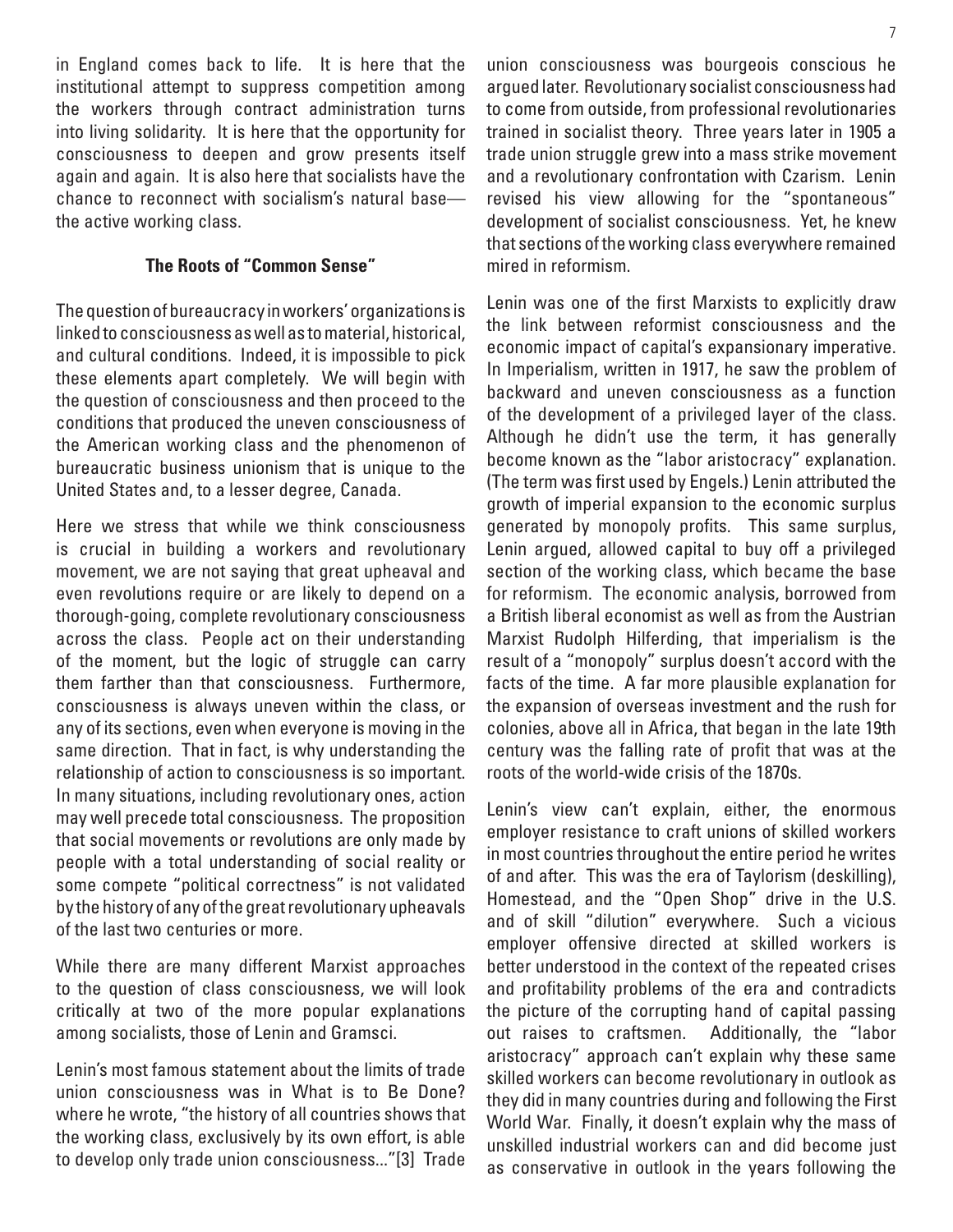in England comes back to life. It is here that the institutional attempt to suppress competition among the workers through contract administration turns into living solidarity. It is here that the opportunity for consciousness to deepen and grow presents itself again and again. It is also here that socialists have the chance to reconnect with socialism's natural base—the active working class.

### The Roots of "Common Sense"

The question of bureaucracy in workers' organizations is linked to consciousness as well as to material, historical, and cultural conditions. Indeed, it is impossible to pick these elements apart completely. We will begin with the question of consciousness and then proceed to the conditions that produced the uneven consciousness of the American working class and the phenomenon of bureaucratic business unionism that is unique to the United States and, to a lesser degree, Canada.

Here we stress that while we think consciousness is crucial in building a workers and revolutionary movement, we are not saying that great upheaval and even revolutions require or are likely to depend on a thorough-going, complete revolutionary consciousness across the class. People act on their understanding of the moment, but the logic of struggle can carry them farther than that consciousness. Furthermore, consciousness is always uneven within the class, or any of its sections, even when everyone is moving in the same direction. That in fact, is why understanding the relationship of action to consciousness is so important. In many situations, including revolutionary ones, action may well precede total consciousness. The proposition that social movements or revolutions are only made by people with a total understanding of social reality or some compete "political correctness" is not validated by the history of any of the great revolutionary upheavals of the last two centuries or more.

While there are many different Marxist approaches to the question of class consciousness, we will look critically at two of the more popular explanations among socialists, those of Lenin and Gramsci.

Lenin's most famous statement about the limits of trade union consciousness was in What is to Be Done? where he wrote, "the history of all countries shows that the working class, exclusively by its own effort, is able to develop only trade union consciousness..."[3] Trade union consciousness was bourgeois conscious he argued later. Revolutionary socialist consciousness had to come from outside, from professional revolutionaries trained in socialist theory. Three years later in 1905 a trade union struggle grew into a mass strike movement and a revolutionary confrontation with Czarism. Lenin revised his view allowing for the "spontaneous" development of socialist consciousness. Yet, he knew that sections of the working class everywhere remained mired in reformism.

Lenin was one of the first Marxists to explicitly draw the link between reformist consciousness and the economic impact of capital's expansionary imperative. In Imperialism, written in 1917, he saw the problem of backward and uneven consciousness as a function of the development of a privileged layer of the class. Although he didn't use the term, it has generally become known as the "labor aristocracy" explanation. (The term was first used by Engels.) Lenin attributed the growth of imperial expansion to the economic surplus generated by monopoly profits. This same surplus, Lenin argued, allowed capital to buy off a privileged section of the working class, which became the base for reformism. The economic analysis, borrowed from a British liberal economist as well as from the Austrian Marxist Rudolph Hilferding, that imperialism is the result of a "monopoly" surplus doesn't accord with the facts of the time. A far more plausible explanation for the expansion of overseas investment and the rush for colonies, above all in Africa, that began in the late 19th century was the falling rate of profit that was at the roots of the world-wide crisis of the 1870s.

Lenin's view can't explain, either, the enormous employer resistance to craft unions of skilled workers in most countries throughout the entire period he writes of and after. This was the era of Taylorism (deskilling), Homestead, and the "Open Shop" drive in the U.S. and of skill "dilution" everywhere. Such a vicious employer offensive directed at skilled workers is better understood in the context of the repeated crises and profitability problems of the era and contradicts the picture of the corrupting hand of capital passing out raises to craftsmen. Additionally, the "labor aristocracy" approach can't explain why these same skilled workers can become revolutionary in outlook as they did in many countries during and following the First World War. Finally, it doesn't explain why the mass of unskilled industrial workers can and did become just as conservative in outlook in the years following the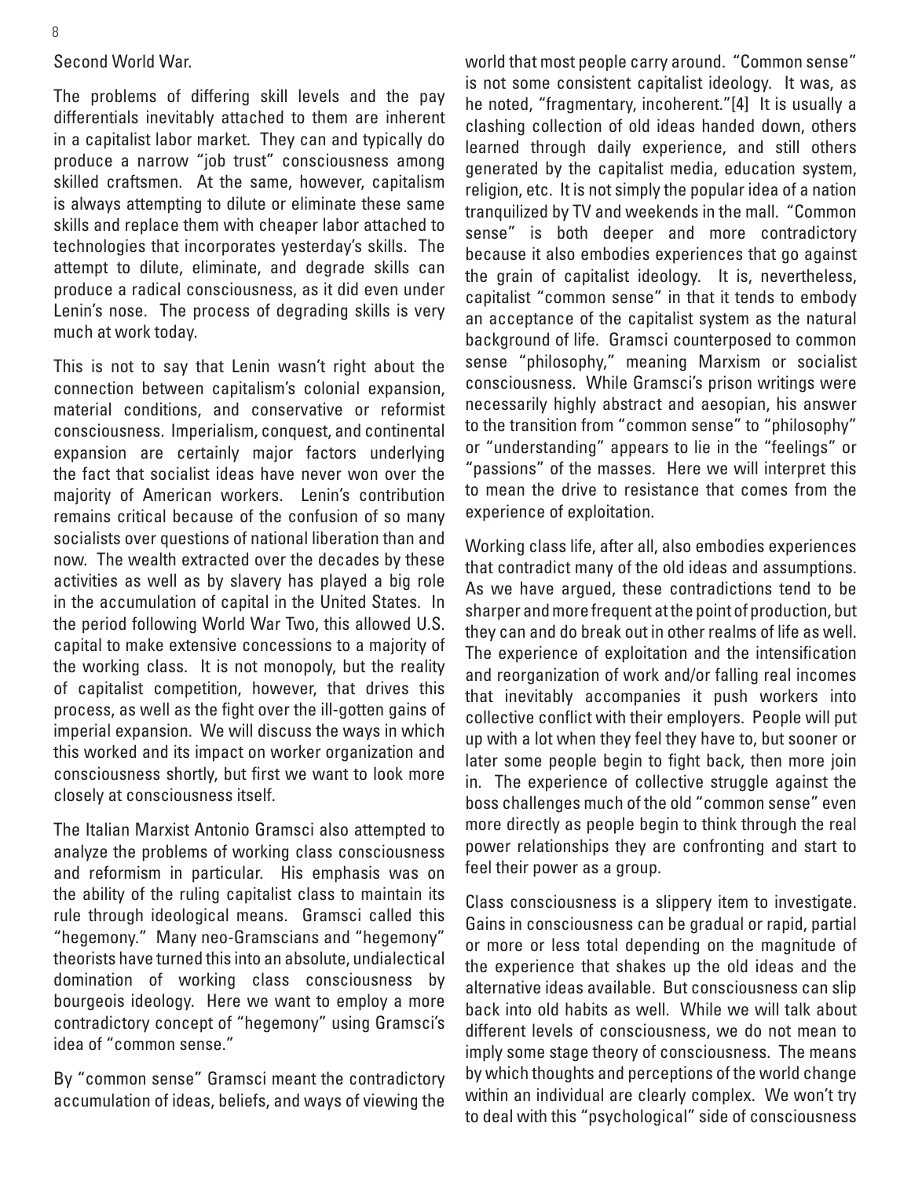Second World War.

The problems of differing skill levels and the pay differentials inevitably attached to them are inherent in a capitalist labor market. They can and typically do produce a narrow "job trust" consciousness among skilled craftsmen. At the same, however, capitalism is always attempting to dilute or eliminate these same skills and replace them with cheaper labor attached to technologies that incorporates yesterday's skills. The attempt to dilute, eliminate, and degrade skills can produce a radical consciousness, as it did even under Lenin's nose. The process of degrading skills is very much at work today.

This is not to say that Lenin wasn't right about the connection between capitalism's colonial expansion, material conditions, and conservative or reformist consciousness. Imperialism, conquest, and continental expansion are certainly major factors underlying the fact that socialist ideas have never won over the majority of American workers. Lenin's contribution remains critical because of the confusion of so many socialists over questions of national liberation than and now. The wealth extracted over the decades by these activities as well as by slavery has played a big role in the accumulation of capital in the United States. In the period following World War Two, this allowed U.S. capital to make extensive concessions to a majority of the working class. It is not monopoly, but the reality of capitalist competition, however, that drives this process, as well as the fight over the ill-gotten gains of imperial expansion. We will discuss the ways in which this worked and its impact on worker organization and consciousness shortly, but first we want to look more closely at consciousness itself.

The Italian Marxist Antonio Gramsci also attempted to analyze the problems of working class consciousness and reformism in particular. His emphasis was on the ability of the ruling capitalist class to maintain its rule through ideological means. Gramsci called this "hegemony." Many neo-Gramscians and "hegemony" theorists have turned this into an absolute, undialectical domination of working class consciousness by bourgeois ideology. Here we want to employ a more contradictory concept of "hegemony" using Gramsci's idea of "common sense."

By "common sense" Gramsci meant the contradictory accumulation of ideas, beliefs, and ways of viewing the world that most people carry around. "Common sense" is not some consistent capitalist ideology. It was, as he noted, "fragmentary, incoherent."[4] It is usually a clashing collection of old ideas handed down, others learned through daily experience, and still others generated by the capitalist media, education system, religion, etc. It is not simply the popular idea of a nation tranquilized by TV and weekends in the mall. "Common sense" is both deeper and more contradictory because it also embodies experiences that go against the grain of capitalist ideology. It is, nevertheless, capitalist "common sense" in that it tends to embody an acceptance of the capitalist system as the natural background of life. Gramsci counterposed to common sense "philosophy," meaning Marxism or socialist consciousness. While Gramsci's prison writings were necessarily highly abstract and aesopian, his answer to the transition from "common sense" to "philosophy" or "understanding" appears to lie in the "feelings" or "passions" of the masses. Here we will interpret this to mean the drive to resistance that comes from the experience of exploitation.

Working class life, after all, also embodies experiences that contradict many of the old ideas and assumptions. As we have argued, these contradictions tend to be sharper and more frequent at the point of production, but they can and do break out in other realms of life as well. The experience of exploitation and the intensification and reorganization of work and/or falling real incomes that inevitably accompanies it push workers into collective conflict with their employers. People will put up with a lot when they feel they have to, but sooner or later some people begin to fight back, then more join in. The experience of collective struggle against the boss challenges much of the old "common sense" even more directly as people begin to think through the real power relationships they are confronting and start to feel their power as a group.

Class consciousness is a slippery item to investigate. Gains in consciousness can be gradual or rapid, partial or more or less total depending on the magnitude of the experience that shakes up the old ideas and the alternative ideas available. But consciousness can slip back into old habits as well. While we will talk about different levels of consciousness, we do not mean to imply some stage theory of consciousness. The means by which thoughts and perceptions of the world change within an individual are clearly complex. We won't try to deal with this "psychological" side of consciousness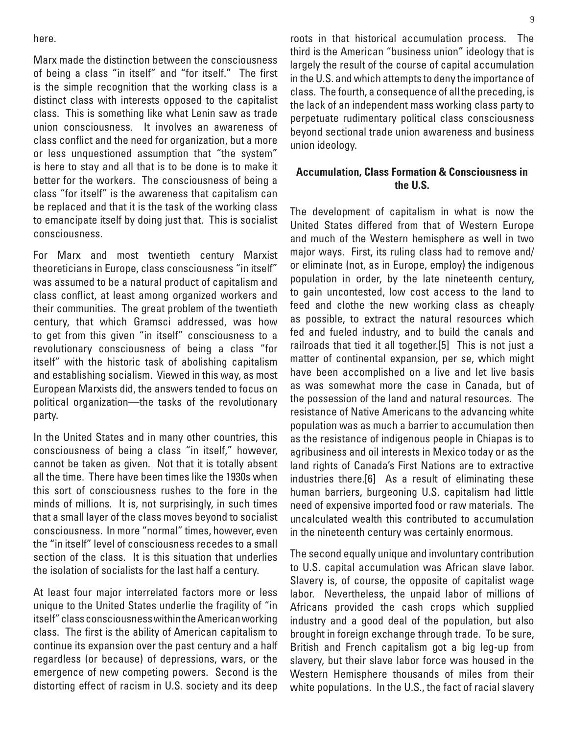here.

Marx made the distinction between the consciousness of being a class "in itself" and "for itself." The first is the simple recognition that the working class is a distinct class with interests opposed to the capitalist class. This is something like what Lenin saw as trade union consciousness. It involves an awareness of class conflict and the need for organization, but a more or less unquestioned assumption that "the system" is here to stay and all that is to be done is to make it better for the workers. The consciousness of being a class "for itself" is the awareness that capitalism can be replaced and that it is the task of the working class to emancipate itself by doing just that. This is socialist consciousness.

For Marx and most twentieth century Marxist theoreticians in Europe, class consciousness "in itself" was assumed to be a natural product of capitalism and class conflict, at least among organized workers and their communities. The great problem of the twentieth century, that which Gramsci addressed, was how to get from this given "in itself" consciousness to a revolutionary consciousness of being a class "for itself" with the historic task of abolishing capitalism and establishing socialism. Viewed in this way, as most European Marxists did, the answers tended to focus on political organization—the tasks of the revolutionary party.

In the United States and in many other countries, this consciousness of being a class "in itself," however, cannot be taken as given. Not that it is totally absent all the time. There have been times like the 1930s when this sort of consciousness rushes to the fore in the minds of millions. It is, not surprisingly, in such times that a small layer of the class moves beyond to socialist consciousness. In more "normal" times, however, even the "in itself" level of consciousness recedes to a small section of the class. It is this situation that underlies the isolation of socialists for the last half a century.

At least four major interrelated factors more or less unique to the United States underlie the fragility of "in itself" class consciousness within the American working class. The first is the ability of American capitalism to continue its expansion over the past century and a half regardless (or because) of depressions, wars, or the emergence of new competing powers. Second is the distorting effect of racism in U.S. society and its deep roots in that historical accumulation process. The third is the American "business union" ideology that is largely the result of the course of capital accumulation in the U.S. and which attempts to deny the importance of class. The fourth, a consequence of all the preceding, is the lack of an independent mass working class party to perpetuate rudimentary political class consciousness beyond sectional trade union awareness and business union ideology.

### Accumulation, Class Formation & Consciousness in the U.S.

The development of capitalism in what is now the United States differed from that of Western Europe and much of the Western hemisphere as well in two major ways. First, its ruling class had to remove and/or eliminate (not, as in Europe, employ) the indigenous population in order, by the late nineteenth century, to gain uncontested, low cost access to the land to feed and clothe the new working class as cheaply as possible, to extract the natural resources which fed and fueled industry, and to build the canals and railroads that tied it all together.[5] This is not just a matter of continental expansion, per se, which might have been accomplished on a live and let live basis as was somewhat more the case in Canada, but of the possession of the land and natural resources. The resistance of Native Americans to the advancing white population was as much a barrier to accumulation then as the resistance of indigenous people in Chiapas is to agribusiness and oil interests in Mexico today or as the land rights of Canada's First Nations are to extractive industries there.[6] As a result of eliminating these human barriers, burgeoning U.S. capitalism had little need of expensive imported food or raw materials. The uncalculated wealth this contributed to accumulation in the nineteenth century was certainly enormous.

The second equally unique and involuntary contribution to U.S. capital accumulation was African slave labor. Slavery is, of course, the opposite of capitalist wage labor. Nevertheless, the unpaid labor of millions of Africans provided the cash crops which supplied industry and a good deal of the population, but also brought in foreign exchange through trade. To be sure, British and French capitalism got a big leg-up from slavery, but their slave labor force was housed in the Western Hemisphere thousands of miles from their white populations. In the U.S., the fact of racial slavery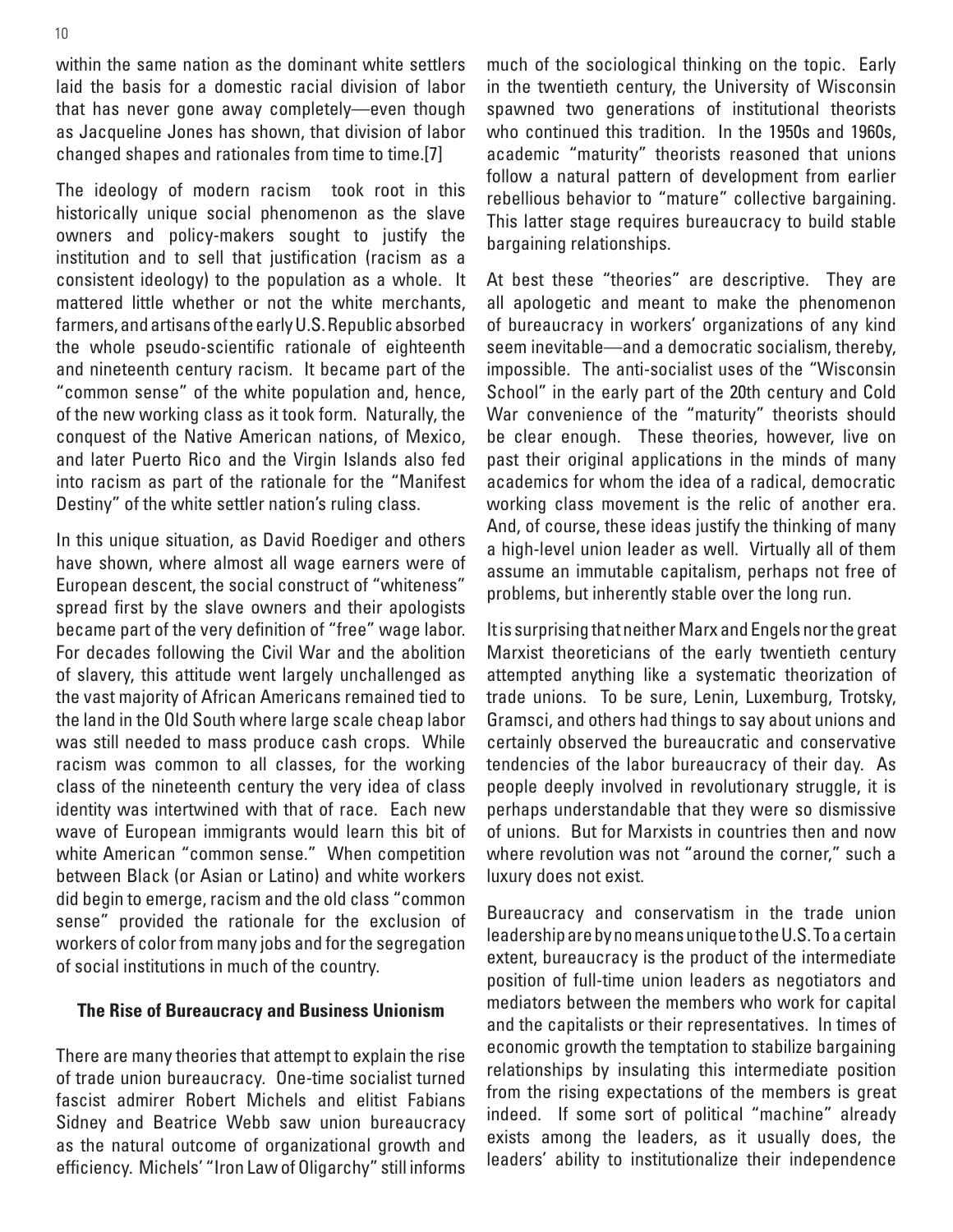within the same nation as the dominant white settlers laid the basis for a domestic racial division of labor that has never gone away completely—even though as Jacqueline Jones has shown, that division of labor changed shapes and rationales from time to time.[7]

The ideology of modern racism took root in this historically unique social phenomenon as the slave owners and policy-makers sought to justify the institution and to sell that justification (racism as a consistent ideology) to the population as a whole. It mattered little whether or not the white merchants, farmers, and artisans of the early U.S. Republic absorbed the whole pseudo-scientific rationale of eighteenth and nineteenth century racism. It became part of the "common sense" of the white population and, hence, of the new working class as it took form. Naturally, the conquest of the Native American nations, of Mexico, and later Puerto Rico and the Virgin Islands also fed into racism as part of the rationale for the "Manifest Destiny" of the white settler nation's ruling class.

In this unique situation, as David Roediger and others have shown, where almost all wage earners were of European descent, the social construct of "whiteness" spread first by the slave owners and their apologists became part of the very definition of "free" wage labor. For decades following the Civil War and the abolition of slavery, this attitude went largely unchallenged as the vast majority of African Americans remained tied to the land in the Old South where large scale cheap labor was still needed to mass produce cash crops. While racism was common to all classes, for the working class of the nineteenth century the very idea of class identity was intertwined with that of race. Each new wave of European immigrants would learn this bit of white American "common sense." When competition between Black (or Asian or Latino) and white workers did begin to emerge, racism and the old class "common sense" provided the rationale for the exclusion of workers of color from many jobs and for the segregation of social institutions in much of the country.

**The Rise of Bureaucracy and Business Unionism**

There are many theories that attempt to explain the rise of trade union bureaucracy. One-time socialist turned fascist admirer Robert Michels and elitist Fabians Sidney and Beatrice Webb saw union bureaucracy as the natural outcome of organizational growth and efficiency. Michels' "Iron Law of Oligarchy" still informs much of the sociological thinking on the topic. Early in the twentieth century, the University of Wisconsin spawned two generations of institutional theorists who continued this tradition. In the 1950s and 1960s, academic "maturity" theorists reasoned that unions follow a natural pattern of development from earlier rebellious behavior to "mature" collective bargaining. This latter stage requires bureaucracy to build stable bargaining relationships.

At best these "theories" are descriptive. They are all apologetic and meant to make the phenomenon of bureaucracy in workers' organizations of any kind seem inevitable—and a democratic socialism, thereby, impossible. The anti-socialist uses of the "Wisconsin School" in the early part of the 20th century and Cold War convenience of the "maturity" theorists should be clear enough. These theories, however, live on past their original applications in the minds of many academics for whom the idea of a radical, democratic working class movement is the relic of another era. And, of course, these ideas justify the thinking of many a high-level union leader as well. Virtually all of them assume an immutable capitalism, perhaps not free of problems, but inherently stable over the long run.

It is surprising that neither Marx and Engels nor the great Marxist theoreticians of the early twentieth century attempted anything like a systematic theorization of trade unions. To be sure, Lenin, Luxemburg, Trotsky, Gramsci, and others had things to say about unions and certainly observed the bureaucratic and conservative tendencies of the labor bureaucracy of their day. As people deeply involved in revolutionary struggle, it is perhaps understandable that they were so dismissive of unions. But for Marxists in countries then and now where revolution was not "around the corner," such a luxury does not exist.

Bureaucracy and conservatism in the trade union leadership are by no means unique to the U.S. To a certain extent, bureaucracy is the product of the intermediate position of full-time union leaders as negotiators and mediators between the members who work for capital and the capitalists or their representatives. In times of economic growth the temptation to stabilize bargaining relationships by insulating this intermediate position from the rising expectations of the members is great indeed. If some sort of political "machine" already exists among the leaders, as it usually does, the leaders' ability to institutionalize their independence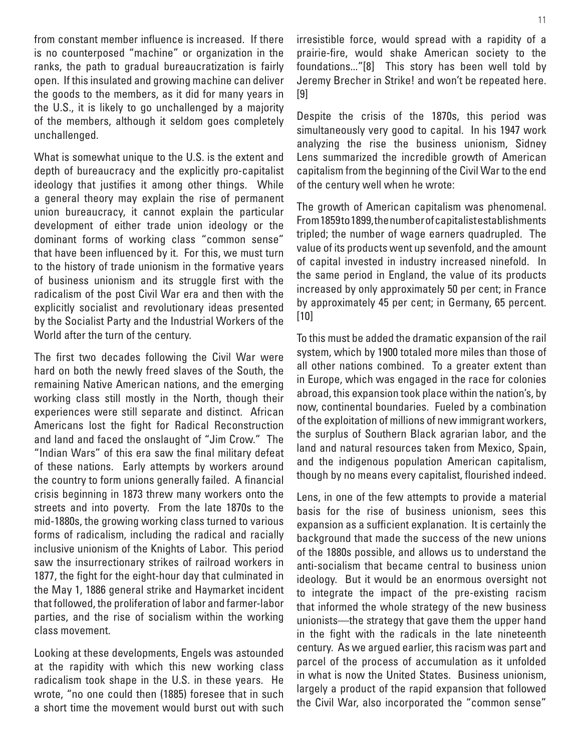from constant member influence is increased. If there is no counterposed "machine" or organization in the ranks, the path to gradual bureaucratization is fairly open. If this insulated and growing machine can deliver the goods to the members, as it did for many years in the U.S., it is likely to go unchallenged by a majority of the members, although it seldom goes completely unchallenged.

What is somewhat unique to the U.S. is the extent and depth of bureaucracy and the explicitly pro-capitalist ideology that justifies it among other things. While a general theory may explain the rise of permanent union bureaucracy, it cannot explain the particular development of either trade union ideology or the dominant forms of working class "common sense" that have been influenced by it. For this, we must turn to the history of trade unionism in the formative years of business unionism and its struggle first with the radicalism of the post Civil War era and then with the explicitly socialist and revolutionary ideas presented by the Socialist Party and the Industrial Workers of the World after the turn of the century.

The first two decades following the Civil War were hard on both the newly freed slaves of the South, the remaining Native American nations, and the emerging working class still mostly in the North, though their experiences were still separate and distinct. African Americans lost the fight for Radical Reconstruction and land and faced the onslaught of "Jim Crow." The "Indian Wars" of this era saw the final military defeat of these nations. Early attempts by workers around the country to form unions generally failed. A financial crisis beginning in 1873 threw many workers onto the streets and into poverty. From the late 1870s to the mid-1880s, the growing working class turned to various forms of radicalism, including the radical and racially inclusive unionism of the Knights of Labor. This period saw the insurrectionary strikes of railroad workers in 1877, the fight for the eight-hour day that culminated in the May 1, 1886 general strike and Haymarket incident that followed, the proliferation of labor and farmer-labor parties, and the rise of socialism within the working class movement.

Looking at these developments, Engels was astounded at the rapidity with which this new working class radicalism took shape in the U.S. in these years. He wrote, "no one could then (1885) foresee that in such a short time the movement would burst out with such irresistible force, would spread with a rapidity of a prairie-fire, would shake American society to the foundations..."[8] This story has been well told by Jeremy Brecher in Strike! and won't be repeated here. [9]

Despite the crisis of the 1870s, this period was simultaneously very good to capital. In his 1947 work analyzing the rise the business unionism, Sidney Lens summarized the incredible growth of American capitalism from the beginning of the Civil War to the end of the century well when he wrote:

The growth of American capitalism was phenomenal. From 1859 to 1899, the number of capitalist establishments tripled; the number of wage earners quadrupled. The value of its products went up sevenfold, and the amount of capital invested in industry increased ninefold. In the same period in England, the value of its products increased by only approximately 50 per cent; in France by approximately 45 per cent; in Germany, 65 percent. [10]

To this must be added the dramatic expansion of the rail system, which by 1900 totaled more miles than those of all other nations combined. To a greater extent than in Europe, which was engaged in the race for colonies abroad, this expansion took place within the nation's, by now, continental boundaries. Fueled by a combination of the exploitation of millions of new immigrant workers, the surplus of Southern Black agrarian labor, and the land and natural resources taken from Mexico, Spain, and the indigenous population American capitalism, though by no means every capitalist, flourished indeed.

Lens, in one of the few attempts to provide a material basis for the rise of business unionism, sees this expansion as a sufficient explanation. It is certainly the background that made the success of the new unions of the 1880s possible, and allows us to understand the anti-socialism that became central to business union ideology. But it would be an enormous oversight not to integrate the impact of the pre-existing racism that informed the whole strategy of the new business unionists—the strategy that gave them the upper hand in the fight with the radicals in the late nineteenth century. As we argued earlier, this racism was part and parcel of the process of accumulation as it unfolded in what is now the United States. Business unionism, largely a product of the rapid expansion that followed the Civil War, also incorporated the "common sense"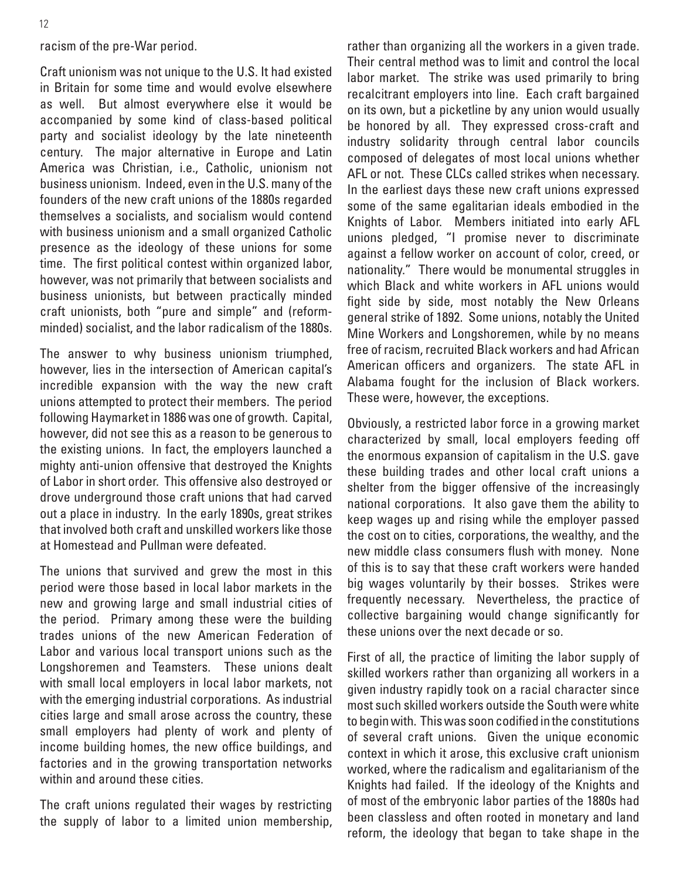racism of the pre-War period.

Craft unionism was not unique to the U.S. It had existed in Britain for some time and would evolve elsewhere as well. But almost everywhere else it would be accompanied by some kind of class-based political party and socialist ideology by the late nineteenth century. The major alternative in Europe and Latin America was Christian, i.e., Catholic, unionism not business unionism. Indeed, even in the U.S. many of the founders of the new craft unions of the 1880s regarded themselves a socialists, and socialism would contend with business unionism and a small organized Catholic presence as the ideology of these unions for some time. The first political contest within organized labor, however, was not primarily that between socialists and business unionists, but between practically minded craft unionists, both "pure and simple" and (reform-minded) socialist, and the labor radicalism of the 1880s.

The answer to why business unionism triumphed, however, lies in the intersection of American capital's incredible expansion with the way the new craft unions attempted to protect their members. The period following Haymarket in 1886 was one of growth. Capital, however, did not see this as a reason to be generous to the existing unions. In fact, the employers launched a mighty anti-union offensive that destroyed the Knights of Labor in short order. This offensive also destroyed or drove underground those craft unions that had carved out a place in industry. In the early 1890s, great strikes that involved both craft and unskilled workers like those at Homestead and Pullman were defeated.

The unions that survived and grew the most in this period were those based in local labor markets in the new and growing large and small industrial cities of the period. Primary among these were the building trades unions of the new American Federation of Labor and various local transport unions such as the Longshoremen and Teamsters. These unions dealt with small local employers in local labor markets, not with the emerging industrial corporations. As industrial cities large and small arose across the country, these small employers had plenty of work and plenty of income building homes, the new office buildings, and factories and in the growing transportation networks within and around these cities.

The craft unions regulated their wages by restricting the supply of labor to a limited union membership, rather than organizing all the workers in a given trade. Their central method was to limit and control the local labor market. The strike was used primarily to bring recalcitrant employers into line. Each craft bargained on its own, but a picketline by any union would usually be honored by all. They expressed cross-craft and industry solidarity through central labor councils composed of delegates of most local unions whether AFL or not. These CLCs called strikes when necessary. In the earliest days these new craft unions expressed some of the same egalitarian ideals embodied in the Knights of Labor. Members initiated into early AFL unions pledged, "I promise never to discriminate against a fellow worker on account of color, creed, or nationality." There would be monumental struggles in which Black and white workers in AFL unions would fight side by side, most notably the New Orleans general strike of 1892. Some unions, notably the United Mine Workers and Longshoremen, while by no means free of racism, recruited Black workers and had African American officers and organizers. The state AFL in Alabama fought for the inclusion of Black workers. These were, however, the exceptions.

Obviously, a restricted labor force in a growing market characterized by small, local employers feeding off the enormous expansion of capitalism in the U.S. gave these building trades and other local craft unions a shelter from the bigger offensive of the increasingly national corporations. It also gave them the ability to keep wages up and rising while the employer passed the cost on to cities, corporations, the wealthy, and the new middle class consumers flush with money. None of this is to say that these craft workers were handed big wages voluntarily by their bosses. Strikes were frequently necessary. Nevertheless, the practice of collective bargaining would change significantly for these unions over the next decade or so.

First of all, the practice of limiting the labor supply of skilled workers rather than organizing all workers in a given industry rapidly took on a racial character since most such skilled workers outside the South were white to begin with. This was soon codified in the constitutions of several craft unions. Given the unique economic context in which it arose, this exclusive craft unionism worked, where the radicalism and egalitarianism of the Knights had failed. If the ideology of the Knights and of most of the embryonic labor parties of the 1880s had been classless and often rooted in monetary and land reform, the ideology that began to take shape in the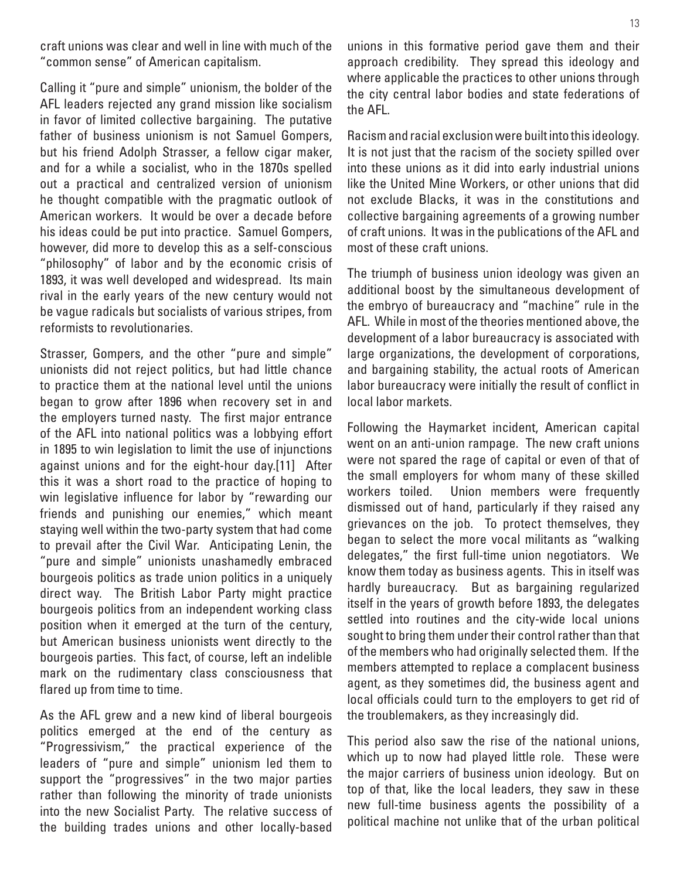craft unions was clear and well in line with much of the "common sense" of American capitalism.

Calling it "pure and simple" unionism, the bolder of the AFL leaders rejected any grand mission like socialism in favor of limited collective bargaining. The putative father of business unionism is not Samuel Gompers, but his friend Adolph Strasser, a fellow cigar maker, and for a while a socialist, who in the 1870s spelled out a practical and centralized version of unionism he thought compatible with the pragmatic outlook of American workers. It would be over a decade before his ideas could be put into practice. Samuel Gompers, however, did more to develop this as a self-conscious "philosophy" of labor and by the economic crisis of 1893, it was well developed and widespread. Its main rival in the early years of the new century would not be vague radicals but socialists of various stripes, from reformists to revolutionaries.

Strasser, Gompers, and the other "pure and simple" unionists did not reject politics, but had little chance to practice them at the national level until the unions began to grow after 1896 when recovery set in and the employers turned nasty. The first major entrance of the AFL into national politics was a lobbying effort in 1895 to win legislation to limit the use of injunctions against unions and for the eight-hour day.[11] After this it was a short road to the practice of hoping to win legislative influence for labor by "rewarding our friends and punishing our enemies," which meant staying well within the two-party system that had come to prevail after the Civil War. Anticipating Lenin, the "pure and simple" unionists unashamedly embraced bourgeois politics as trade union politics in a uniquely direct way. The British Labor Party might practice bourgeois politics from an independent working class position when it emerged at the turn of the century, but American business unionists went directly to the bourgeois parties. This fact, of course, left an indelible mark on the rudimentary class consciousness that flared up from time to time.

As the AFL grew and a new kind of liberal bourgeois politics emerged at the end of the century as "Progressivism," the practical experience of the leaders of "pure and simple" unionism led them to support the "progressives" in the two major parties rather than following the minority of trade unionists into the new Socialist Party. The relative success of the building trades unions and other locally-based unions in this formative period gave them and their approach credibility. They spread this ideology and where applicable the practices to other unions through the city central labor bodies and state federations of the AFL.

Racism and racial exclusion were built into this ideology. It is not just that the racism of the society spilled over into these unions as it did into early industrial unions like the United Mine Workers, or other unions that did not exclude Blacks, it was in the constitutions and collective bargaining agreements of a growing number of craft unions. It was in the publications of the AFL and most of these craft unions.

The triumph of business union ideology was given an additional boost by the simultaneous development of the embryo of bureaucracy and "machine" rule in the AFL. While in most of the theories mentioned above, the development of a labor bureaucracy is associated with large organizations, the development of corporations, and bargaining stability, the actual roots of American labor bureaucracy were initially the result of conflict in local labor markets.

Following the Haymarket incident, American capital went on an anti-union rampage. The new craft unions were not spared the rage of capital or even of that of the small employers for whom many of these skilled workers toiled. Union members were frequently dismissed out of hand, particularly if they raised any grievances on the job. To protect themselves, they began to select the more vocal militants as "walking delegates," the first full-time union negotiators. We know them today as business agents. This in itself was hardly bureaucracy. But as bargaining regularized itself in the years of growth before 1893, the delegates settled into routines and the city-wide local unions sought to bring them under their control rather than that of the members who had originally selected them. If the members attempted to replace a complacent business agent, as they sometimes did, the business agent and local officials could turn to the employers to get rid of the troublemakers, as they increasingly did.

This period also saw the rise of the national unions, which up to now had played little role. These were the major carriers of business union ideology. But on top of that, like the local leaders, they saw in these new full-time business agents the possibility of a political machine not unlike that of the urban political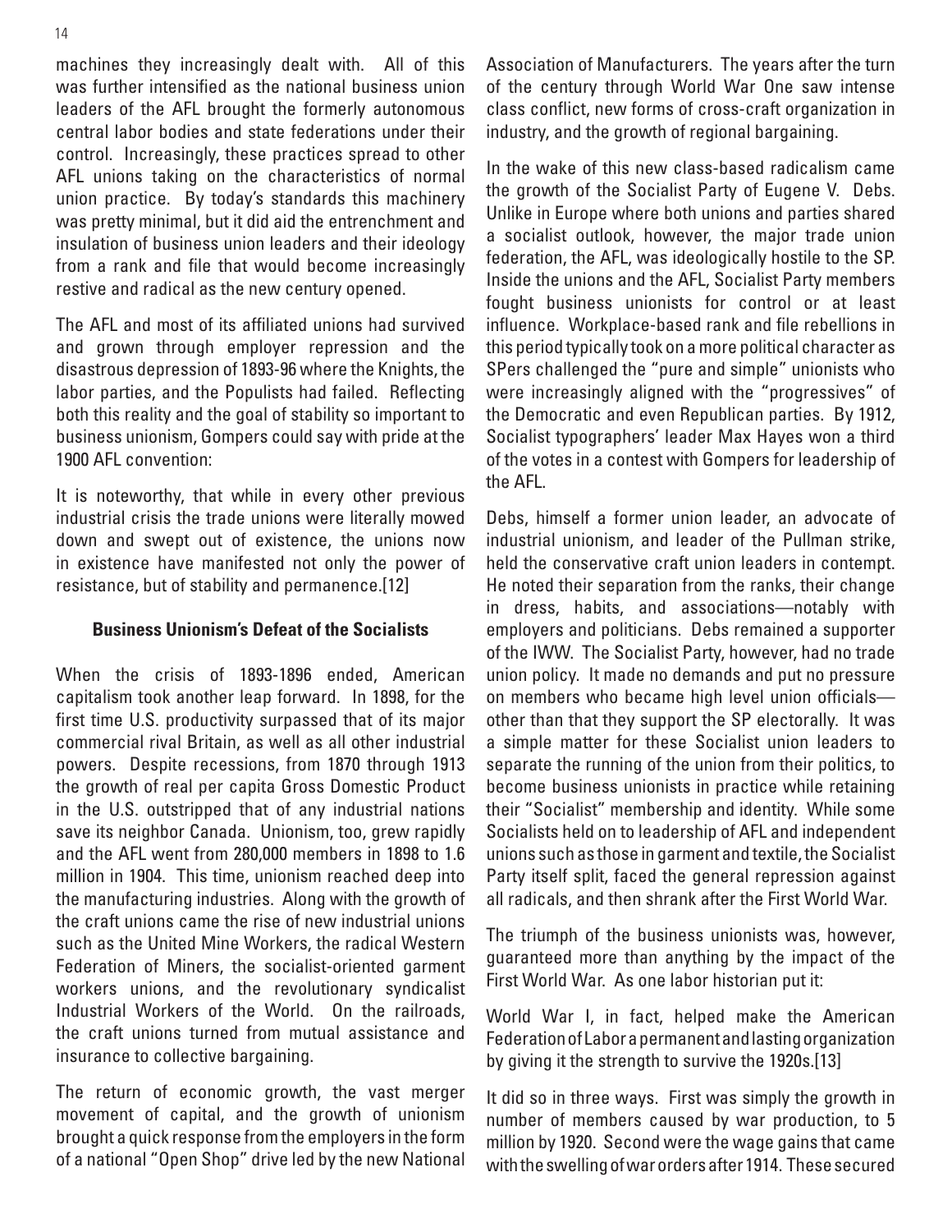machines they increasingly dealt with. All of this was further intensified as the national business union leaders of the AFL brought the formerly autonomous central labor bodies and state federations under their control. Increasingly, these practices spread to other AFL unions taking on the characteristics of normal union practice. By today's standards this machinery was pretty minimal, but it did aid the entrenchment and insulation of business union leaders and their ideology from a rank and file that would become increasingly restive and radical as the new century opened.

The AFL and most of its affiliated unions had survived and grown through employer repression and the disastrous depression of 1893-96 where the Knights, the labor parties, and the Populists had failed. Reflecting both this reality and the goal of stability so important to business unionism, Gompers could say with pride at the 1900 AFL convention:

It is noteworthy, that while in every other previous industrial crisis the trade unions were literally mowed down and swept out of existence, the unions now in existence have manifested not only the power of resistance, but of stability and permanence.[12]

### Business Unionism's Defeat of the Socialists

When the crisis of 1893-1896 ended, American capitalism took another leap forward. In 1898, for the first time U.S. productivity surpassed that of its major commercial rival Britain, as well as all other industrial powers. Despite recessions, from 1870 through 1913 the growth of real per capita Gross Domestic Product in the U.S. outstripped that of any industrial nations save its neighbor Canada. Unionism, too, grew rapidly and the AFL went from 280,000 members in 1898 to 1.6 million in 1904. This time, unionism reached deep into the manufacturing industries. Along with the growth of the craft unions came the rise of new industrial unions such as the United Mine Workers, the radical Western Federation of Miners, the socialist-oriented garment workers unions, and the revolutionary syndicalist Industrial Workers of the World. On the railroads, the craft unions turned from mutual assistance and insurance to collective bargaining.

The return of economic growth, the vast merger movement of capital, and the growth of unionism brought a quick response from the employers in the form of a national "Open Shop" drive led by the new National Association of Manufacturers. The years after the turn of the century through World War One saw intense class conflict, new forms of cross-craft organization in industry, and the growth of regional bargaining.

In the wake of this new class-based radicalism came the growth of the Socialist Party of Eugene V. Debs. Unlike in Europe where both unions and parties shared a socialist outlook, however, the major trade union federation, the AFL, was ideologically hostile to the SP. Inside the unions and the AFL, Socialist Party members fought business unionists for control or at least influence. Workplace-based rank and file rebellions in this period typically took on a more political character as SPers challenged the "pure and simple" unionists who were increasingly aligned with the "progressives" of the Democratic and even Republican parties. By 1912, Socialist typographers' leader Max Hayes won a third of the votes in a contest with Gompers for leadership of the AFL.

Debs, himself a former union leader, an advocate of industrial unionism, and leader of the Pullman strike, held the conservative craft union leaders in contempt. He noted their separation from the ranks, their change in dress, habits, and associations—notably with employers and politicians. Debs remained a supporter of the IWW. The Socialist Party, however, had no trade union policy. It made no demands and put no pressure on members who became high level union officials—other than that they support the SP electorally. It was a simple matter for these Socialist union leaders to separate the running of the union from their politics, to become business unionists in practice while retaining their "Socialist" membership and identity. While some Socialists held on to leadership of AFL and independent unions such as those in garment and textile, the Socialist Party itself split, faced the general repression against all radicals, and then shrank after the First World War.

The triumph of the business unionists was, however, guaranteed more than anything by the impact of the First World War. As one labor historian put it:

World War I, in fact, helped make the American Federation of Labor a permanent and lasting organization by giving it the strength to survive the 1920s.[13]

It did so in three ways. First was simply the growth in number of members caused by war production, to 5 million by 1920. Second were the wage gains that came with the swelling of war orders after 1914. These secured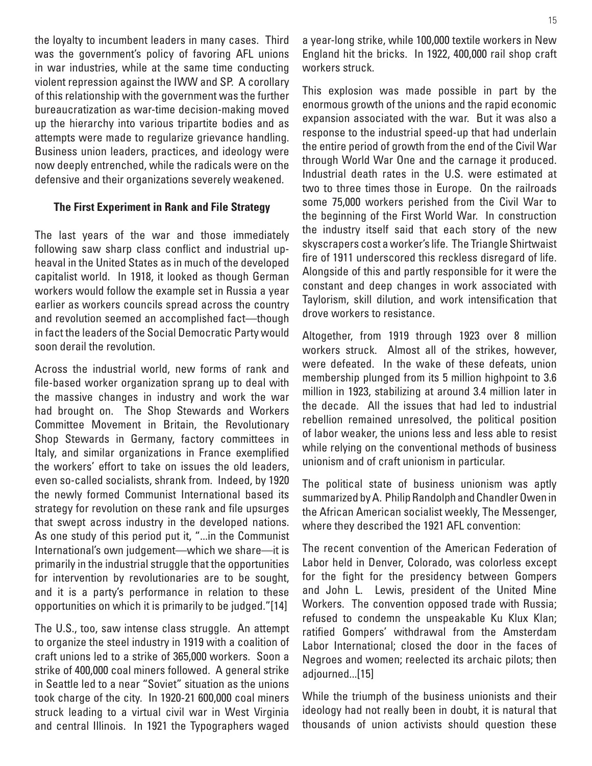the loyalty to incumbent leaders in many cases. Third was the government's policy of favoring AFL unions in war industries, while at the same time conducting violent repression against the IWW and SP. A corollary of this relationship with the government was the further bureaucratization as war-time decision-making moved up the hierarchy into various tripartite bodies and as attempts were made to regularize grievance handling. Business union leaders, practices, and ideology were now deeply entrenched, while the radicals were on the defensive and their organizations severely weakened.

### The First Experiment in Rank and File Strategy

The last years of the war and those immediately following saw sharp class conflict and industrial upheaval in the United States as in much of the developed capitalist world. In 1918, it looked as though German workers would follow the example set in Russia a year earlier as workers councils spread across the country and revolution seemed an accomplished fact—though in fact the leaders of the Social Democratic Party would soon derail the revolution.

Across the industrial world, new forms of rank and file-based worker organization sprang up to deal with the massive changes in industry and work the war had brought on. The Shop Stewards and Workers Committee Movement in Britain, the Revolutionary Shop Stewards in Germany, factory committees in Italy, and similar organizations in France exemplified the workers' effort to take on issues the old leaders, even so-called socialists, shrank from. Indeed, by 1920 the newly formed Communist International based its strategy for revolution on these rank and file upsurges that swept across industry in the developed nations. As one study of this period put it, "...in the Communist International's own judgement—which we share—it is primarily in the industrial struggle that the opportunities for intervention by revolutionaries are to be sought, and it is a party's performance in relation to these opportunities on which it is primarily to be judged."[14]

The U.S., too, saw intense class struggle. An attempt to organize the steel industry in 1919 with a coalition of craft unions led to a strike of 365,000 workers. Soon a strike of 400,000 coal miners followed. A general strike in Seattle led to a near "Soviet" situation as the unions took charge of the city. In 1920-21 600,000 coal miners struck leading to a virtual civil war in West Virginia and central Illinois. In 1921 the Typographers waged a year-long strike, while 100,000 textile workers in New England hit the bricks. In 1922, 400,000 rail shop craft workers struck.

This explosion was made possible in part by the enormous growth of the unions and the rapid economic expansion associated with the war. But it was also a response to the industrial speed-up that had underlain the entire period of growth from the end of the Civil War through World War One and the carnage it produced. Industrial death rates in the U.S. were estimated at two to three times those in Europe. On the railroads some 75,000 workers perished from the Civil War to the beginning of the First World War. In construction the industry itself said that each story of the new skyscrapers cost a worker's life. The Triangle Shirtwaist fire of 1911 underscored this reckless disregard of life. Alongside of this and partly responsible for it were the constant and deep changes in work associated with Taylorism, skill dilution, and work intensification that drove workers to resistance.

Altogether, from 1919 through 1923 over 8 million workers struck. Almost all of the strikes, however, were defeated. In the wake of these defeats, union membership plunged from its 5 million highpoint to 3.6 million in 1923, stabilizing at around 3.4 million later in the decade. All the issues that had led to industrial rebellion remained unresolved, the political position of labor weaker, the unions less and less able to resist while relying on the conventional methods of business unionism and of craft unionism in particular.

The political state of business unionism was aptly summarized by A. Philip Randolph and Chandler Owen in the African American socialist weekly, The Messenger, where they described the 1921 AFL convention:

The recent convention of the American Federation of Labor held in Denver, Colorado, was colorless except for the fight for the presidency between Gompers and John L. Lewis, president of the United Mine Workers. The convention opposed trade with Russia; refused to condemn the unspeakable Ku Klux Klan; ratified Gompers' withdrawal from the Amsterdam Labor International; closed the door in the faces of Negroes and women; reelected its archaic pilots; then adjourned...[15]

While the triumph of the business unionists and their ideology had not really been in doubt, it is natural that thousands of union activists should question these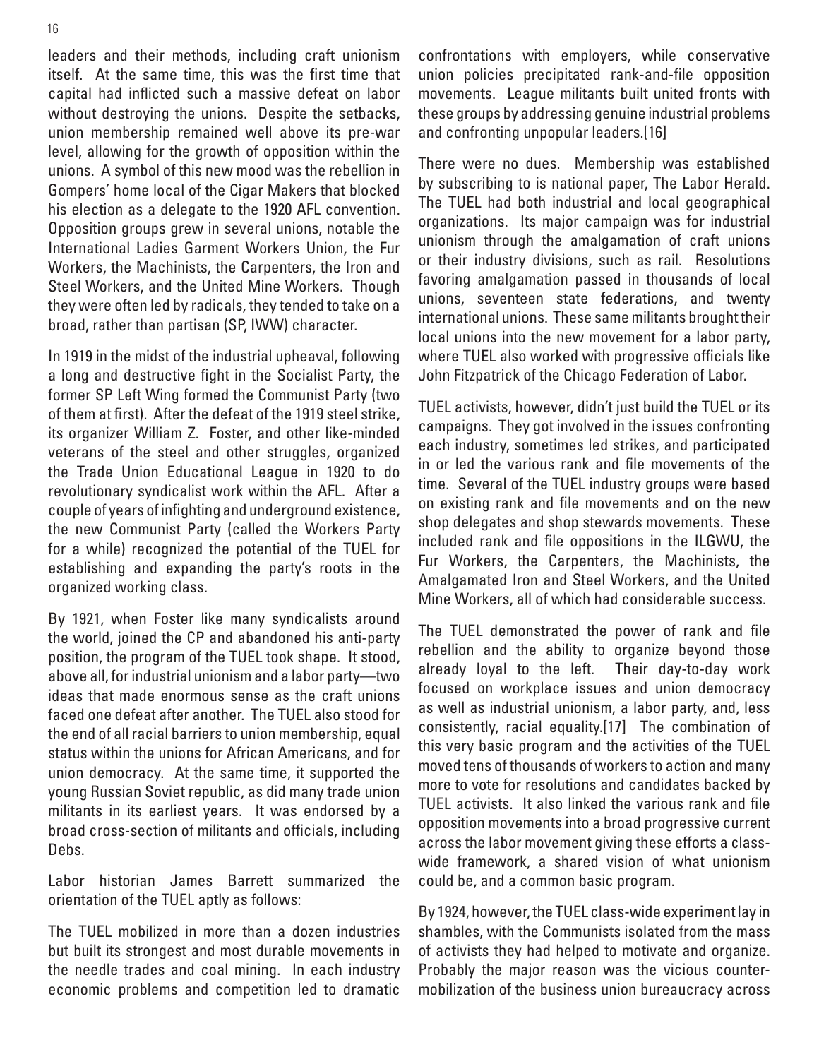leaders and their methods, including craft unionism itself. At the same time, this was the first time that capital had inflicted such a massive defeat on labor without destroying the unions. Despite the setbacks, union membership remained well above its pre-war level, allowing for the growth of opposition within the unions. A symbol of this new mood was the rebellion in Gompers' home local of the Cigar Makers that blocked his election as a delegate to the 1920 AFL convention. Opposition groups grew in several unions, notable the International Ladies Garment Workers Union, the Fur Workers, the Machinists, the Carpenters, the Iron and Steel Workers, and the United Mine Workers. Though they were often led by radicals, they tended to take on a broad, rather than partisan (SP, IWW) character.

In 1919 in the midst of the industrial upheaval, following a long and destructive fight in the Socialist Party, the former SP Left Wing formed the Communist Party (two of them at first). After the defeat of the 1919 steel strike, its organizer William Z. Foster, and other like-minded veterans of the steel and other struggles, organized the Trade Union Educational League in 1920 to do revolutionary syndicalist work within the AFL. After a couple of years of infighting and underground existence, the new Communist Party (called the Workers Party for a while) recognized the potential of the TUEL for establishing and expanding the party's roots in the organized working class.

By 1921, when Foster like many syndicalists around the world, joined the CP and abandoned his anti-party position, the program of the TUEL took shape. It stood, above all, for industrial unionism and a labor party—two ideas that made enormous sense as the craft unions faced one defeat after another. The TUEL also stood for the end of all racial barriers to union membership, equal status within the unions for African Americans, and for union democracy. At the same time, it supported the young Russian Soviet republic, as did many trade union militants in its earliest years. It was endorsed by a broad cross-section of militants and officials, including Debs.

Labor historian James Barrett summarized the orientation of the TUEL aptly as follows:

The TUEL mobilized in more than a dozen industries but built its strongest and most durable movements in the needle trades and coal mining. In each industry economic problems and competition led to dramatic confrontations with employers, while conservative union policies precipitated rank-and-file opposition movements. League militants built united fronts with these groups by addressing genuine industrial problems and confronting unpopular leaders.[16]

There were no dues. Membership was established by subscribing to is national paper, The Labor Herald. The TUEL had both industrial and local geographical organizations. Its major campaign was for industrial unionism through the amalgamation of craft unions or their industry divisions, such as rail. Resolutions favoring amalgamation passed in thousands of local unions, seventeen state federations, and twenty international unions. These same militants brought their local unions into the new movement for a labor party, where TUEL also worked with progressive officials like John Fitzpatrick of the Chicago Federation of Labor.

TUEL activists, however, didn't just build the TUEL or its campaigns. They got involved in the issues confronting each industry, sometimes led strikes, and participated in or led the various rank and file movements of the time. Several of the TUEL industry groups were based on existing rank and file movements and on the new shop delegates and shop stewards movements. These included rank and file oppositions in the ILGWU, the Fur Workers, the Carpenters, the Machinists, the Amalgamated Iron and Steel Workers, and the United Mine Workers, all of which had considerable success.

The TUEL demonstrated the power of rank and file rebellion and the ability to organize beyond those already loyal to the left. Their day-to-day work focused on workplace issues and union democracy as well as industrial unionism, a labor party, and, less consistently, racial equality.[17] The combination of this very basic program and the activities of the TUEL moved tens of thousands of workers to action and many more to vote for resolutions and candidates backed by TUEL activists. It also linked the various rank and file opposition movements into a broad progressive current across the labor movement giving these efforts a class-wide framework, a shared vision of what unionism could be, and a common basic program.

By 1924, however, the TUEL class-wide experiment lay in shambles, with the Communists isolated from the mass of activists they had helped to motivate and organize. Probably the major reason was the vicious counter-mobilization of the business union bureaucracy across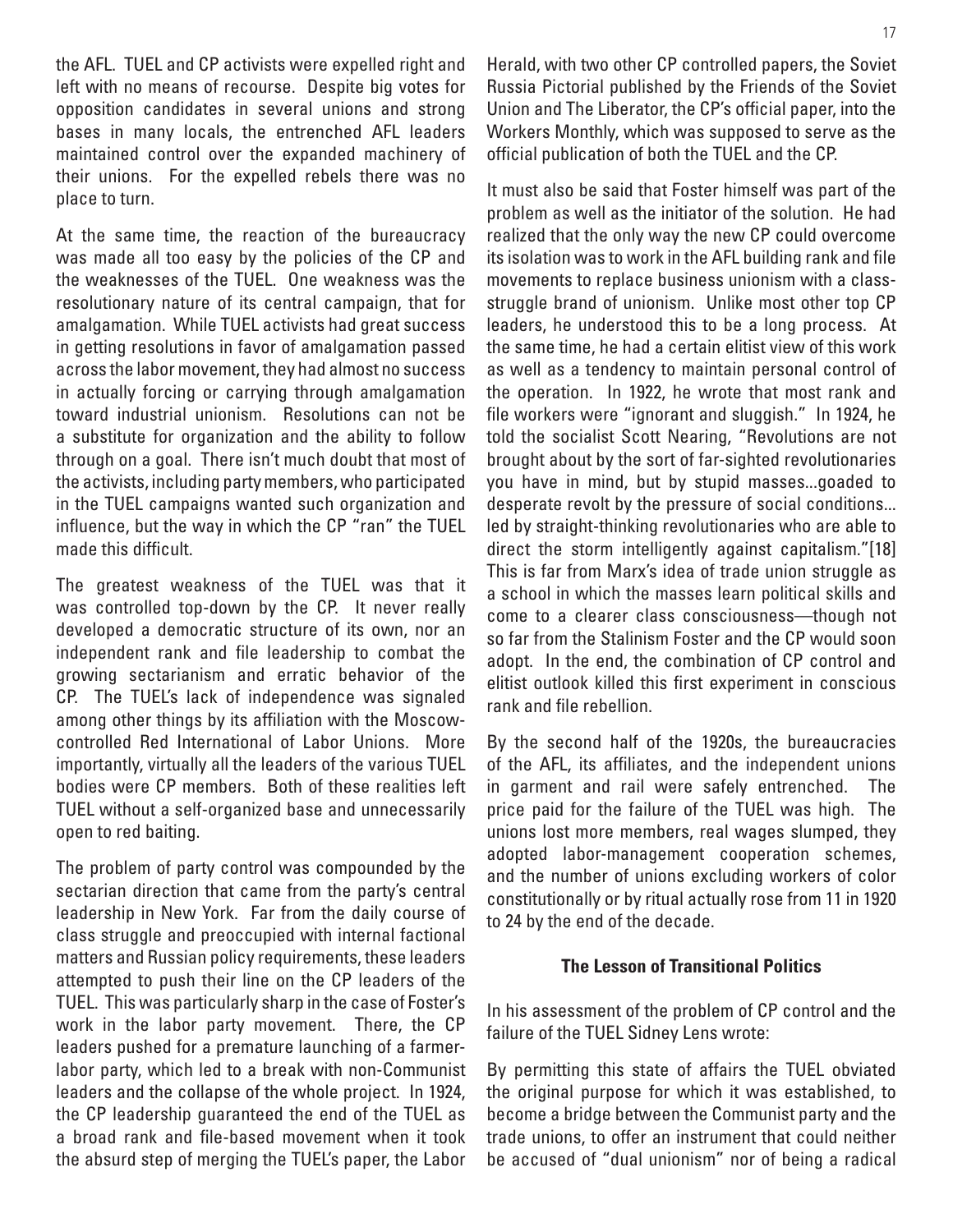the AFL. TUEL and CP activists were expelled right and left with no means of recourse. Despite big votes for opposition candidates in several unions and strong bases in many locals, the entrenched AFL leaders maintained control over the expanded machinery of their unions. For the expelled rebels there was no place to turn.

At the same time, the reaction of the bureaucracy was made all too easy by the policies of the CP and the weaknesses of the TUEL. One weakness was the resolutionary nature of its central campaign, that for amalgamation. While TUEL activists had great success in getting resolutions in favor of amalgamation passed across the labor movement, they had almost no success in actually forcing or carrying through amalgamation toward industrial unionism. Resolutions can not be a substitute for organization and the ability to follow through on a goal. There isn't much doubt that most of the activists, including party members, who participated in the TUEL campaigns wanted such organization and influence, but the way in which the CP "ran" the TUEL made this difficult.

The greatest weakness of the TUEL was that it was controlled top-down by the CP. It never really developed a democratic structure of its own, nor an independent rank and file leadership to combat the growing sectarianism and erratic behavior of the CP. The TUEL's lack of independence was signaled among other things by its affiliation with the Moscow-controlled Red International of Labor Unions. More importantly, virtually all the leaders of the various TUEL bodies were CP members. Both of these realities left TUEL without a self-organized base and unnecessarily open to red baiting.

The problem of party control was compounded by the sectarian direction that came from the party's central leadership in New York. Far from the daily course of class struggle and preoccupied with internal factional matters and Russian policy requirements, these leaders attempted to push their line on the CP leaders of the TUEL. This was particularly sharp in the case of Foster's work in the labor party movement. There, the CP leaders pushed for a premature launching of a farmer-labor party, which led to a break with non-Communist leaders and the collapse of the whole project. In 1924, the CP leadership guaranteed the end of the TUEL as a broad rank and file-based movement when it took the absurd step of merging the TUEL's paper, the Labor Herald, with two other CP controlled papers, the Soviet Russia Pictorial published by the Friends of the Soviet Union and The Liberator, the CP's official paper, into the Workers Monthly, which was supposed to serve as the official publication of both the TUEL and the CP.

It must also be said that Foster himself was part of the problem as well as the initiator of the solution. He had realized that the only way the new CP could overcome its isolation was to work in the AFL building rank and file movements to replace business unionism with a class-struggle brand of unionism. Unlike most other top CP leaders, he understood this to be a long process. At the same time, he had a certain elitist view of this work as well as a tendency to maintain personal control of the operation. In 1922, he wrote that most rank and file workers were "ignorant and sluggish." In 1924, he told the socialist Scott Nearing, "Revolutions are not brought about by the sort of far-sighted revolutionaries you have in mind, but by stupid masses...goaded to desperate revolt by the pressure of social conditions... led by straight-thinking revolutionaries who are able to direct the storm intelligently against capitalism."[18] This is far from Marx's idea of trade union struggle as a school in which the masses learn political skills and come to a clearer class consciousness—though not so far from the Stalinism Foster and the CP would soon adopt. In the end, the combination of CP control and elitist outlook killed this first experiment in conscious rank and file rebellion.

By the second half of the 1920s, the bureaucracies of the AFL, its affiliates, and the independent unions in garment and rail were safely entrenched. The price paid for the failure of the TUEL was high. The unions lost more members, real wages slumped, they adopted labor-management cooperation schemes, and the number of unions excluding workers of color constitutionally or by ritual actually rose from 11 in 1920 to 24 by the end of the decade.

### The Lesson of Transitional Politics

In his assessment of the problem of CP control and the failure of the TUEL Sidney Lens wrote:

By permitting this state of affairs the TUEL obviated the original purpose for which it was established, to become a bridge between the Communist party and the trade unions, to offer an instrument that could neither be accused of "dual unionism" nor of being a radical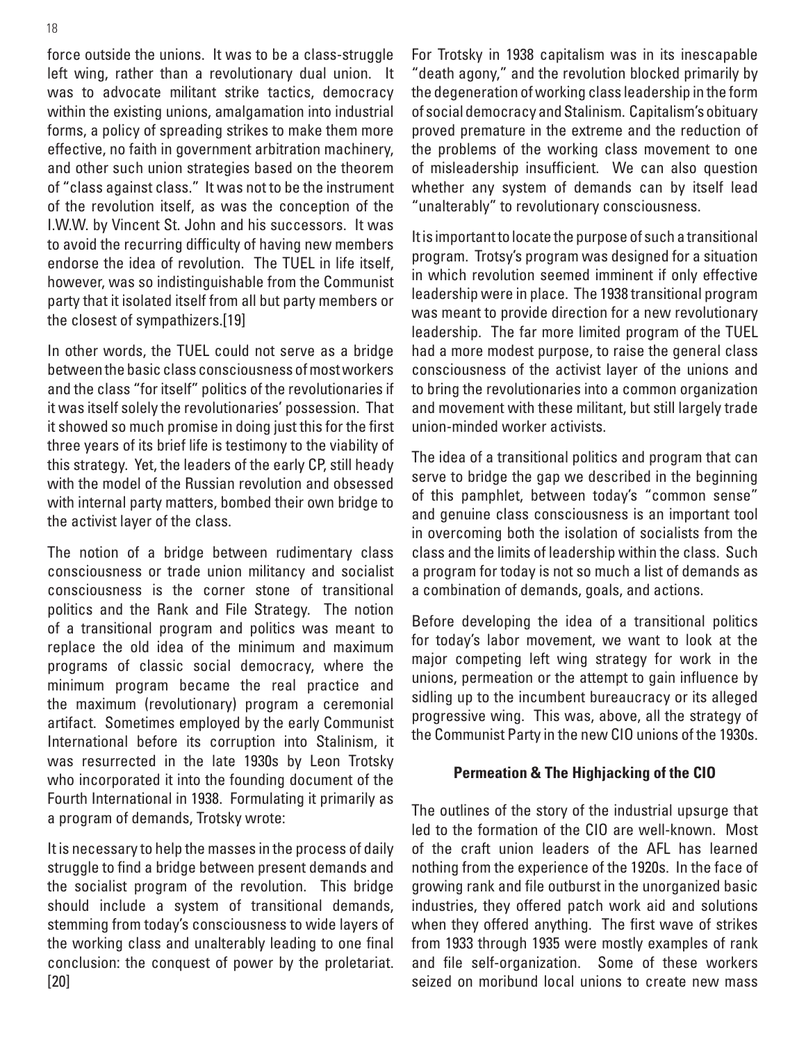force outside the unions. It was to be a class-struggle left wing, rather than a revolutionary dual union. It was to advocate militant strike tactics, democracy within the existing unions, amalgamation into industrial forms, a policy of spreading strikes to make them more effective, no faith in government arbitration machinery, and other such union strategies based on the theorem of "class against class." It was not to be the instrument of the revolution itself, as was the conception of the I.W.W. by Vincent St. John and his successors. It was to avoid the recurring difficulty of having new members endorse the idea of revolution. The TUEL in life itself, however, was so indistinguishable from the Communist party that it isolated itself from all but party members or the closest of sympathizers.[19]

In other words, the TUEL could not serve as a bridge between the basic class consciousness of most workers and the class "for itself" politics of the revolutionaries if it was itself solely the revolutionaries' possession. That it showed so much promise in doing just this for the first three years of its brief life is testimony to the viability of this strategy. Yet, the leaders of the early CP, still heady with the model of the Russian revolution and obsessed with internal party matters, bombed their own bridge to the activist layer of the class.

The notion of a bridge between rudimentary class consciousness or trade union militancy and socialist consciousness is the corner stone of transitional politics and the Rank and File Strategy. The notion of a transitional program and politics was meant to replace the old idea of the minimum and maximum programs of classic social democracy, where the minimum program became the real practice and the maximum (revolutionary) program a ceremonial artifact. Sometimes employed by the early Communist International before its corruption into Stalinism, it was resurrected in the late 1930s by Leon Trotsky who incorporated it into the founding document of the Fourth International in 1938. Formulating it primarily as a program of demands, Trotsky wrote:

It is necessary to help the masses in the process of daily struggle to find a bridge between present demands and the socialist program of the revolution. This bridge should include a system of transitional demands, stemming from today's consciousness to wide layers of the working class and unalterably leading to one final conclusion: the conquest of power by the proletariat. [20]

For Trotsky in 1938 capitalism was in its inescapable "death agony," and the revolution blocked primarily by the degeneration of working class leadership in the form of social democracy and Stalinism. Capitalism's obituary proved premature in the extreme and the reduction of the problems of the working class movement to one of misleadership insufficient. We can also question whether any system of demands can by itself lead "unalterably" to revolutionary consciousness.

It is important to locate the purpose of such a transitional program. Trotsy's program was designed for a situation in which revolution seemed imminent if only effective leadership were in place. The 1938 transitional program was meant to provide direction for a new revolutionary leadership. The far more limited program of the TUEL had a more modest purpose, to raise the general class consciousness of the activist layer of the unions and to bring the revolutionaries into a common organization and movement with these militant, but still largely trade union-minded worker activists.

The idea of a transitional politics and program that can serve to bridge the gap we described in the beginning of this pamphlet, between today's "common sense" and genuine class consciousness is an important tool in overcoming both the isolation of socialists from the class and the limits of leadership within the class. Such a program for today is not so much a list of demands as a combination of demands, goals, and actions.

Before developing the idea of a transitional politics for today's labor movement, we want to look at the major competing left wing strategy for work in the unions, permeation or the attempt to gain influence by sidling up to the incumbent bureaucracy or its alleged progressive wing. This was, above, all the strategy of the Communist Party in the new CIO unions of the 1930s.

### Permeation & The Highjacking of the CIO

The outlines of the story of the industrial upsurge that led to the formation of the CIO are well-known. Most of the craft union leaders of the AFL has learned nothing from the experience of the 1920s. In the face of growing rank and file outburst in the unorganized basic industries, they offered patch work aid and solutions when they offered anything. The first wave of strikes from 1933 through 1935 were mostly examples of rank and file self-organization. Some of these workers seized on moribund local unions to create new mass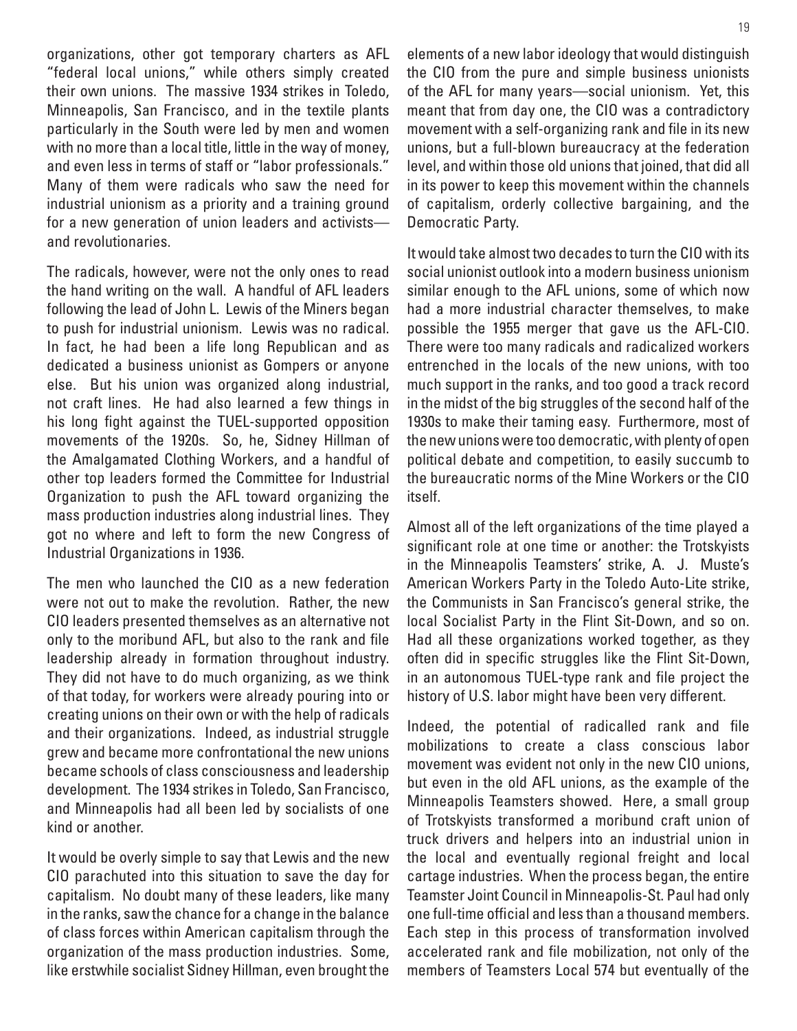organizations, other got temporary charters as AFL "federal local unions," while others simply created their own unions. The massive 1934 strikes in Toledo, Minneapolis, San Francisco, and in the textile plants particularly in the South were led by men and women with no more than a local title, little in the way of money, and even less in terms of staff or "labor professionals." Many of them were radicals who saw the need for industrial unionism as a priority and a training ground for a new generation of union leaders and activists—and revolutionaries.

The radicals, however, were not the only ones to read the hand writing on the wall. A handful of AFL leaders following the lead of John L. Lewis of the Miners began to push for industrial unionism. Lewis was no radical. In fact, he had been a life long Republican and as dedicated a business unionist as Gompers or anyone else. But his union was organized along industrial, not craft lines. He had also learned a few things in his long fight against the TUEL-supported opposition movements of the 1920s. So, he, Sidney Hillman of the Amalgamated Clothing Workers, and a handful of other top leaders formed the Committee for Industrial Organization to push the AFL toward organizing the mass production industries along industrial lines. They got no where and left to form the new Congress of Industrial Organizations in 1936.

The men who launched the CIO as a new federation were not out to make the revolution. Rather, the new CIO leaders presented themselves as an alternative not only to the moribund AFL, but also to the rank and file leadership already in formation throughout industry. They did not have to do much organizing, as we think of that today, for workers were already pouring into or creating unions on their own or with the help of radicals and their organizations. Indeed, as industrial struggle grew and became more confrontational the new unions became schools of class consciousness and leadership development. The 1934 strikes in Toledo, San Francisco, and Minneapolis had all been led by socialists of one kind or another.

It would be overly simple to say that Lewis and the new CIO parachuted into this situation to save the day for capitalism. No doubt many of these leaders, like many in the ranks, saw the chance for a change in the balance of class forces within American capitalism through the organization of the mass production industries. Some, like erstwhile socialist Sidney Hillman, even brought the elements of a new labor ideology that would distinguish the CIO from the pure and simple business unionists of the AFL for many years—social unionism. Yet, this meant that from day one, the CIO was a contradictory movement with a self-organizing rank and file in its new unions, but a full-blown bureaucracy at the federation level, and within those old unions that joined, that did all in its power to keep this movement within the channels of capitalism, orderly collective bargaining, and the Democratic Party.

It would take almost two decades to turn the CIO with its social unionist outlook into a modern business unionism similar enough to the AFL unions, some of which now had a more industrial character themselves, to make possible the 1955 merger that gave us the AFL-CIO. There were too many radicals and radicalized workers entrenched in the locals of the new unions, with too much support in the ranks, and too good a track record in the midst of the big struggles of the second half of the 1930s to make their taming easy. Furthermore, most of the new unions were too democratic, with plenty of open political debate and competition, to easily succumb to the bureaucratic norms of the Mine Workers or the CIO itself.

Almost all of the left organizations of the time played a significant role at one time or another: the Trotskyists in the Minneapolis Teamsters' strike, A. J. Muste's American Workers Party in the Toledo Auto-Lite strike, the Communists in San Francisco's general strike, the local Socialist Party in the Flint Sit-Down, and so on. Had all these organizations worked together, as they often did in specific struggles like the Flint Sit-Down, in an autonomous TUEL-type rank and file project the history of U.S. labor might have been very different.

Indeed, the potential of radicalled rank and file mobilizations to create a class conscious labor movement was evident not only in the new CIO unions, but even in the old AFL unions, as the example of the Minneapolis Teamsters showed. Here, a small group of Trotskyists transformed a moribund craft union of truck drivers and helpers into an industrial union in the local and eventually regional freight and local cartage industries. When the process began, the entire Teamster Joint Council in Minneapolis-St. Paul had only one full-time official and less than a thousand members. Each step in this process of transformation involved accelerated rank and file mobilization, not only of the members of Teamsters Local 574 but eventually of the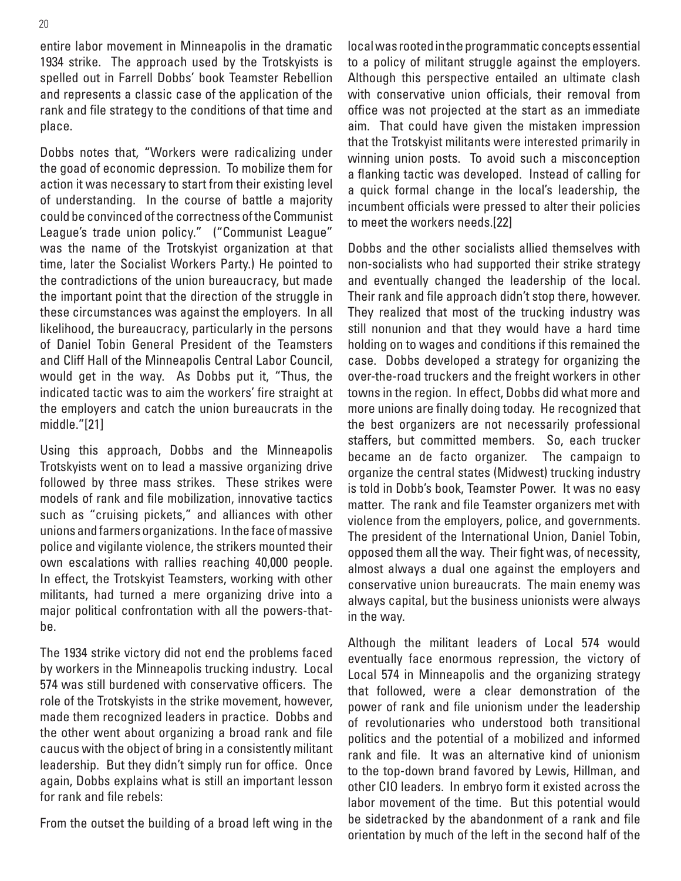entire labor movement in Minneapolis in the dramatic 1934 strike. The approach used by the Trotskyists is spelled out in Farrell Dobbs' book Teamster Rebellion and represents a classic case of the application of the rank and file strategy to the conditions of that time and place.

Dobbs notes that, "Workers were radicalizing under the goad of economic depression. To mobilize them for action it was necessary to start from their existing level of understanding. In the course of battle a majority could be convinced of the correctness of the Communist League's trade union policy." ("Communist League" was the name of the Trotskyist organization at that time, later the Socialist Workers Party.) He pointed to the contradictions of the union bureaucracy, but made the important point that the direction of the struggle in these circumstances was against the employers. In all likelihood, the bureaucracy, particularly in the persons of Daniel Tobin General President of the Teamsters and Cliff Hall of the Minneapolis Central Labor Council, would get in the way. As Dobbs put it, "Thus, the indicated tactic was to aim the workers' fire straight at the employers and catch the union bureaucrats in the middle."[21]

Using this approach, Dobbs and the Minneapolis Trotskyists went on to lead a massive organizing drive followed by three mass strikes. These strikes were models of rank and file mobilization, innovative tactics such as "cruising pickets," and alliances with other unions and farmers organizations. In the face of massive police and vigilante violence, the strikers mounted their own escalations with rallies reaching 40,000 people. In effect, the Trotskyist Teamsters, working with other militants, had turned a mere organizing drive into a major political confrontation with all the powers-that-be.

The 1934 strike victory did not end the problems faced by workers in the Minneapolis trucking industry. Local 574 was still burdened with conservative officers. The role of the Trotskyists in the strike movement, however, made them recognized leaders in practice. Dobbs and the other went about organizing a broad rank and file caucus with the object of bring in a consistently militant leadership. But they didn't simply run for office. Once again, Dobbs explains what is still an important lesson for rank and file rebels:

From the outset the building of a broad left wing in the local was rooted in the programmatic concepts essential to a policy of militant struggle against the employers. Although this perspective entailed an ultimate clash with conservative union officials, their removal from office was not projected at the start as an immediate aim. That could have given the mistaken impression that the Trotskyist militants were interested primarily in winning union posts. To avoid such a misconception a flanking tactic was developed. Instead of calling for a quick formal change in the local's leadership, the incumbent officials were pressed to alter their policies to meet the workers needs.[22]

Dobbs and the other socialists allied themselves with non-socialists who had supported their strike strategy and eventually changed the leadership of the local. Their rank and file approach didn't stop there, however. They realized that most of the trucking industry was still nonunion and that they would have a hard time holding on to wages and conditions if this remained the case. Dobbs developed a strategy for organizing the over-the-road truckers and the freight workers in other towns in the region. In effect, Dobbs did what more and more unions are finally doing today. He recognized that the best organizers are not necessarily professional staffers, but committed members. So, each trucker became an de facto organizer. The campaign to organize the central states (Midwest) trucking industry is told in Dobb's book, Teamster Power. It was no easy matter. The rank and file Teamster organizers met with violence from the employers, police, and governments. The president of the International Union, Daniel Tobin, opposed them all the way. Their fight was, of necessity, almost always a dual one against the employers and conservative union bureaucrats. The main enemy was always capital, but the business unionists were always in the way.

Although the militant leaders of Local 574 would eventually face enormous repression, the victory of Local 574 in Minneapolis and the organizing strategy that followed, were a clear demonstration of the power of rank and file unionism under the leadership of revolutionaries who understood both transitional politics and the potential of a mobilized and informed rank and file. It was an alternative kind of unionism to the top-down brand favored by Lewis, Hillman, and other CIO leaders. In embryo form it existed across the labor movement of the time. But this potential would be sidetracked by the abandonment of a rank and file orientation by much of the left in the second half of the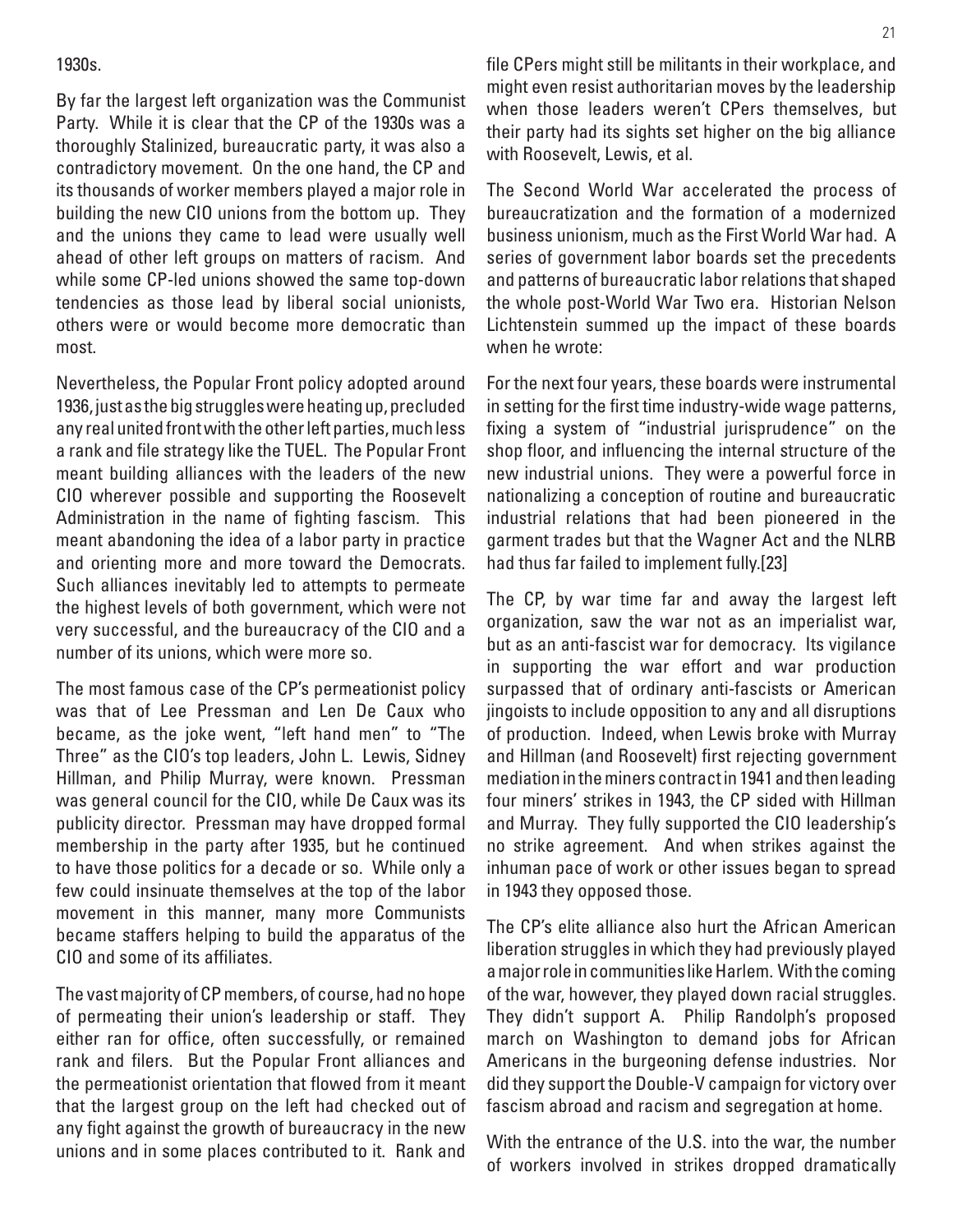1930s.

By far the largest left organization was the Communist Party. While it is clear that the CP of the 1930s was a thoroughly Stalinized, bureaucratic party, it was also a contradictory movement. On the one hand, the CP and its thousands of worker members played a major role in building the new CIO unions from the bottom up. They and the unions they came to lead were usually well ahead of other left groups on matters of racism. And while some CP-led unions showed the same top-down tendencies as those lead by liberal social unionists, others were or would become more democratic than most.

Nevertheless, the Popular Front policy adopted around 1936, just as the big struggles were heating up, precluded any real united front with the other left parties, much less a rank and file strategy like the TUEL. The Popular Front meant building alliances with the leaders of the new CIO wherever possible and supporting the Roosevelt Administration in the name of fighting fascism. This meant abandoning the idea of a labor party in practice and orienting more and more toward the Democrats. Such alliances inevitably led to attempts to permeate the highest levels of both government, which were not very successful, and the bureaucracy of the CIO and a number of its unions, which were more so.

The most famous case of the CP's permeationist policy was that of Lee Pressman and Len De Caux who became, as the joke went, "left hand men" to "The Three" as the CIO's top leaders, John L. Lewis, Sidney Hillman, and Philip Murray, were known. Pressman was general council for the CIO, while De Caux was its publicity director. Pressman may have dropped formal membership in the party after 1935, but he continued to have those politics for a decade or so. While only a few could insinuate themselves at the top of the labor movement in this manner, many more Communists became staffers helping to build the apparatus of the CIO and some of its affiliates.

The vast majority of CP members, of course, had no hope of permeating their union's leadership or staff. They either ran for office, often successfully, or remained rank and filers. But the Popular Front alliances and the permeationist orientation that flowed from it meant that the largest group on the left had checked out of any fight against the growth of bureaucracy in the new unions and in some places contributed to it. Rank and file CPers might still be militants in their workplace, and might even resist authoritarian moves by the leadership when those leaders weren't CPers themselves, but their party had its sights set higher on the big alliance with Roosevelt, Lewis, et al.

The Second World War accelerated the process of bureaucratization and the formation of a modernized business unionism, much as the First World War had. A series of government labor boards set the precedents and patterns of bureaucratic labor relations that shaped the whole post-World War Two era. Historian Nelson Lichtenstein summed up the impact of these boards when he wrote:

For the next four years, these boards were instrumental in setting for the first time industry-wide wage patterns, fixing a system of "industrial jurisprudence" on the shop floor, and influencing the internal structure of the new industrial unions. They were a powerful force in nationalizing a conception of routine and bureaucratic industrial relations that had been pioneered in the garment trades but that the Wagner Act and the NLRB had thus far failed to implement fully.[23]

The CP, by war time far and away the largest left organization, saw the war not as an imperialist war, but as an anti-fascist war for democracy. Its vigilance in supporting the war effort and war production surpassed that of ordinary anti-fascists or American jingoists to include opposition to any and all disruptions of production. Indeed, when Lewis broke with Murray and Hillman (and Roosevelt) first rejecting government mediation in the miners contract in 1941 and then leading four miners' strikes in 1943, the CP sided with Hillman and Murray. They fully supported the CIO leadership's no strike agreement. And when strikes against the inhuman pace of work or other issues began to spread in 1943 they opposed those.

The CP's elite alliance also hurt the African American liberation struggles in which they had previously played a major role in communities like Harlem. With the coming of the war, however, they played down racial struggles. They didn't support A. Philip Randolph's proposed march on Washington to demand jobs for African Americans in the burgeoning defense industries. Nor did they support the Double-V campaign for victory over fascism abroad and racism and segregation at home.

With the entrance of the U.S. into the war, the number of workers involved in strikes dropped dramatically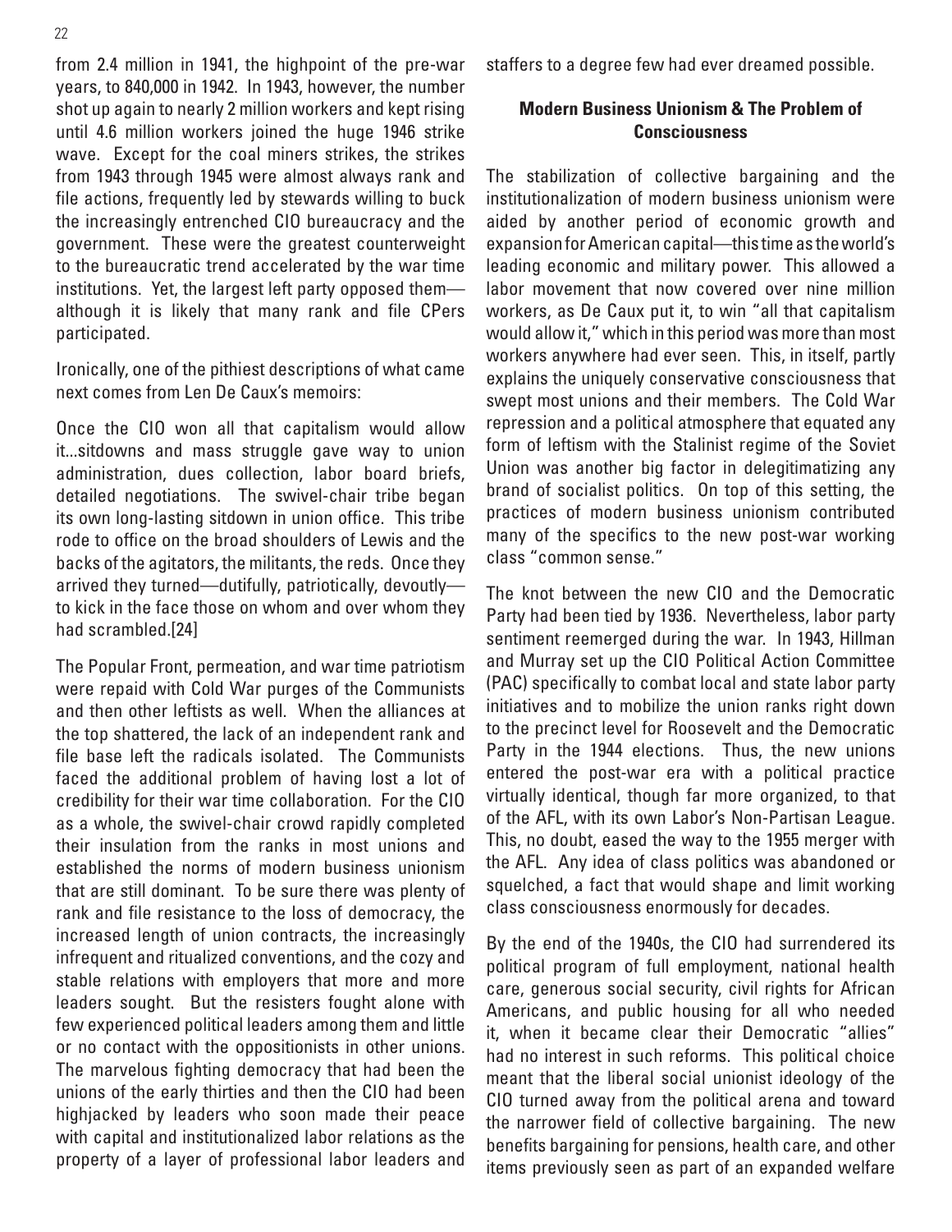from 2.4 million in 1941, the highpoint of the pre-war years, to 840,000 in 1942. In 1943, however, the number shot up again to nearly 2 million workers and kept rising until 4.6 million workers joined the huge 1946 strike wave. Except for the coal miners strikes, the strikes from 1943 through 1945 were almost always rank and file actions, frequently led by stewards willing to buck the increasingly entrenched CIO bureaucracy and the government. These were the greatest counterweight to the bureaucratic trend accelerated by the war time institutions. Yet, the largest left party opposed them—although it is likely that many rank and file CPers participated.

Ironically, one of the pithiest descriptions of what came next comes from Len De Caux's memoirs:

Once the CIO won all that capitalism would allow it...sitdowns and mass struggle gave way to union administration, dues collection, labor board briefs, detailed negotiations. The swivel-chair tribe began its own long-lasting sitdown in union office. This tribe rode to office on the broad shoulders of Lewis and the backs of the agitators, the militants, the reds. Once they arrived they turned—dutifully, patriotically, devoutly—to kick in the face those on whom and over whom they had scrambled.[24]

The Popular Front, permeation, and war time patriotism were repaid with Cold War purges of the Communists and then other leftists as well. When the alliances at the top shattered, the lack of an independent rank and file base left the radicals isolated. The Communists faced the additional problem of having lost a lot of credibility for their war time collaboration. For the CIO as a whole, the swivel-chair crowd rapidly completed their insulation from the ranks in most unions and established the norms of modern business unionism that are still dominant. To be sure there was plenty of rank and file resistance to the loss of democracy, the increased length of union contracts, the increasingly infrequent and ritualized conventions, and the cozy and stable relations with employers that more and more leaders sought. But the resisters fought alone with few experienced political leaders among them and little or no contact with the oppositionists in other unions. The marvelous fighting democracy that had been the unions of the early thirties and then the CIO had been highjacked by leaders who soon made their peace with capital and institutionalized labor relations as the property of a layer of professional labor leaders and staffers to a degree few had ever dreamed possible.

### Modern Business Unionism & The Problem of Consciousness

The stabilization of collective bargaining and the institutionalization of modern business unionism were aided by another period of economic growth and expansion for American capital—this time as the world's leading economic and military power. This allowed a labor movement that now covered over nine million workers, as De Caux put it, to win "all that capitalism would allow it," which in this period was more than most workers anywhere had ever seen. This, in itself, partly explains the uniquely conservative consciousness that swept most unions and their members. The Cold War repression and a political atmosphere that equated any form of leftism with the Stalinist regime of the Soviet Union was another big factor in delegitimatizing any brand of socialist politics. On top of this setting, the practices of modern business unionism contributed many of the specifics to the new post-war working class "common sense."

The knot between the new CIO and the Democratic Party had been tied by 1936. Nevertheless, labor party sentiment reemerged during the war. In 1943, Hillman and Murray set up the CIO Political Action Committee (PAC) specifically to combat local and state labor party initiatives and to mobilize the union ranks right down to the precinct level for Roosevelt and the Democratic Party in the 1944 elections. Thus, the new unions entered the post-war era with a political practice virtually identical, though far more organized, to that of the AFL, with its own Labor's Non-Partisan League. This, no doubt, eased the way to the 1955 merger with the AFL. Any idea of class politics was abandoned or squelched, a fact that would shape and limit working class consciousness enormously for decades.

By the end of the 1940s, the CIO had surrendered its political program of full employment, national health care, generous social security, civil rights for African Americans, and public housing for all who needed it, when it became clear their Democratic "allies" had no interest in such reforms. This political choice meant that the liberal social unionist ideology of the CIO turned away from the political arena and toward the narrower field of collective bargaining. The new benefits bargaining for pensions, health care, and other items previously seen as part of an expanded welfare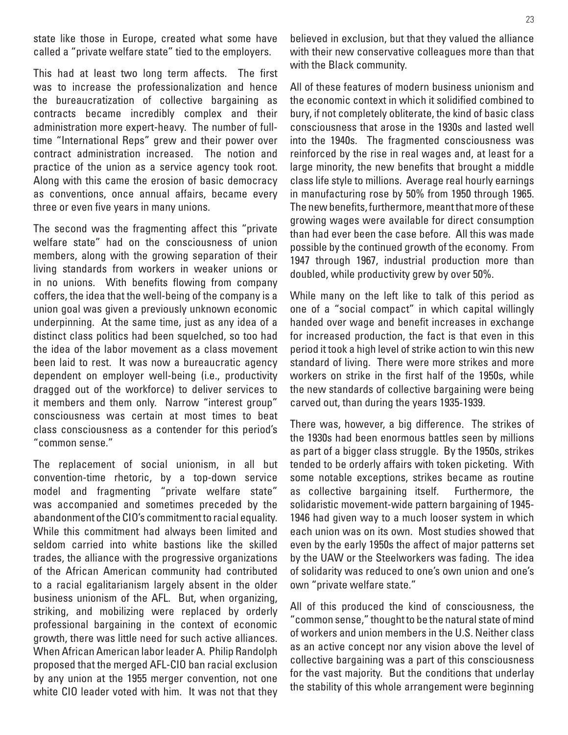state like those in Europe, created what some have called a "private welfare state" tied to the employers.

This had at least two long term affects. The first was to increase the professionalization and hence the bureaucratization of collective bargaining as contracts became incredibly complex and their administration more expert-heavy. The number of full-time "International Reps" grew and their power over contract administration increased. The notion and practice of the union as a service agency took root. Along with this came the erosion of basic democracy as conventions, once annual affairs, became every three or even five years in many unions.

The second was the fragmenting affect this "private welfare state" had on the consciousness of union members, along with the growing separation of their living standards from workers in weaker unions or in no unions. With benefits flowing from company coffers, the idea that the well-being of the company is a union goal was given a previously unknown economic underpinning. At the same time, just as any idea of a distinct class politics had been squelched, so too had the idea of the labor movement as a class movement been laid to rest. It was now a bureaucratic agency dependent on employer well-being (i.e., productivity dragged out of the workforce) to deliver services to it members and them only. Narrow "interest group" consciousness was certain at most times to beat class consciousness as a contender for this period's "common sense."

The replacement of social unionism, in all but convention-time rhetoric, by a top-down service model and fragmenting "private welfare state" was accompanied and sometimes preceded by the abandonment of the CIO's commitment to racial equality. While this commitment had always been limited and seldom carried into white bastions like the skilled trades, the alliance with the progressive organizations of the African American community had contributed to a racial egalitarianism largely absent in the older business unionism of the AFL. But, when organizing, striking, and mobilizing were replaced by orderly professional bargaining in the context of economic growth, there was little need for such active alliances. When African American labor leader A. Philip Randolph proposed that the merged AFL-CIO ban racial exclusion by any union at the 1955 merger convention, not one white CIO leader voted with him. It was not that they believed in exclusion, but that they valued the alliance with their new conservative colleagues more than that with the Black community.

All of these features of modern business unionism and the economic context in which it solidified combined to bury, if not completely obliterate, the kind of basic class consciousness that arose in the 1930s and lasted well into the 1940s. The fragmented consciousness was reinforced by the rise in real wages and, at least for a large minority, the new benefits that brought a middle class life style to millions. Average real hourly earnings in manufacturing rose by 50% from 1950 through 1965. The new benefits, furthermore, meant that more of these growing wages were available for direct consumption than had ever been the case before. All this was made possible by the continued growth of the economy. From 1947 through 1967, industrial production more than doubled, while productivity grew by over 50%.

While many on the left like to talk of this period as one of a "social compact" in which capital willingly handed over wage and benefit increases in exchange for increased production, the fact is that even in this period it took a high level of strike action to win this new standard of living. There were more strikes and more workers on strike in the first half of the 1950s, while the new standards of collective bargaining were being carved out, than during the years 1935-1939.

There was, however, a big difference. The strikes of the 1930s had been enormous battles seen by millions as part of a bigger class struggle. By the 1950s, strikes tended to be orderly affairs with token picketing. With some notable exceptions, strikes became as routine as collective bargaining itself. Furthermore, the solidaristic movement-wide pattern bargaining of 1945-1946 had given way to a much looser system in which each union was on its own. Most studies showed that even by the early 1950s the affect of major patterns set by the UAW or the Steelworkers was fading. The idea of solidarity was reduced to one's own union and one's own "private welfare state."

All of this produced the kind of consciousness, the "common sense," thought to be the natural state of mind of workers and union members in the U.S. Neither class as an active concept nor any vision above the level of collective bargaining was a part of this consciousness for the vast majority. But the conditions that underlay the stability of this whole arrangement were beginning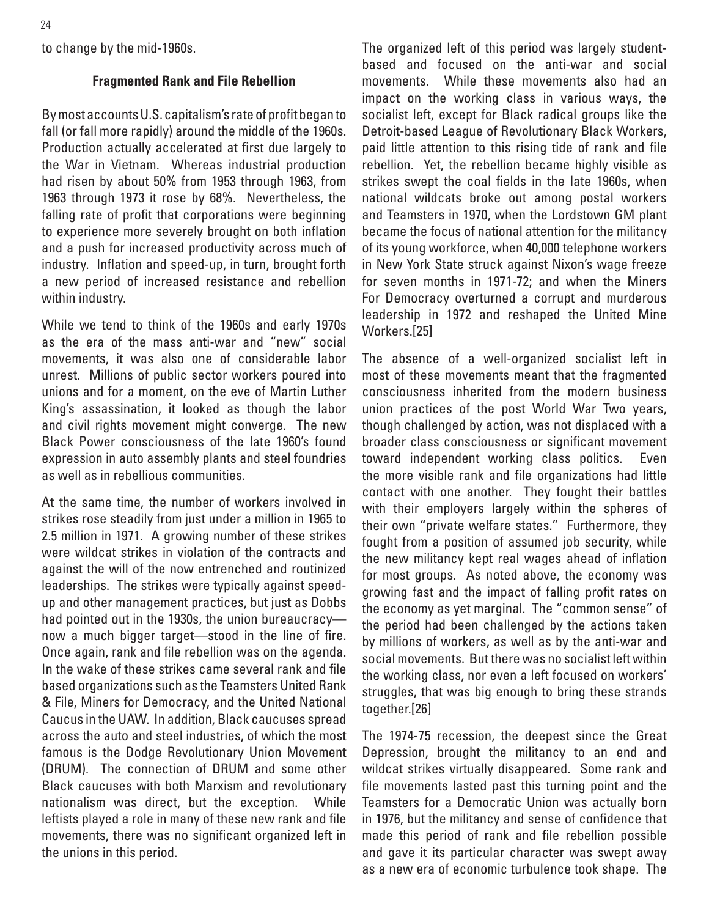to change by the mid-1960s.

### Fragmented Rank and File Rebellion

By most accounts U.S. capitalism's rate of profit began to fall (or fall more rapidly) around the middle of the 1960s. Production actually accelerated at first due largely to the War in Vietnam. Whereas industrial production had risen by about 50% from 1953 through 1963, from 1963 through 1973 it rose by 68%. Nevertheless, the falling rate of profit that corporations were beginning to experience more severely brought on both inflation and a push for increased productivity across much of industry. Inflation and speed-up, in turn, brought forth a new period of increased resistance and rebellion within industry.

While we tend to think of the 1960s and early 1970s as the era of the mass anti-war and "new" social movements, it was also one of considerable labor unrest. Millions of public sector workers poured into unions and for a moment, on the eve of Martin Luther King's assassination, it looked as though the labor and civil rights movement might converge. The new Black Power consciousness of the late 1960's found expression in auto assembly plants and steel foundries as well as in rebellious communities.

At the same time, the number of workers involved in strikes rose steadily from just under a million in 1965 to 2.5 million in 1971. A growing number of these strikes were wildcat strikes in violation of the contracts and against the will of the now entrenched and routinized leaderships. The strikes were typically against speed-up and other management practices, but just as Dobbs had pointed out in the 1930s, the union bureaucracy—now a much bigger target—stood in the line of fire. Once again, rank and file rebellion was on the agenda. In the wake of these strikes came several rank and file based organizations such as the Teamsters United Rank & File, Miners for Democracy, and the United National Caucus in the UAW. In addition, Black caucuses spread across the auto and steel industries, of which the most famous is the Dodge Revolutionary Union Movement (DRUM). The connection of DRUM and some other Black caucuses with both Marxism and revolutionary nationalism was direct, but the exception. While leftists played a role in many of these new rank and file movements, there was no significant organized left in the unions in this period.

The organized left of this period was largely student-based and focused on the anti-war and social movements. While these movements also had an impact on the working class in various ways, the socialist left, except for Black radical groups like the Detroit-based League of Revolutionary Black Workers, paid little attention to this rising tide of rank and file rebellion. Yet, the rebellion became highly visible as strikes swept the coal fields in the late 1960s, when national wildcats broke out among postal workers and Teamsters in 1970, when the Lordstown GM plant became the focus of national attention for the militancy of its young workforce, when 40,000 telephone workers in New York State struck against Nixon's wage freeze for seven months in 1971-72; and when the Miners For Democracy overturned a corrupt and murderous leadership in 1972 and reshaped the United Mine Workers.[25]

The absence of a well-organized socialist left in most of these movements meant that the fragmented consciousness inherited from the modern business union practices of the post World War Two years, though challenged by action, was not displaced with a broader class consciousness or significant movement toward independent working class politics. Even the more visible rank and file organizations had little contact with one another. They fought their battles with their employers largely within the spheres of their own "private welfare states." Furthermore, they fought from a position of assumed job security, while the new militancy kept real wages ahead of inflation for most groups. As noted above, the economy was growing fast and the impact of falling profit rates on the economy as yet marginal. The "common sense" of the period had been challenged by the actions taken by millions of workers, as well as by the anti-war and social movements. But there was no socialist left within the working class, nor even a left focused on workers' struggles, that was big enough to bring these strands together.[26]

The 1974-75 recession, the deepest since the Great Depression, brought the militancy to an end and wildcat strikes virtually disappeared. Some rank and file movements lasted past this turning point and the Teamsters for a Democratic Union was actually born in 1976, but the militancy and sense of confidence that made this period of rank and file rebellion possible and gave it its particular character was swept away as a new era of economic turbulence took shape. The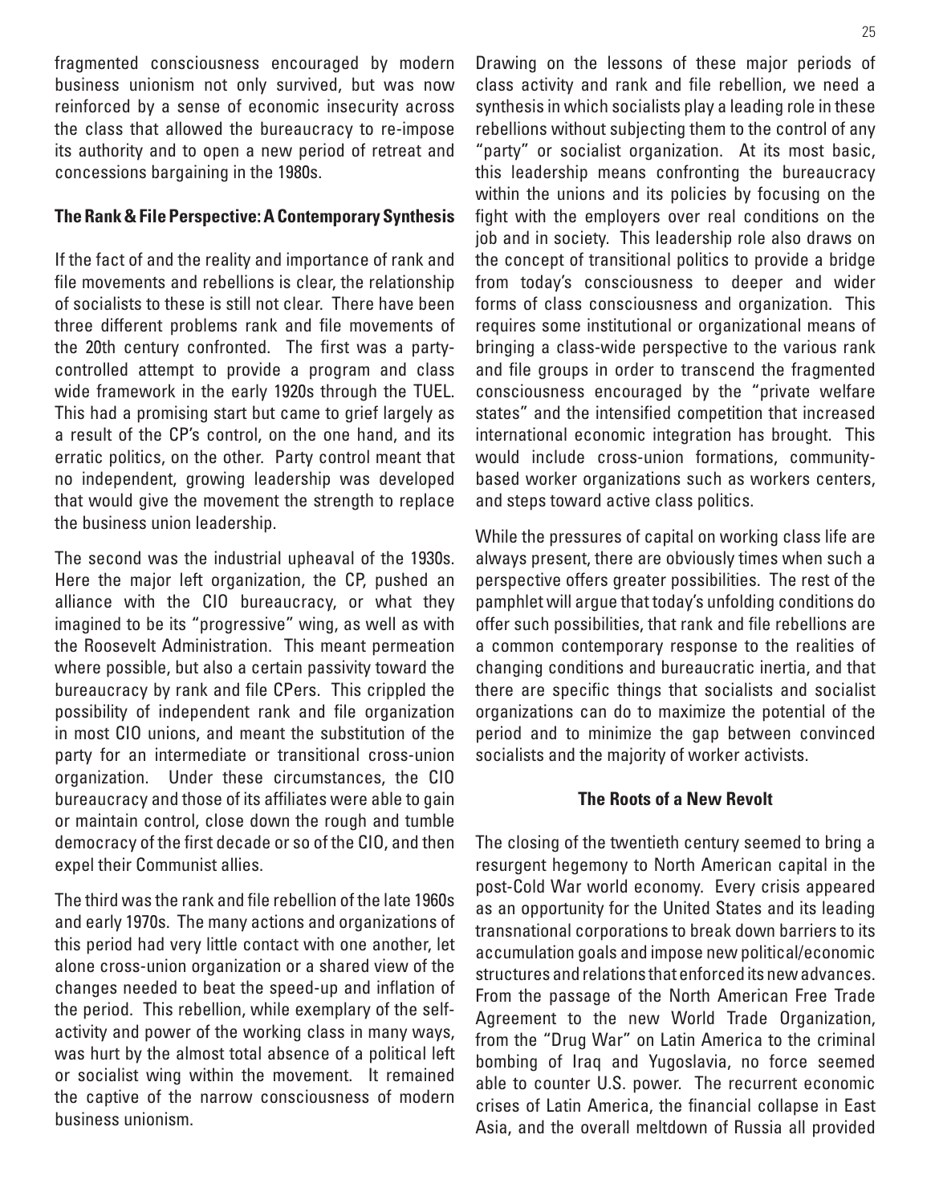fragmented consciousness encouraged by modern business unionism not only survived, but was now reinforced by a sense of economic insecurity across the class that allowed the bureaucracy to re-impose its authority and to open a new period of retreat and concessions bargaining in the 1980s.

### The Rank & File Perspective: A Contemporary Synthesis

If the fact of and the reality and importance of rank and file movements and rebellions is clear, the relationship of socialists to these is still not clear. There have been three different problems rank and file movements of the 20th century confronted. The first was a party-controlled attempt to provide a program and class wide framework in the early 1920s through the TUEL. This had a promising start but came to grief largely as a result of the CP's control, on the one hand, and its erratic politics, on the other. Party control meant that no independent, growing leadership was developed that would give the movement the strength to replace the business union leadership.

The second was the industrial upheaval of the 1930s. Here the major left organization, the CP, pushed an alliance with the CIO bureaucracy, or what they imagined to be its "progressive" wing, as well as with the Roosevelt Administration. This meant permeation where possible, but also a certain passivity toward the bureaucracy by rank and file CPers. This crippled the possibility of independent rank and file organization in most CIO unions, and meant the substitution of the party for an intermediate or transitional cross-union organization. Under these circumstances, the CIO bureaucracy and those of its affiliates were able to gain or maintain control, close down the rough and tumble democracy of the first decade or so of the CIO, and then expel their Communist allies.

The third was the rank and file rebellion of the late 1960s and early 1970s. The many actions and organizations of this period had very little contact with one another, let alone cross-union organization or a shared view of the changes needed to beat the speed-up and inflation of the period. This rebellion, while exemplary of the self-activity and power of the working class in many ways, was hurt by the almost total absence of a political left or socialist wing within the movement. It remained the captive of the narrow consciousness of modern business unionism.

Drawing on the lessons of these major periods of class activity and rank and file rebellion, we need a synthesis in which socialists play a leading role in these rebellions without subjecting them to the control of any "party" or socialist organization. At its most basic, this leadership means confronting the bureaucracy within the unions and its policies by focusing on the fight with the employers over real conditions on the job and in society. This leadership role also draws on the concept of transitional politics to provide a bridge from today's consciousness to deeper and wider forms of class consciousness and organization. This requires some institutional or organizational means of bringing a class-wide perspective to the various rank and file groups in order to transcend the fragmented consciousness encouraged by the "private welfare states" and the intensified competition that increased international economic integration has brought. This would include cross-union formations, community-based worker organizations such as workers centers, and steps toward active class politics.

While the pressures of capital on working class life are always present, there are obviously times when such a perspective offers greater possibilities. The rest of the pamphlet will argue that today's unfolding conditions do offer such possibilities, that rank and file rebellions are a common contemporary response to the realities of changing conditions and bureaucratic inertia, and that there are specific things that socialists and socialist organizations can do to maximize the potential of the period and to minimize the gap between convinced socialists and the majority of worker activists.

### The Roots of a New Revolt

The closing of the twentieth century seemed to bring a resurgent hegemony to North American capital in the post-Cold War world economy. Every crisis appeared as an opportunity for the United States and its leading transnational corporations to break down barriers to its accumulation goals and impose new political/economic structures and relations that enforced its new advances. From the passage of the North American Free Trade Agreement to the new World Trade Organization, from the "Drug War" on Latin America to the criminal bombing of Iraq and Yugoslavia, no force seemed able to counter U.S. power. The recurrent economic crises of Latin America, the financial collapse in East Asia, and the overall meltdown of Russia all provided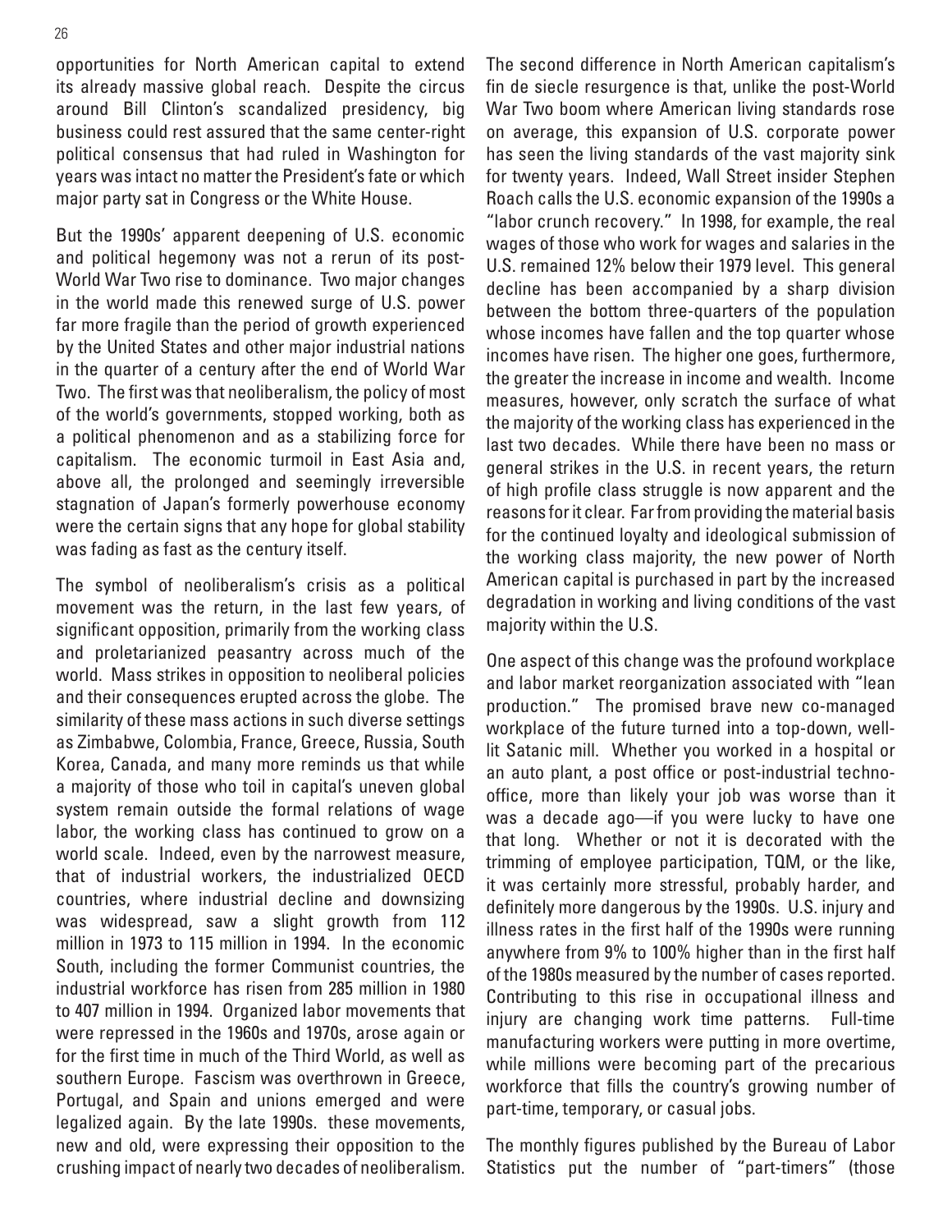opportunities for North American capital to extend its already massive global reach. Despite the circus around Bill Clinton's scandalized presidency, big business could rest assured that the same center-right political consensus that had ruled in Washington for years was intact no matter the President's fate or which major party sat in Congress or the White House.

But the 1990s' apparent deepening of U.S. economic and political hegemony was not a rerun of its post-World War Two rise to dominance. Two major changes in the world made this renewed surge of U.S. power far more fragile than the period of growth experienced by the United States and other major industrial nations in the quarter of a century after the end of World War Two. The first was that neoliberalism, the policy of most of the world's governments, stopped working, both as a political phenomenon and as a stabilizing force for capitalism. The economic turmoil in East Asia and, above all, the prolonged and seemingly irreversible stagnation of Japan's formerly powerhouse economy were the certain signs that any hope for global stability was fading as fast as the century itself.

The symbol of neoliberalism's crisis as a political movement was the return, in the last few years, of significant opposition, primarily from the working class and proletarianized peasantry across much of the world. Mass strikes in opposition to neoliberal policies and their consequences erupted across the globe. The similarity of these mass actions in such diverse settings as Zimbabwe, Colombia, France, Greece, Russia, South Korea, Canada, and many more reminds us that while a majority of those who toil in capital's uneven global system remain outside the formal relations of wage labor, the working class has continued to grow on a world scale. Indeed, even by the narrowest measure, that of industrial workers, the industrialized OECD countries, where industrial decline and downsizing was widespread, saw a slight growth from 112 million in 1973 to 115 million in 1994. In the economic South, including the former Communist countries, the industrial workforce has risen from 285 million in 1980 to 407 million in 1994. Organized labor movements that were repressed in the 1960s and 1970s, arose again or for the first time in much of the Third World, as well as southern Europe. Fascism was overthrown in Greece, Portugal, and Spain and unions emerged and were legalized again. By the late 1990s. these movements, new and old, were expressing their opposition to the crushing impact of nearly two decades of neoliberalism.

The second difference in North American capitalism's fin de siecle resurgence is that, unlike the post-World War Two boom where American living standards rose on average, this expansion of U.S. corporate power has seen the living standards of the vast majority sink for twenty years. Indeed, Wall Street insider Stephen Roach calls the U.S. economic expansion of the 1990s a "labor crunch recovery." In 1998, for example, the real wages of those who work for wages and salaries in the U.S. remained 12% below their 1979 level. This general decline has been accompanied by a sharp division between the bottom three-quarters of the population whose incomes have fallen and the top quarter whose incomes have risen. The higher one goes, furthermore, the greater the increase in income and wealth. Income measures, however, only scratch the surface of what the majority of the working class has experienced in the last two decades. While there have been no mass or general strikes in the U.S. in recent years, the return of high profile class struggle is now apparent and the reasons for it clear. Far from providing the material basis for the continued loyalty and ideological submission of the working class majority, the new power of North American capital is purchased in part by the increased degradation in working and living conditions of the vast majority within the U.S.

One aspect of this change was the profound workplace and labor market reorganization associated with "lean production." The promised brave new co-managed workplace of the future turned into a top-down, well-lit Satanic mill. Whether you worked in a hospital or an auto plant, a post office or post-industrial techno-office, more than likely your job was worse than it was a decade ago—if you were lucky to have one that long. Whether or not it is decorated with the trimming of employee participation, TQM, or the like, it was certainly more stressful, probably harder, and definitely more dangerous by the 1990s. U.S. injury and illness rates in the first half of the 1990s were running anywhere from 9% to 100% higher than in the first half of the 1980s measured by the number of cases reported. Contributing to this rise in occupational illness and injury are changing work time patterns. Full-time manufacturing workers were putting in more overtime, while millions were becoming part of the precarious workforce that fills the country's growing number of part-time, temporary, or casual jobs.

The monthly figures published by the Bureau of Labor Statistics put the number of "part-timers" (those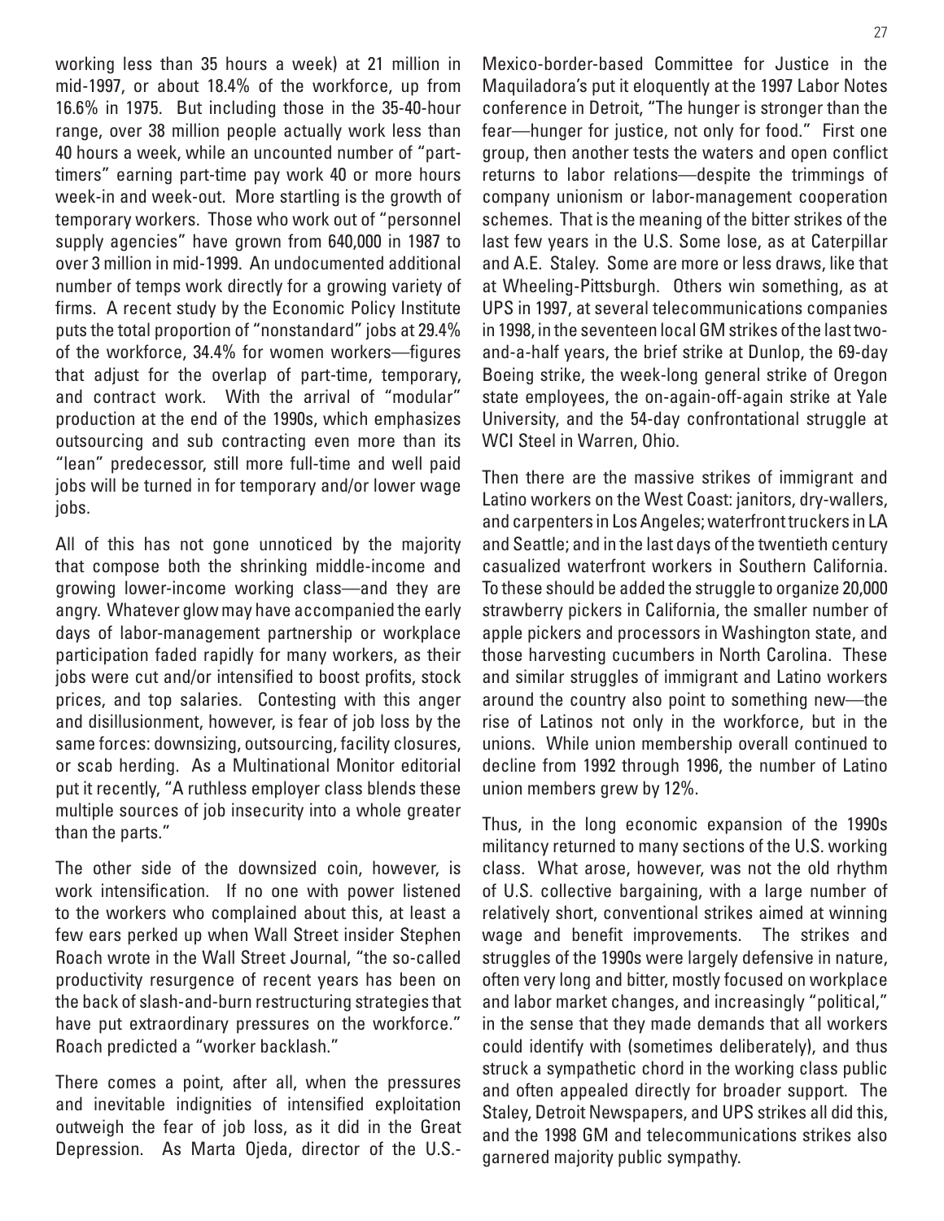working less than 35 hours a week) at 21 million in mid-1997, or about 18.4% of the workforce, up from 16.6% in 1975. But including those in the 35-40-hour range, over 38 million people actually work less than 40 hours a week, while an uncounted number of "part-timers" earning part-time pay work 40 or more hours week-in and week-out. More startling is the growth of temporary workers. Those who work out of "personnel supply agencies" have grown from 640,000 in 1987 to over 3 million in mid-1999. An undocumented additional number of temps work directly for a growing variety of firms. A recent study by the Economic Policy Institute puts the total proportion of "nonstandard" jobs at 29.4% of the workforce, 34.4% for women workers—figures that adjust for the overlap of part-time, temporary, and contract work. With the arrival of "modular" production at the end of the 1990s, which emphasizes outsourcing and sub contracting even more than its "lean" predecessor, still more full-time and well paid jobs will be turned in for temporary and/or lower wage jobs.

All of this has not gone unnoticed by the majority that compose both the shrinking middle-income and growing lower-income working class—and they are angry. Whatever glow may have accompanied the early days of labor-management partnership or workplace participation faded rapidly for many workers, as their jobs were cut and/or intensified to boost profits, stock prices, and top salaries. Contesting with this anger and disillusionment, however, is fear of job loss by the same forces: downsizing, outsourcing, facility closures, or scab herding. As a Multinational Monitor editorial put it recently, "A ruthless employer class blends these multiple sources of job insecurity into a whole greater than the parts."

The other side of the downsized coin, however, is work intensification. If no one with power listened to the workers who complained about this, at least a few ears perked up when Wall Street insider Stephen Roach wrote in the Wall Street Journal, "the so-called productivity resurgence of recent years has been on the back of slash-and-burn restructuring strategies that have put extraordinary pressures on the workforce." Roach predicted a "worker backlash."

There comes a point, after all, when the pressures and inevitable indignities of intensified exploitation outweigh the fear of job loss, as it did in the Great Depression. As Marta Ojeda, director of the U.S.-Mexico-border-based Committee for Justice in the Maquiladora's put it eloquently at the 1997 Labor Notes conference in Detroit, "The hunger is stronger than the fear—hunger for justice, not only for food." First one group, then another tests the waters and open conflict returns to labor relations—despite the trimmings of company unionism or labor-management cooperation schemes. That is the meaning of the bitter strikes of the last few years in the U.S. Some lose, as at Caterpillar and A.E. Staley. Some are more or less draws, like that at Wheeling-Pittsburgh. Others win something, as at UPS in 1997, at several telecommunications companies in 1998, in the seventeen local GM strikes of the last two-and-a-half years, the brief strike at Dunlop, the 69-day Boeing strike, the week-long general strike of Oregon state employees, the on-again-off-again strike at Yale University, and the 54-day confrontational struggle at WCI Steel in Warren, Ohio.

Then there are the massive strikes of immigrant and Latino workers on the West Coast: janitors, dry-wallers, and carpenters in Los Angeles; waterfront truckers in LA and Seattle; and in the last days of the twentieth century casualized waterfront workers in Southern California. To these should be added the struggle to organize 20,000 strawberry pickers in California, the smaller number of apple pickers and processors in Washington state, and those harvesting cucumbers in North Carolina. These and similar struggles of immigrant and Latino workers around the country also point to something new—the rise of Latinos not only in the workforce, but in the unions. While union membership overall continued to decline from 1992 through 1996, the number of Latino union members grew by 12%.

Thus, in the long economic expansion of the 1990s militancy returned to many sections of the U.S. working class. What arose, however, was not the old rhythm of U.S. collective bargaining, with a large number of relatively short, conventional strikes aimed at winning wage and benefit improvements. The strikes and struggles of the 1990s were largely defensive in nature, often very long and bitter, mostly focused on workplace and labor market changes, and increasingly "political," in the sense that they made demands that all workers could identify with (sometimes deliberately), and thus struck a sympathetic chord in the working class public and often appealed directly for broader support. The Staley, Detroit Newspapers, and UPS strikes all did this, and the 1998 GM and telecommunications strikes also garnered majority public sympathy.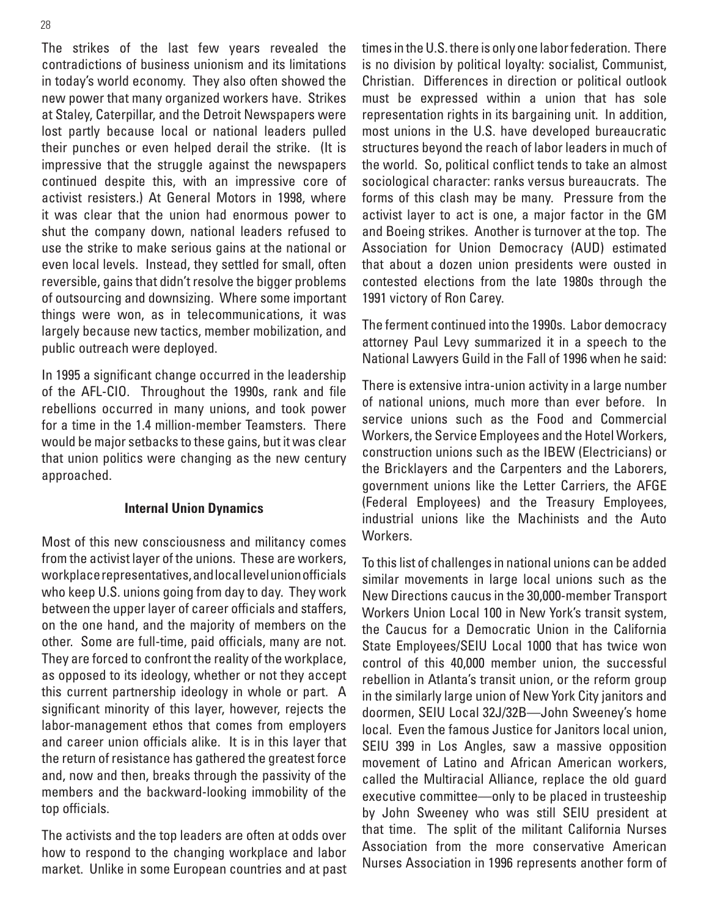The strikes of the last few years revealed the contradictions of business unionism and its limitations in today's world economy. They also often showed the new power that many organized workers have. Strikes at Staley, Caterpillar, and the Detroit Newspapers were lost partly because local or national leaders pulled their punches or even helped derail the strike. (It is impressive that the struggle against the newspapers continued despite this, with an impressive core of activist resisters.) At General Motors in 1998, where it was clear that the union had enormous power to shut the company down, national leaders refused to use the strike to make serious gains at the national or even local levels. Instead, they settled for small, often reversible, gains that didn't resolve the bigger problems of outsourcing and downsizing. Where some important things were won, as in telecommunications, it was largely because new tactics, member mobilization, and public outreach were deployed.

In 1995 a significant change occurred in the leadership of the AFL-CIO. Throughout the 1990s, rank and file rebellions occurred in many unions, and took power for a time in the 1.4 million-member Teamsters. There would be major setbacks to these gains, but it was clear that union politics were changing as the new century approached.

### Internal Union Dynamics

Most of this new consciousness and militancy comes from the activist layer of the unions. These are workers, workplace representatives, and local level union officials who keep U.S. unions going from day to day. They work between the upper layer of career officials and staffers, on the one hand, and the majority of members on the other. Some are full-time, paid officials, many are not. They are forced to confront the reality of the workplace, as opposed to its ideology, whether or not they accept this current partnership ideology in whole or part. A significant minority of this layer, however, rejects the labor-management ethos that comes from employers and career union officials alike. It is in this layer that the return of resistance has gathered the greatest force and, now and then, breaks through the passivity of the members and the backward-looking immobility of the top officials.

The activists and the top leaders are often at odds over how to respond to the changing workplace and labor market. Unlike in some European countries and at past times in the U.S. there is only one labor federation. There is no division by political loyalty: socialist, Communist, Christian. Differences in direction or political outlook must be expressed within a union that has sole representation rights in its bargaining unit. In addition, most unions in the U.S. have developed bureaucratic structures beyond the reach of labor leaders in much of the world. So, political conflict tends to take an almost sociological character: ranks versus bureaucrats. The forms of this clash may be many. Pressure from the activist layer to act is one, a major factor in the GM and Boeing strikes. Another is turnover at the top. The Association for Union Democracy (AUD) estimated that about a dozen union presidents were ousted in contested elections from the late 1980s through the 1991 victory of Ron Carey.

The ferment continued into the 1990s. Labor democracy attorney Paul Levy summarized it in a speech to the National Lawyers Guild in the Fall of 1996 when he said:

There is extensive intra-union activity in a large number of national unions, much more than ever before. In service unions such as the Food and Commercial Workers, the Service Employees and the Hotel Workers, construction unions such as the IBEW (Electricians) or the Bricklayers and the Carpenters and the Laborers, government unions like the Letter Carriers, the AFGE (Federal Employees) and the Treasury Employees, industrial unions like the Machinists and the Auto Workers.

To this list of challenges in national unions can be added similar movements in large local unions such as the New Directions caucus in the 30,000-member Transport Workers Union Local 100 in New York's transit system, the Caucus for a Democratic Union in the California State Employees/SEIU Local 1000 that has twice won control of this 40,000 member union, the successful rebellion in Atlanta's transit union, or the reform group in the similarly large union of New York City janitors and doormen, SEIU Local 32J/32B—John Sweeney's home local. Even the famous Justice for Janitors local union, SEIU 399 in Los Angles, saw a massive opposition movement of Latino and African American workers, called the Multiracial Alliance, replace the old guard executive committee—only to be placed in trusteeship by John Sweeney who was still SEIU president at that time. The split of the militant California Nurses Association from the more conservative American Nurses Association in 1996 represents another form of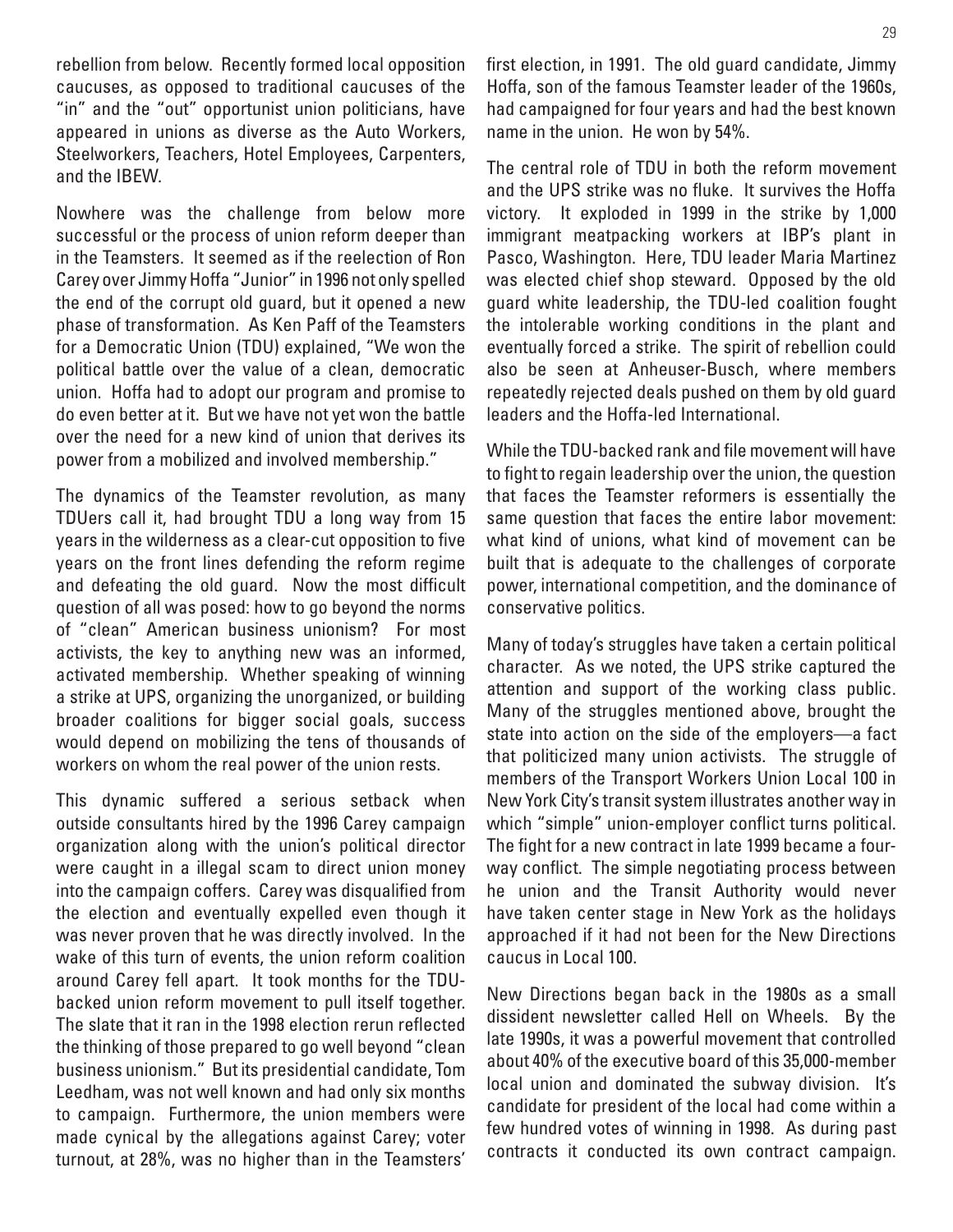rebellion from below. Recently formed local opposition caucuses, as opposed to traditional caucuses of the "in" and the "out" opportunist union politicians, have appeared in unions as diverse as the Auto Workers, Steelworkers, Teachers, Hotel Employees, Carpenters, and the IBEW.

Nowhere was the challenge from below more successful or the process of union reform deeper than in the Teamsters. It seemed as if the reelection of Ron Carey over Jimmy Hoffa "Junior" in 1996 not only spelled the end of the corrupt old guard, but it opened a new phase of transformation. As Ken Paff of the Teamsters for a Democratic Union (TDU) explained, "We won the political battle over the value of a clean, democratic union. Hoffa had to adopt our program and promise to do even better at it. But we have not yet won the battle over the need for a new kind of union that derives its power from a mobilized and involved membership."

The dynamics of the Teamster revolution, as many TDUers call it, had brought TDU a long way from 15 years in the wilderness as a clear-cut opposition to five years on the front lines defending the reform regime and defeating the old guard. Now the most difficult question of all was posed: how to go beyond the norms of "clean" American business unionism? For most activists, the key to anything new was an informed, activated membership. Whether speaking of winning a strike at UPS, organizing the unorganized, or building broader coalitions for bigger social goals, success would depend on mobilizing the tens of thousands of workers on whom the real power of the union rests.

This dynamic suffered a serious setback when outside consultants hired by the 1996 Carey campaign organization along with the union's political director were caught in a illegal scam to direct union money into the campaign coffers. Carey was disqualified from the election and eventually expelled even though it was never proven that he was directly involved. In the wake of this turn of events, the union reform coalition around Carey fell apart. It took months for the TDU-backed union reform movement to pull itself together. The slate that it ran in the 1998 election rerun reflected the thinking of those prepared to go well beyond "clean business unionism." But its presidential candidate, Tom Leedham, was not well known and had only six months to campaign. Furthermore, the union members were made cynical by the allegations against Carey; voter turnout, at 28%, was no higher than in the Teamsters' first election, in 1991. The old guard candidate, Jimmy Hoffa, son of the famous Teamster leader of the 1960s, had campaigned for four years and had the best known name in the union. He won by 54%.

The central role of TDU in both the reform movement and the UPS strike was no fluke. It survives the Hoffa victory. It exploded in 1999 in the strike by 1,000 immigrant meatpacking workers at IBP's plant in Pasco, Washington. Here, TDU leader Maria Martinez was elected chief shop steward. Opposed by the old guard white leadership, the TDU-led coalition fought the intolerable working conditions in the plant and eventually forced a strike. The spirit of rebellion could also be seen at Anheuser-Busch, where members repeatedly rejected deals pushed on them by old guard leaders and the Hoffa-led International.

While the TDU-backed rank and file movement will have to fight to regain leadership over the union, the question that faces the Teamster reformers is essentially the same question that faces the entire labor movement: what kind of unions, what kind of movement can be built that is adequate to the challenges of corporate power, international competition, and the dominance of conservative politics.

Many of today's struggles have taken a certain political character. As we noted, the UPS strike captured the attention and support of the working class public. Many of the struggles mentioned above, brought the state into action on the side of the employers—a fact that politicized many union activists. The struggle of members of the Transport Workers Union Local 100 in New York City's transit system illustrates another way in which "simple" union-employer conflict turns political. The fight for a new contract in late 1999 became a four-way conflict. The simple negotiating process between he union and the Transit Authority would never have taken center stage in New York as the holidays approached if it had not been for the New Directions caucus in Local 100.

New Directions began back in the 1980s as a small dissident newsletter called Hell on Wheels. By the late 1990s, it was a powerful movement that controlled about 40% of the executive board of this 35,000-member local union and dominated the subway division. It's candidate for president of the local had come within a few hundred votes of winning in 1998. As during past contracts it conducted its own contract campaign.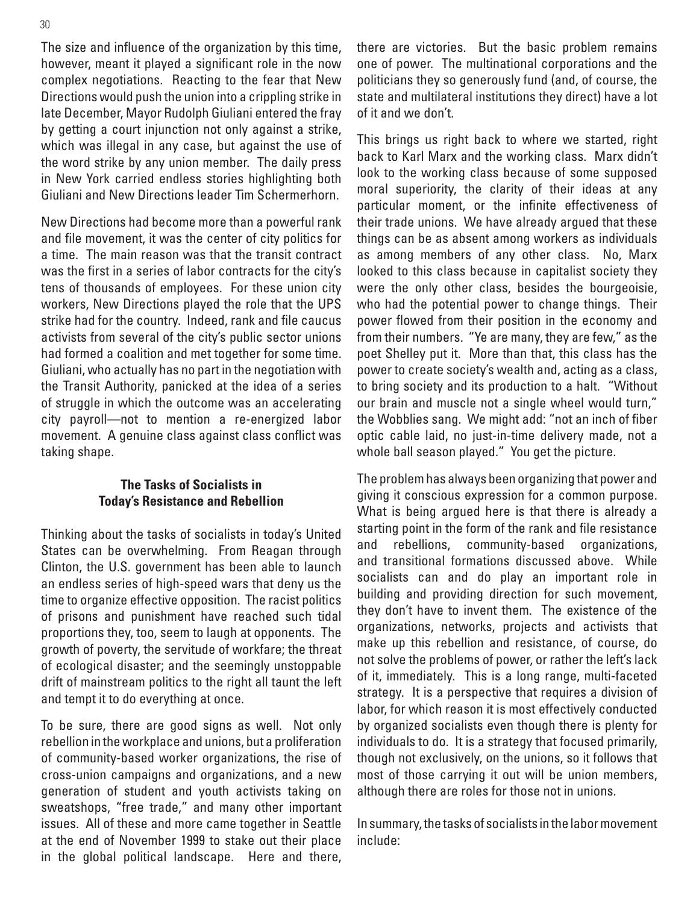The size and influence of the organization by this time, however, meant it played a significant role in the now complex negotiations. Reacting to the fear that New Directions would push the union into a crippling strike in late December, Mayor Rudolph Giuliani entered the fray by getting a court injunction not only against a strike, which was illegal in any case, but against the use of the word strike by any union member. The daily press in New York carried endless stories highlighting both Giuliani and New Directions leader Tim Schermerhorn.

New Directions had become more than a powerful rank and file movement, it was the center of city politics for a time. The main reason was that the transit contract was the first in a series of labor contracts for the city's tens of thousands of employees. For these union city workers, New Directions played the role that the UPS strike had for the country. Indeed, rank and file caucus activists from several of the city's public sector unions had formed a coalition and met together for some time. Giuliani, who actually has no part in the negotiation with the Transit Authority, panicked at the idea of a series of struggle in which the outcome was an accelerating city payroll—not to mention a re-energized labor movement. A genuine class against class conflict was taking shape.

### The Tasks of Socialists in Today's Resistance and Rebellion

Thinking about the tasks of socialists in today's United States can be overwhelming. From Reagan through Clinton, the U.S. government has been able to launch an endless series of high-speed wars that deny us the time to organize effective opposition. The racist politics of prisons and punishment have reached such tidal proportions they, too, seem to laugh at opponents. The growth of poverty, the servitude of workfare; the threat of ecological disaster; and the seemingly unstoppable drift of mainstream politics to the right all taunt the left and tempt it to do everything at once.

To be sure, there are good signs as well. Not only rebellion in the workplace and unions, but a proliferation of community-based worker organizations, the rise of cross-union campaigns and organizations, and a new generation of student and youth activists taking on sweatshops, "free trade," and many other important issues. All of these and more came together in Seattle at the end of November 1999 to stake out their place in the global political landscape. Here and there, there are victories. But the basic problem remains one of power. The multinational corporations and the politicians they so generously fund (and, of course, the state and multilateral institutions they direct) have a lot of it and we don't.

This brings us right back to where we started, right back to Karl Marx and the working class. Marx didn't look to the working class because of some supposed moral superiority, the clarity of their ideas at any particular moment, or the infinite effectiveness of their trade unions. We have already argued that these things can be as absent among workers as individuals as among members of any other class. No, Marx looked to this class because in capitalist society they were the only other class, besides the bourgeoisie, who had the potential power to change things. Their power flowed from their position in the economy and from their numbers. "Ye are many, they are few," as the poet Shelley put it. More than that, this class has the power to create society's wealth and, acting as a class, to bring society and its production to a halt. "Without our brain and muscle not a single wheel would turn," the Wobblies sang. We might add: "not an inch of fiber optic cable laid, no just-in-time delivery made, not a whole ball season played." You get the picture.

The problem has always been organizing that power and giving it conscious expression for a common purpose. What is being argued here is that there is already a starting point in the form of the rank and file resistance and rebellions, community-based organizations, and transitional formations discussed above. While socialists can and do play an important role in building and providing direction for such movement, they don't have to invent them. The existence of the organizations, networks, projects and activists that make up this rebellion and resistance, of course, do not solve the problems of power, or rather the left's lack of it, immediately. This is a long range, multi-faceted strategy. It is a perspective that requires a division of labor, for which reason it is most effectively conducted by organized socialists even though there is plenty for individuals to do. It is a strategy that focused primarily, though not exclusively, on the unions, so it follows that most of those carrying it out will be union members, although there are roles for those not in unions.

In summary, the tasks of socialists in the labor movement include: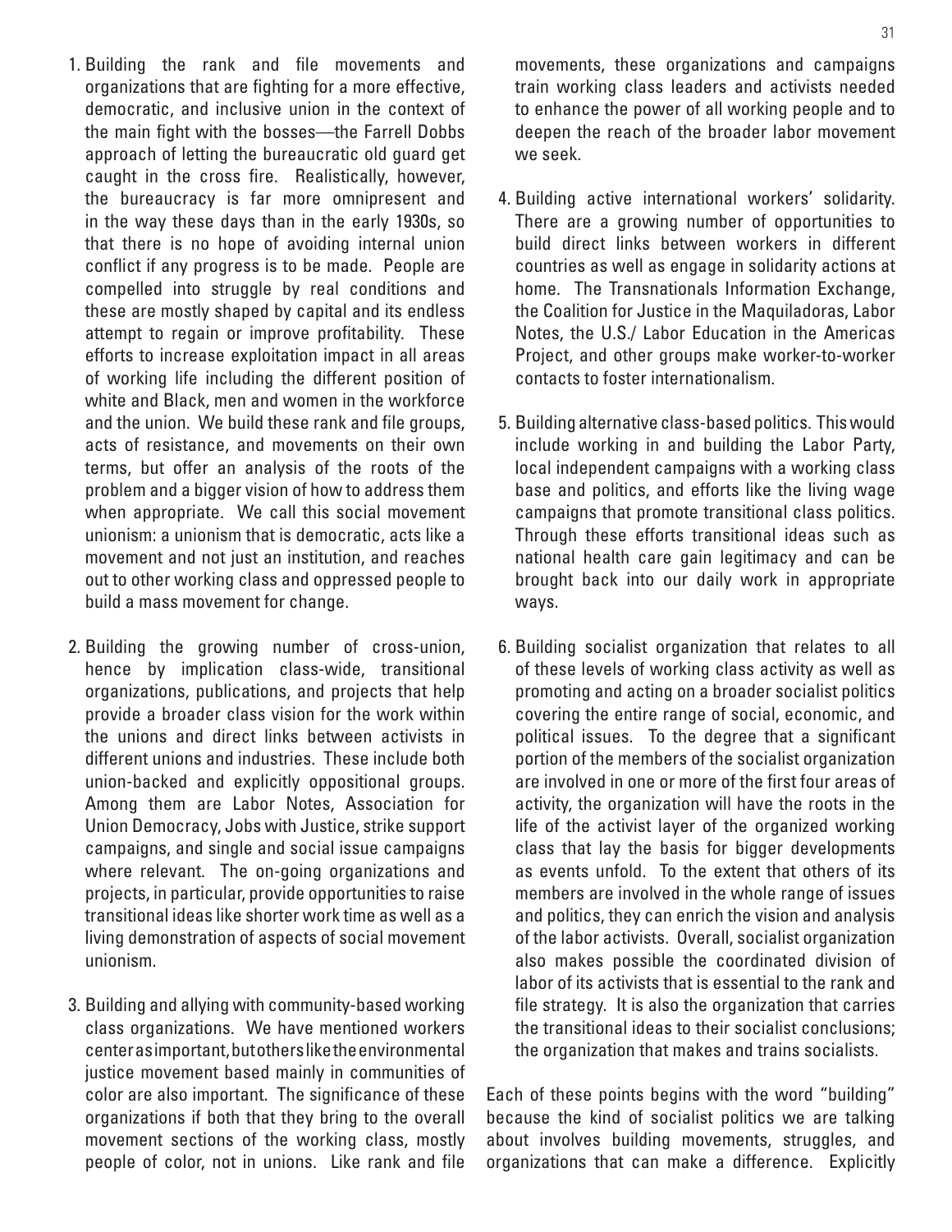1. Building the rank and file movements and organizations that are fighting for a more effective, democratic, and inclusive union in the context of the main fight with the bosses—the Farrell Dobbs approach of letting the bureaucratic old guard get caught in the cross fire. Realistically, however, the bureaucracy is far more omnipresent and in the way these days than in the early 1930s, so that there is no hope of avoiding internal union conflict if any progress is to be made. People are compelled into struggle by real conditions and these are mostly shaped by capital and its endless attempt to regain or improve profitability. These efforts to increase exploitation impact in all areas of working life including the different position of white and Black, men and women in the workforce and the union. We build these rank and file groups, acts of resistance, and movements on their own terms, but offer an analysis of the roots of the problem and a bigger vision of how to address them when appropriate. We call this social movement unionism: a unionism that is democratic, acts like a movement and not just an institution, and reaches out to other working class and oppressed people to build a mass movement for change.

2. Building the growing number of cross-union, hence by implication class-wide, transitional organizations, publications, and projects that help provide a broader class vision for the work within the unions and direct links between activists in different unions and industries. These include both union-backed and explicitly oppositional groups. Among them are Labor Notes, Association for Union Democracy, Jobs with Justice, strike support campaigns, and single and social issue campaigns where relevant. The on-going organizations and projects, in particular, provide opportunities to raise transitional ideas like shorter work time as well as a living demonstration of aspects of social movement unionism.

3. Building and allying with community-based working class organizations. We have mentioned workers center as important, but others like the environmental justice movement based mainly in communities of color are also important. The significance of these organizations if both that they bring to the overall movement sections of the working class, mostly people of color, not in unions. Like rank and file movements, these organizations and campaigns train working class leaders and activists needed to enhance the power of all working people and to deepen the reach of the broader labor movement we seek.

4. Building active international workers' solidarity. There are a growing number of opportunities to build direct links between workers in different countries as well as engage in solidarity actions at home. The Transnationals Information Exchange, the Coalition for Justice in the Maquiladoras, Labor Notes, the U.S./ Labor Education in the Americas Project, and other groups make worker-to-worker contacts to foster internationalism.

5. Building alternative class-based politics. This would include working in and building the Labor Party, local independent campaigns with a working class base and politics, and efforts like the living wage campaigns that promote transitional class politics. Through these efforts transitional ideas such as national health care gain legitimacy and can be brought back into our daily work in appropriate ways.

6. Building socialist organization that relates to all of these levels of working class activity as well as promoting and acting on a broader socialist politics covering the entire range of social, economic, and political issues. To the degree that a significant portion of the members of the socialist organization are involved in one or more of the first four areas of activity, the organization will have the roots in the life of the activist layer of the organized working class that lay the basis for bigger developments as events unfold. To the extent that others of its members are involved in the whole range of issues and politics, they can enrich the vision and analysis of the labor activists. Overall, socialist organization also makes possible the coordinated division of labor of its activists that is essential to the rank and file strategy. It is also the organization that carries the transitional ideas to their socialist conclusions; the organization that makes and trains socialists.

Each of these points begins with the word "building" because the kind of socialist politics we are talking about involves building movements, struggles, and organizations that can make a difference. Explicitly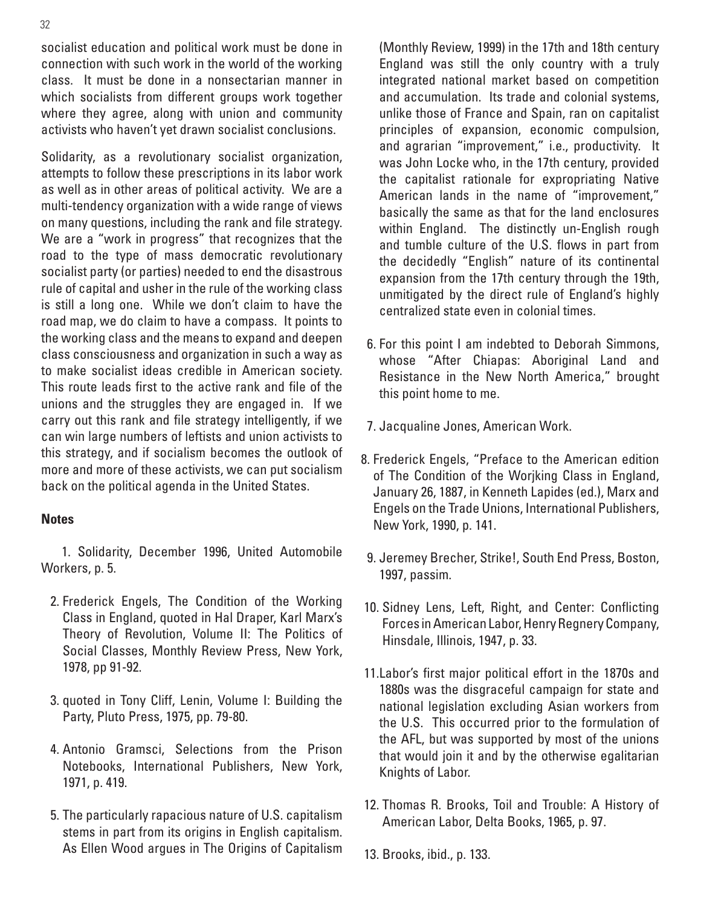socialist education and political work must be done in connection with such work in the world of the working class. It must be done in a nonsectarian manner in which socialists from different groups work together where they agree, along with union and community activists who haven't yet drawn socialist conclusions.

Solidarity, as a revolutionary socialist organization, attempts to follow these prescriptions in its labor work as well as in other areas of political activity. We are a multi-tendency organization with a wide range of views on many questions, including the rank and file strategy. We are a "work in progress" that recognizes that the road to the type of mass democratic revolutionary socialist party (or parties) needed to end the disastrous rule of capital and usher in the rule of the working class is still a long one. While we don't claim to have the road map, we do claim to have a compass. It points to the working class and the means to expand and deepen class consciousness and organization in such a way as to make socialist ideas credible in American society. This route leads first to the active rank and file of the unions and the struggles they are engaged in. If we carry out this rank and file strategy intelligently, if we can win large numbers of leftists and union activists to this strategy, and if socialism becomes the outlook of more and more of these activists, we can put socialism back on the political agenda in the United States.

**Notes**

1. Solidarity, December 1996, United Automobile Workers, p. 5.

2. Frederick Engels, The Condition of the Working Class in England, quoted in Hal Draper, Karl Marx's Theory of Revolution, Volume II: The Politics of Social Classes, Monthly Review Press, New York, 1978, pp 91-92.

3. quoted in Tony Cliff, Lenin, Volume I: Building the Party, Pluto Press, 1975, pp. 79-80.

4. Antonio Gramsci, Selections from the Prison Notebooks, International Publishers, New York, 1971, p. 419.

5. The particularly rapacious nature of U.S. capitalism stems in part from its origins in English capitalism. As Ellen Wood argues in The Origins of Capitalism (Monthly Review, 1999) in the 17th and 18th century England was still the only country with a truly integrated national market based on competition and accumulation. Its trade and colonial systems, unlike those of France and Spain, ran on capitalist principles of expansion, economic compulsion, and agrarian "improvement," i.e., productivity. It was John Locke who, in the 17th century, provided the capitalist rationale for expropriating Native American lands in the name of "improvement," basically the same as that for the land enclosures within England. The distinctly un-English rough and tumble culture of the U.S. flows in part from the decidedly "English" nature of its continental expansion from the 17th century through the 19th, unmitigated by the direct rule of England's highly centralized state even in colonial times.

6. For this point I am indebted to Deborah Simmons, whose "After Chiapas: Aboriginal Land and Resistance in the New North America," brought this point home to me.

7. Jacqualine Jones, American Work.

8. Frederick Engels, "Preface to the American edition of The Condition of the Worjking Class in England, January 26, 1887, in Kenneth Lapides (ed.), Marx and Engels on the Trade Unions, International Publishers, New York, 1990, p. 141.

9. Jeremey Brecher, Strike!, South End Press, Boston, 1997, passim.

10. Sidney Lens, Left, Right, and Center: Conflicting Forces in American Labor, Henry Regnery Company, Hinsdale, Illinois, 1947, p. 33.

11. Labor's first major political effort in the 1870s and 1880s was the disgraceful campaign for state and national legislation excluding Asian workers from the U.S. This occurred prior to the formulation of the AFL, but was supported by most of the unions that would join it and by the otherwise egalitarian Knights of Labor.

12. Thomas R. Brooks, Toil and Trouble: A History of American Labor, Delta Books, 1965, p. 97.

13. Brooks, ibid., p. 133.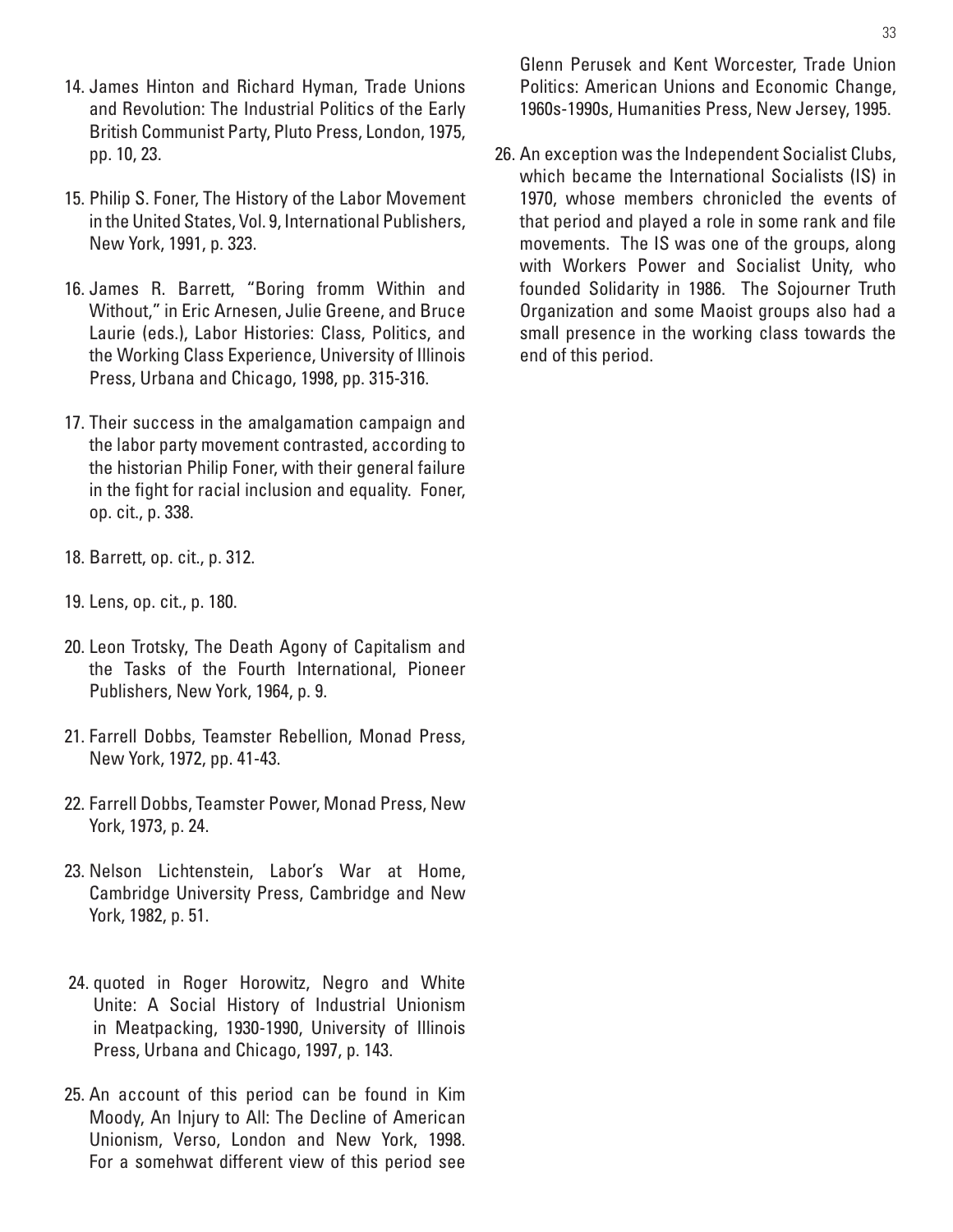14. James Hinton and Richard Hyman, Trade Unions and Revolution: The Industrial Politics of the Early British Communist Party, Pluto Press, London, 1975, pp. 10, 23.

15. Philip S. Foner, The History of the Labor Movement in the United States, Vol. 9, International Publishers, New York, 1991, p. 323.

16. James R. Barrett, "Boring fromm Within and Without," in Eric Arnesen, Julie Greene, and Bruce Laurie (eds.), Labor Histories: Class, Politics, and the Working Class Experience, University of Illinois Press, Urbana and Chicago, 1998, pp. 315-316.

17. Their success in the amalgamation campaign and the labor party movement contrasted, according to the historian Philip Foner, with their general failure in the fight for racial inclusion and equality. Foner, op. cit., p. 338.

18. Barrett, op. cit., p. 312.

19. Lens, op. cit., p. 180.

20. Leon Trotsky, The Death Agony of Capitalism and the Tasks of the Fourth International, Pioneer Publishers, New York, 1964, p. 9.

21. Farrell Dobbs, Teamster Rebellion, Monad Press, New York, 1972, pp. 41-43.

22. Farrell Dobbs, Teamster Power, Monad Press, New York, 1973, p. 24.

23. Nelson Lichtenstein, Labor's War at Home, Cambridge University Press, Cambridge and New York, 1982, p. 51.

24. quoted in Roger Horowitz, Negro and White Unite: A Social History of Industrial Unionism in Meatpacking, 1930-1990, University of Illinois Press, Urbana and Chicago, 1997, p. 143.

25. An account of this period can be found in Kim Moody, An Injury to All: The Decline of American Unionism, Verso, London and New York, 1998. For a somehwat different view of this period see Glenn Perusek and Kent Worcester, Trade Union Politics: American Unions and Economic Change, 1960s-1990s, Humanities Press, New Jersey, 1995.

26. An exception was the Independent Socialist Clubs, which became the International Socialists (IS) in 1970, whose members chronicled the events of that period and played a role in some rank and file movements. The IS was one of the groups, along with Workers Power and Socialist Unity, who founded Solidarity in 1986. The Sojourner Truth Organization and some Maoist groups also had a small presence in the working class towards the end of this period.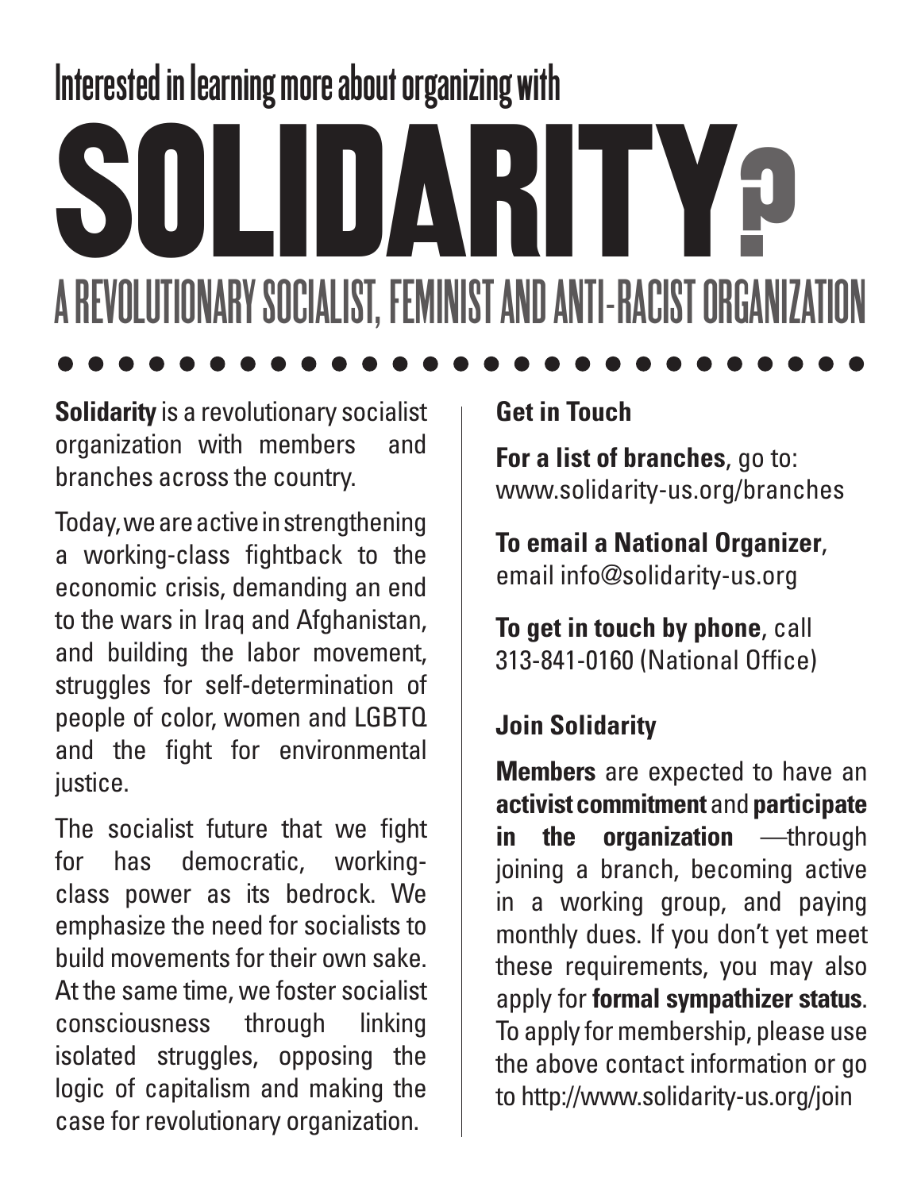Interested in learning more about organizing with

# SOLIDARITY?

## A REVOLUTIONARY SOCIALIST, FEMINIST AND ANTI-RACIST ORGANIZATION

**Solidarity** is a revolutionary socialist organization with members and branches across the country.

Today, we are active in strengthening a working-class fightback to the economic crisis, demanding an end to the wars in Iraq and Afghanistan, and building the labor movement, struggles for self-determination of people of color, women and LGBTQ and the fight for environmental justice.

The socialist future that we fight for has democratic, working-class power as its bedrock. We emphasize the need for socialists to build movements for their own sake. At the same time, we foster socialist consciousness through linking isolated struggles, opposing the logic of capitalism and making the case for revolutionary organization.

### Get in Touch

**For a list of branches**, go to: www.solidarity-us.org/branches

**To email a National Organizer**, email info@solidarity-us.org

**To get in touch by phone**, call 313-841-0160 (National Office)

### Join Solidarity

**Members** are expected to have an **activist commitment** and **participate in the organization** —through joining a branch, becoming active in a working group, and paying monthly dues. If you don't yet meet these requirements, you may also apply for **formal sympathizer status**. To apply for membership, please use the above contact information or go to http://www.solidarity-us.org/join